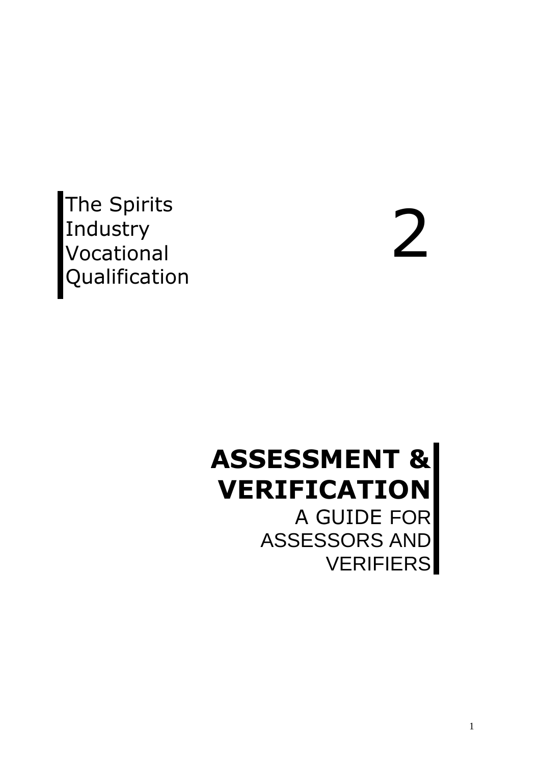The Spirits Industry Vocational Qualification

2

# ASSESSMENT & VERIFICATION

A GUIDE FOR ASSESSORS AND VERIFIERS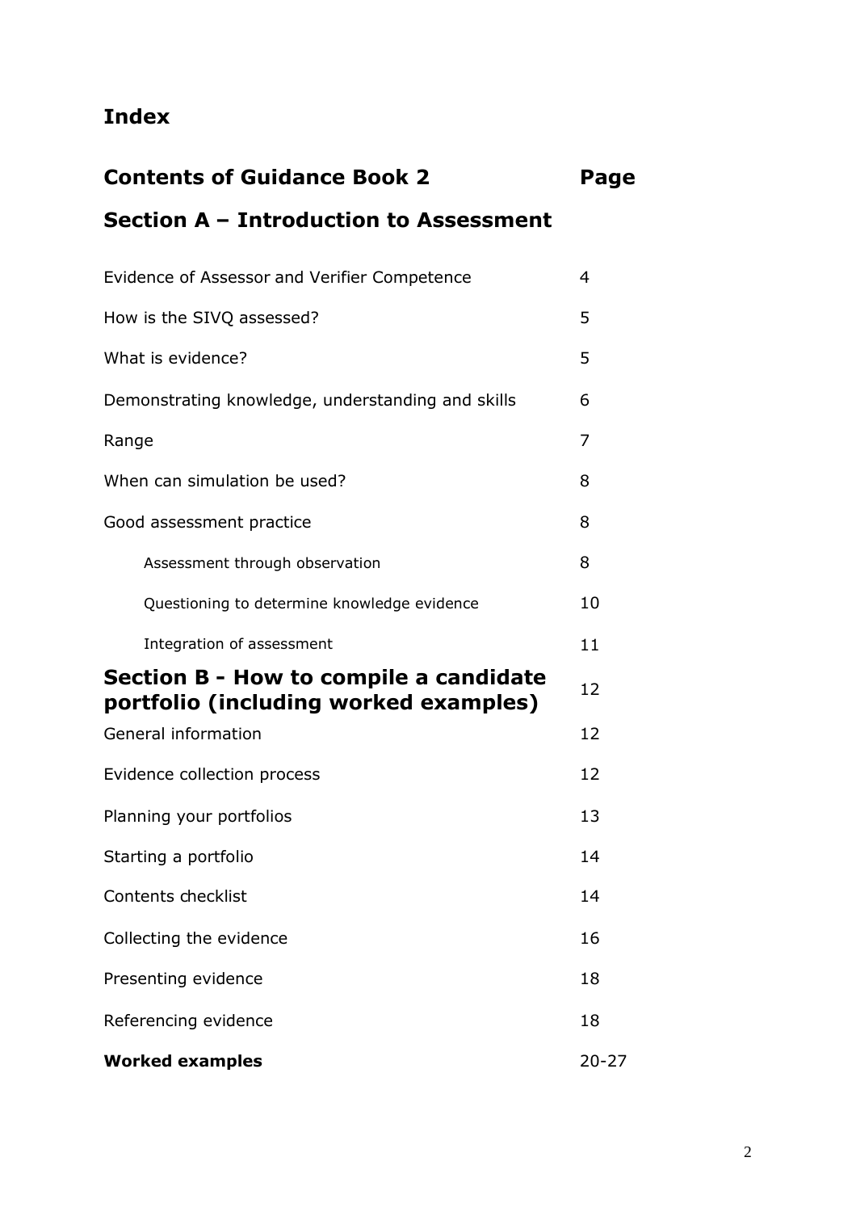# Index

## Contents of Guidance Book 2

| Contents of Guidance Book 2 | Page |
|---|---|
| **Section A – Introduction to Assessment** | |
| Evidence of Assessor and Verifier Competence | 4 |
| How is the SIVQ assessed? | 5 |
| What is evidence? | 5 |
| Demonstrating knowledge, understanding and skills | 6 |
| Range | 7 |
| When can simulation be used? | 8 |
| Good assessment practice | 8 |
| Assessment through observation | 8 |
| Questioning to determine knowledge evidence | 10 |
| Integration of assessment | 11 |
| **Section B - How to compile a candidate portfolio (including worked examples)** | 12 |
| General information | 12 |
| Evidence collection process | 12 |
| Planning your portfolios | 13 |
| Starting a portfolio | 14 |
| Contents checklist | 14 |
| Collecting the evidence | 16 |
| Presenting evidence | 18 |
| Referencing evidence | 18 |
| **Worked examples** | 20-27 |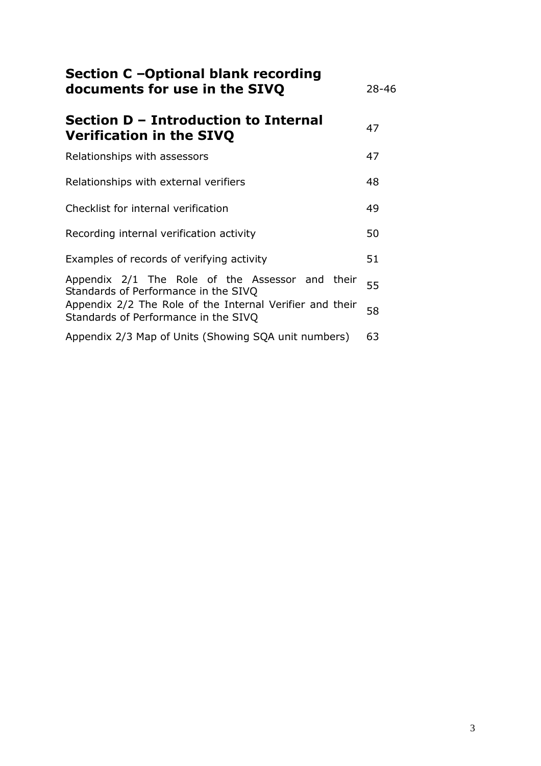| | |
|---|---|
| **Section C –Optional blank recording documents for use in the SIVQ** | 28-46 |
| **Section D – Introduction to Internal Verification in the SIVQ** | 47 |
| Relationships with assessors | 47 |
| Relationships with external verifiers | 48 |
| Checklist for internal verification | 49 |
| Recording internal verification activity | 50 |
| Examples of records of verifying activity | 51 |
| Appendix 2/1 The Role of the Assessor and their Standards of Performance in the SIVQ | 55 |
| Appendix 2/2 The Role of the Internal Verifier and their Standards of Performance in the SIVQ | 58 |
| Appendix 2/3 Map of Units (Showing SQA unit numbers) | 63 |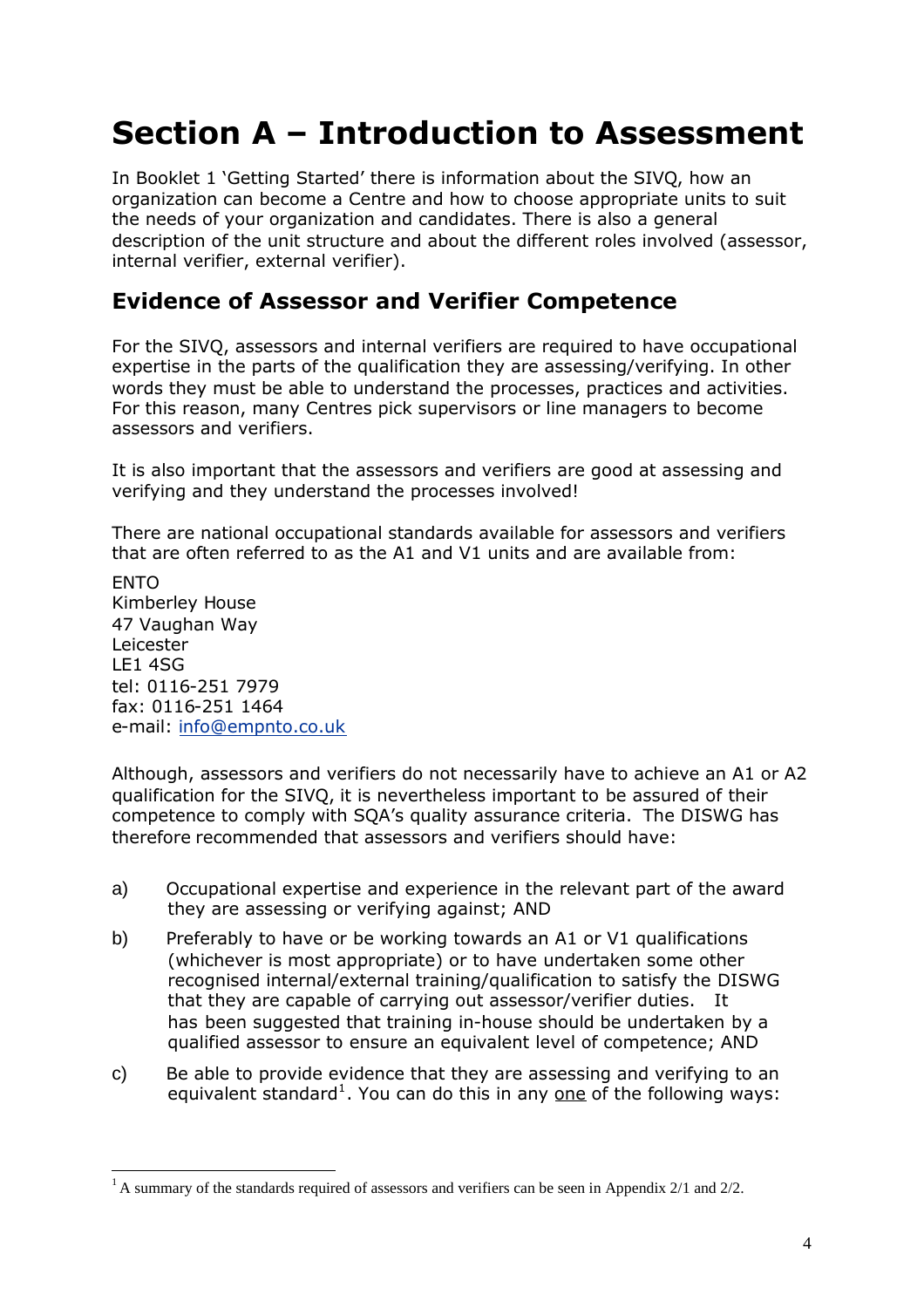# Section A – Introduction to Assessment

In Booklet 1 'Getting Started' there is information about the SIVQ, how an organization can become a Centre and how to choose appropriate units to suit the needs of your organization and candidates. There is also a general description of the unit structure and about the different roles involved (assessor, internal verifier, external verifier).

## Evidence of Assessor and Verifier Competence

For the SIVQ, assessors and internal verifiers are required to have occupational expertise in the parts of the qualification they are assessing/verifying. In other words they must be able to understand the processes, practices and activities. For this reason, many Centres pick supervisors or line managers to become assessors and verifiers.

It is also important that the assessors and verifiers are good at assessing and verifying and they understand the processes involved!

There are national occupational standards available for assessors and verifiers that are often referred to as the A1 and V1 units and are available from:

ENTO  
Kimberley House  
47 Vaughan Way  
Leicester  
LE1 4SG  
tel: 0116-251 7979  
fax: 0116-251 1464  
e-mail: info@empnto.co.uk

Although, assessors and verifiers do not necessarily have to achieve an A1 or A2 qualification for the SIVQ, it is nevertheless important to be assured of their competence to comply with SQA's quality assurance criteria. The DISWG has therefore recommended that assessors and verifiers should have:

a) Occupational expertise and experience in the relevant part of the award they are assessing or verifying against; AND

b) Preferably to have or be working towards an A1 or V1 qualifications (whichever is most appropriate) or to have undertaken some other recognised internal/external training/qualification to satisfy the DISWG that they are capable of carrying out assessor/verifier duties. It has been suggested that training in-house should be undertaken by a qualified assessor to ensure an equivalent level of competence; AND

c) Be able to provide evidence that they are assessing and verifying to an equivalent standard[1]. You can do this in any <u>one</u> of the following ways:

---

[1] A summary of the standards required of assessors and verifiers can be seen in Appendix 2/1 and 2/2.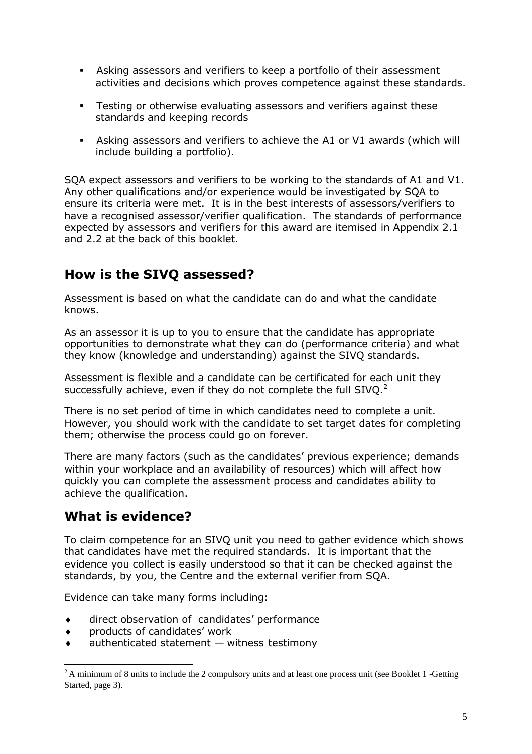- Asking assessors and verifiers to keep a portfolio of their assessment activities and decisions which proves competence against these standards.
- Testing or otherwise evaluating assessors and verifiers against these standards and keeping records
- Asking assessors and verifiers to achieve the A1 or V1 awards (which will include building a portfolio).

SQA expect assessors and verifiers to be working to the standards of A1 and V1. Any other qualifications and/or experience would be investigated by SQA to ensure its criteria were met. It is in the best interests of assessors/verifiers to have a recognised assessor/verifier qualification. The standards of performance expected by assessors and verifiers for this award are itemised in Appendix 2.1 and 2.2 at the back of this booklet.

## How is the SIVQ assessed?

Assessment is based on what the candidate can do and what the candidate knows.

As an assessor it is up to you to ensure that the candidate has appropriate opportunities to demonstrate what they can do (performance criteria) and what they know (knowledge and understanding) against the SIVQ standards.

Assessment is flexible and a candidate can be certificated for each unit they successfully achieve, even if they do not complete the full SIVQ.[2]

There is no set period of time in which candidates need to complete a unit. However, you should work with the candidate to set target dates for completing them; otherwise the process could go on forever.

There are many factors (such as the candidates' previous experience; demands within your workplace and an availability of resources) which will affect how quickly you can complete the assessment process and candidates ability to achieve the qualification.

## What is evidence?

To claim competence for an SIVQ unit you need to gather evidence which shows that candidates have met the required standards. It is important that the evidence you collect is easily understood so that it can be checked against the standards, by you, the Centre and the external verifier from SQA.

Evidence can take many forms including:

- direct observation of candidates' performance
- products of candidates' work
- authenticated statement — witness testimony

[2] A minimum of 8 units to include the 2 compulsory units and at least one process unit (see Booklet 1 -Getting Started, page 3).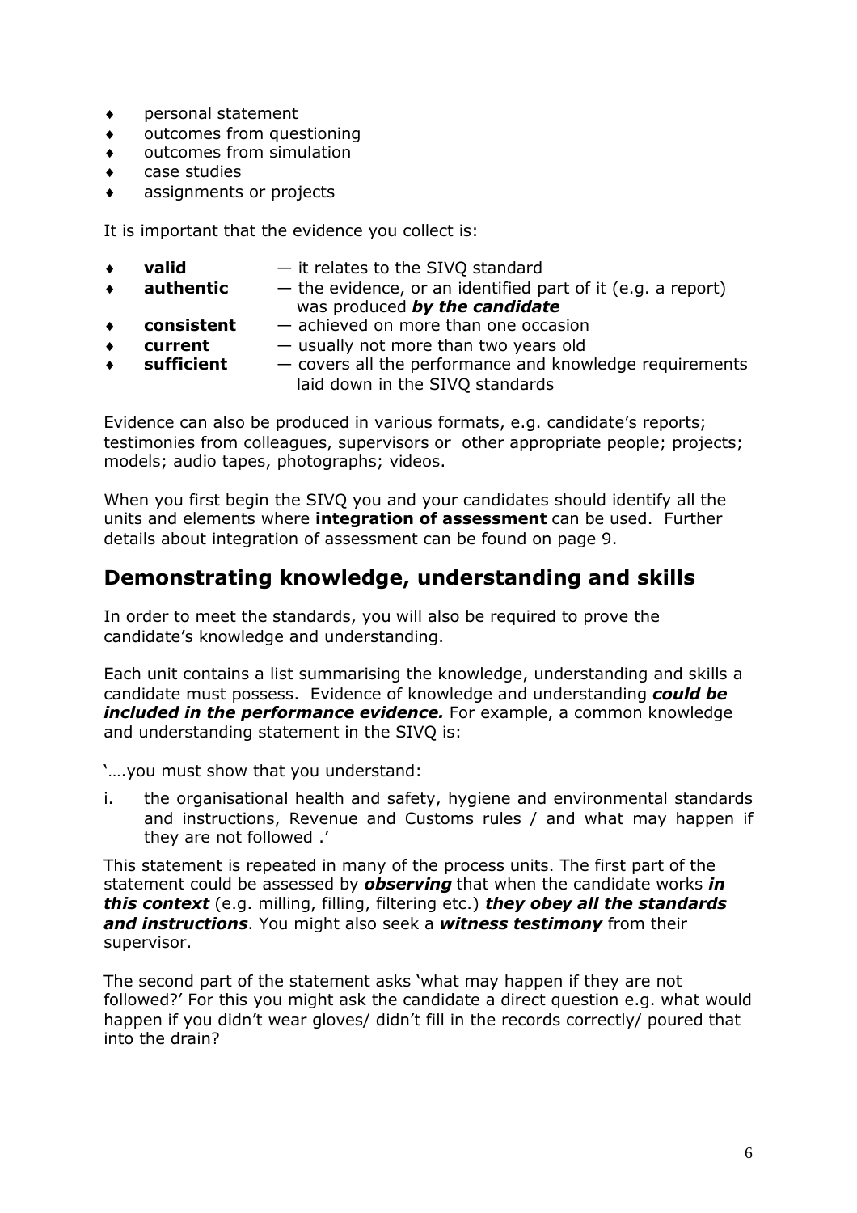- personal statement
- outcomes from questioning
- outcomes from simulation
- case studies
- assignments or projects

It is important that the evidence you collect is:

- **valid** — it relates to the SIVQ standard
- **authentic** — the evidence, or an identified part of it (e.g. a report) was produced ***by the candidate***
- **consistent** — achieved on more than one occasion
- **current** — usually not more than two years old
- **sufficient** — covers all the performance and knowledge requirements laid down in the SIVQ standards

Evidence can also be produced in various formats, e.g. candidate's reports; testimonies from colleagues, supervisors or other appropriate people; projects; models; audio tapes, photographs; videos.

When you first begin the SIVQ you and your candidates should identify all the units and elements where **integration of assessment** can be used. Further details about integration of assessment can be found on page 9.

## Demonstrating knowledge, understanding and skills

In order to meet the standards, you will also be required to prove the candidate's knowledge and understanding.

Each unit contains a list summarising the knowledge, understanding and skills a candidate must possess. Evidence of knowledge and understanding ***could be included in the performance evidence.*** For example, a common knowledge and understanding statement in the SIVQ is:

'….you must show that you understand:

i. the organisational health and safety, hygiene and environmental standards and instructions, Revenue and Customs rules / and what may happen if they are not followed .'

This statement is repeated in many of the process units. The first part of the statement could be assessed by ***observing*** that when the candidate works ***in this context*** (e.g. milling, filling, filtering etc.) ***they obey all the standards and instructions***. You might also seek a ***witness testimony*** from their supervisor.

The second part of the statement asks 'what may happen if they are not followed?' For this you might ask the candidate a direct question e.g. what would happen if you didn't wear gloves/ didn't fill in the records correctly/ poured that into the drain?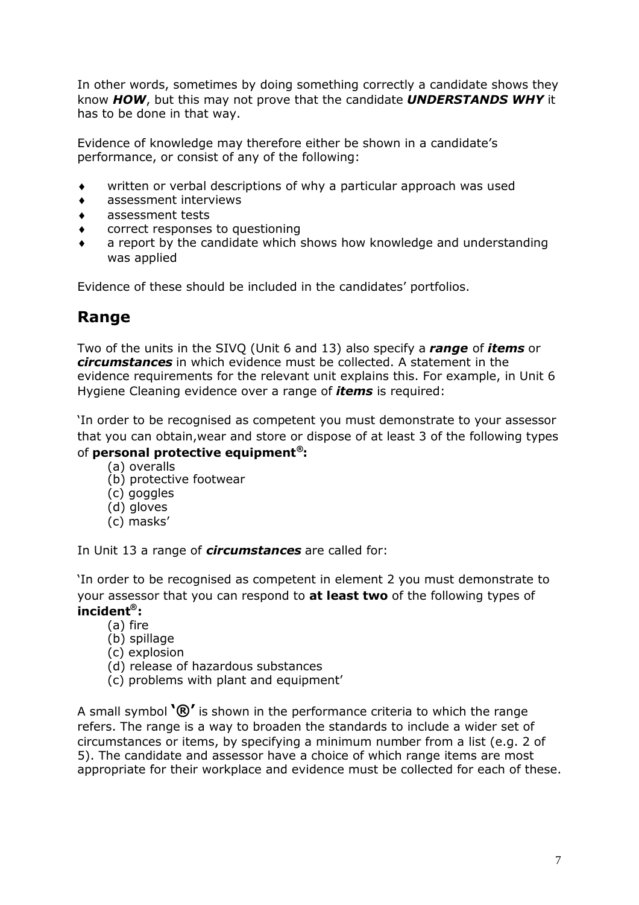In other words, sometimes by doing something correctly a candidate shows they know ***HOW***, but this may not prove that the candidate ***UNDERSTANDS WHY*** it has to be done in that way.

Evidence of knowledge may therefore either be shown in a candidate's performance, or consist of any of the following:

- written or verbal descriptions of why a particular approach was used
- assessment interviews
- assessment tests
- correct responses to questioning
- a report by the candidate which shows how knowledge and understanding was applied

Evidence of these should be included in the candidates' portfolios.

## Range

Two of the units in the SIVQ (Unit 6 and 13) also specify a ***range*** of ***items*** or ***circumstances*** in which evidence must be collected. A statement in the evidence requirements for the relevant unit explains this. For example, in Unit 6 Hygiene Cleaning evidence over a range of ***items*** is required:

'In order to be recognised as competent you must demonstrate to your assessor that you can obtain,wear and store or dispose of at least 3 of the following types of **personal protective equipment®:**

(a) overalls
(b) protective footwear
(c) goggles
(d) gloves
(c) masks'

In Unit 13 a range of ***circumstances*** are called for:

'In order to be recognised as competent in element 2 you must demonstrate to your assessor that you can respond to **at least two** of the following types of **incident®:**

(a) fire
(b) spillage
(c) explosion
(d) release of hazardous substances
(c) problems with plant and equipment'

A small symbol **'®'** is shown in the performance criteria to which the range refers. The range is a way to broaden the standards to include a wider set of circumstances or items, by specifying a minimum number from a list (e.g. 2 of 5). The candidate and assessor have a choice of which range items are most appropriate for their workplace and evidence must be collected for each of these.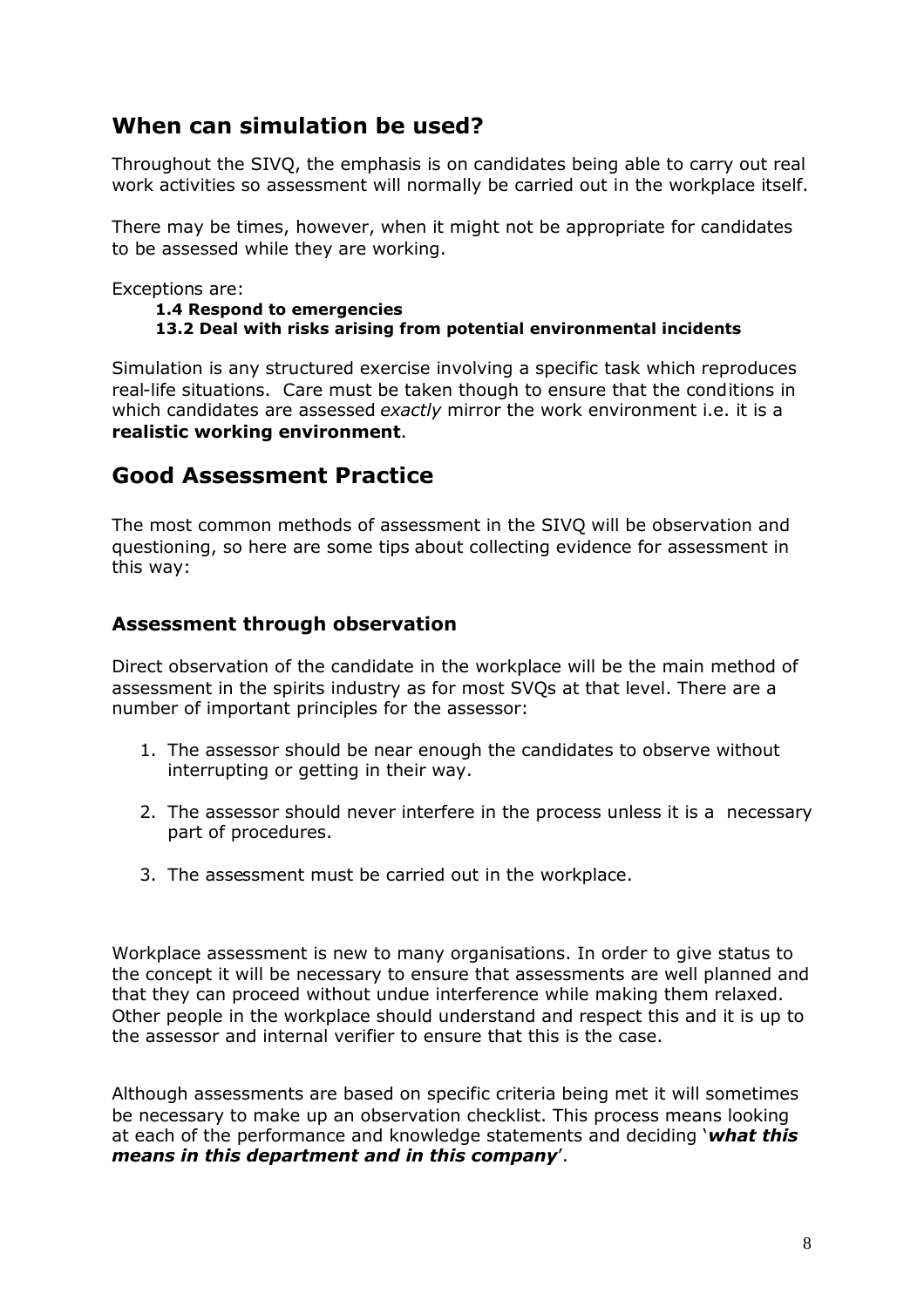## When can simulation be used?

Throughout the SIVQ, the emphasis is on candidates being able to carry out real work activities so assessment will normally be carried out in the workplace itself.

There may be times, however, when it might not be appropriate for candidates to be assessed while they are working.

Exceptions are:

**1.4 Respond to emergencies**
**13.2 Deal with risks arising from potential environmental incidents**

Simulation is any structured exercise involving a specific task which reproduces real-life situations. Care must be taken though to ensure that the conditions in which candidates are assessed *exactly* mirror the work environment i.e. it is a **realistic working environment**.

## Good Assessment Practice

The most common methods of assessment in the SIVQ will be observation and questioning, so here are some tips about collecting evidence for assessment in this way:

### Assessment through observation

Direct observation of the candidate in the workplace will be the main method of assessment in the spirits industry as for most SVQs at that level. There are a number of important principles for the assessor:

1. The assessor should be near enough the candidates to observe without interrupting or getting in their way.
2. The assessor should never interfere in the process unless it is a necessary part of procedures.
3. The assessment must be carried out in the workplace.

Workplace assessment is new to many organisations. In order to give status to the concept it will be necessary to ensure that assessments are well planned and that they can proceed without undue interference while making them relaxed. Other people in the workplace should understand and respect this and it is up to the assessor and internal verifier to ensure that this is the case.

Although assessments are based on specific criteria being met it will sometimes be necessary to make up an observation checklist. This process means looking at each of the performance and knowledge statements and deciding '***what this means in this department and in this company***'.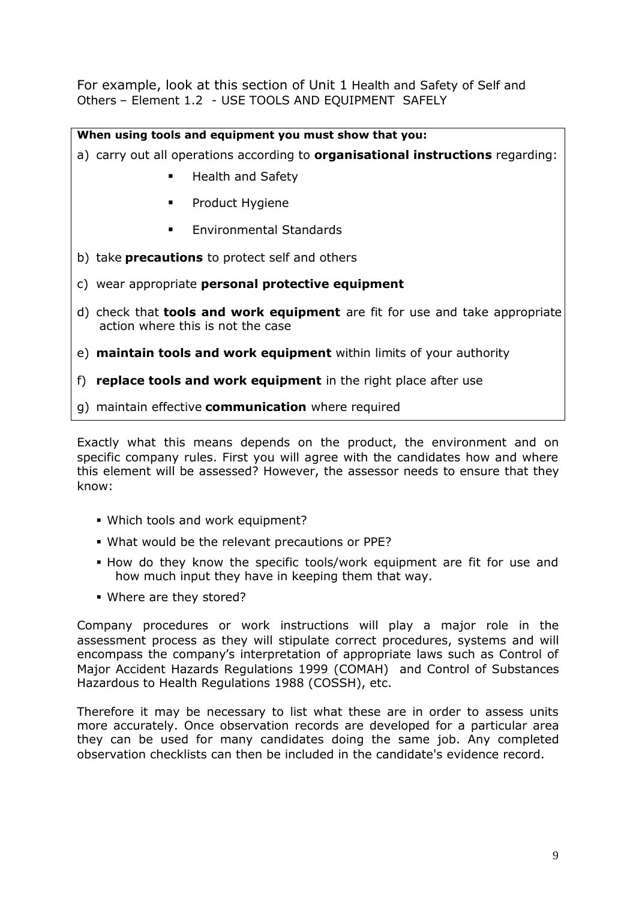For example, look at this section of Unit 1 Health and Safety of Self and Others – Element 1.2 - USE TOOLS AND EQUIPMENT SAFELY

> **When using tools and equipment you must show that you:**
>
> a) carry out all operations according to **organisational instructions** regarding:
>
> - Health and Safety
> - Product Hygiene
> - Environmental Standards
>
> b) take **precautions** to protect self and others
>
> c) wear appropriate **personal protective equipment**
>
> d) check that **tools and work equipment** are fit for use and take appropriate action where this is not the case
>
> e) **maintain tools and work equipment** within limits of your authority
>
> f) **replace tools and work equipment** in the right place after use
>
> g) maintain effective **communication** where required

Exactly what this means depends on the product, the environment and on specific company rules. First you will agree with the candidates how and where this element will be assessed? However, the assessor needs to ensure that they know:

- Which tools and work equipment?
- What would be the relevant precautions or PPE?
- How do they know the specific tools/work equipment are fit for use and how much input they have in keeping them that way.
- Where are they stored?

Company procedures or work instructions will play a major role in the assessment process as they will stipulate correct procedures, systems and will encompass the company's interpretation of appropriate laws such as Control of Major Accident Hazards Regulations 1999 (COMAH) and Control of Substances Hazardous to Health Regulations 1988 (COSSH), etc.

Therefore it may be necessary to list what these are in order to assess units more accurately. Once observation records are developed for a particular area they can be used for many candidates doing the same job. Any completed observation checklists can then be included in the candidate's evidence record.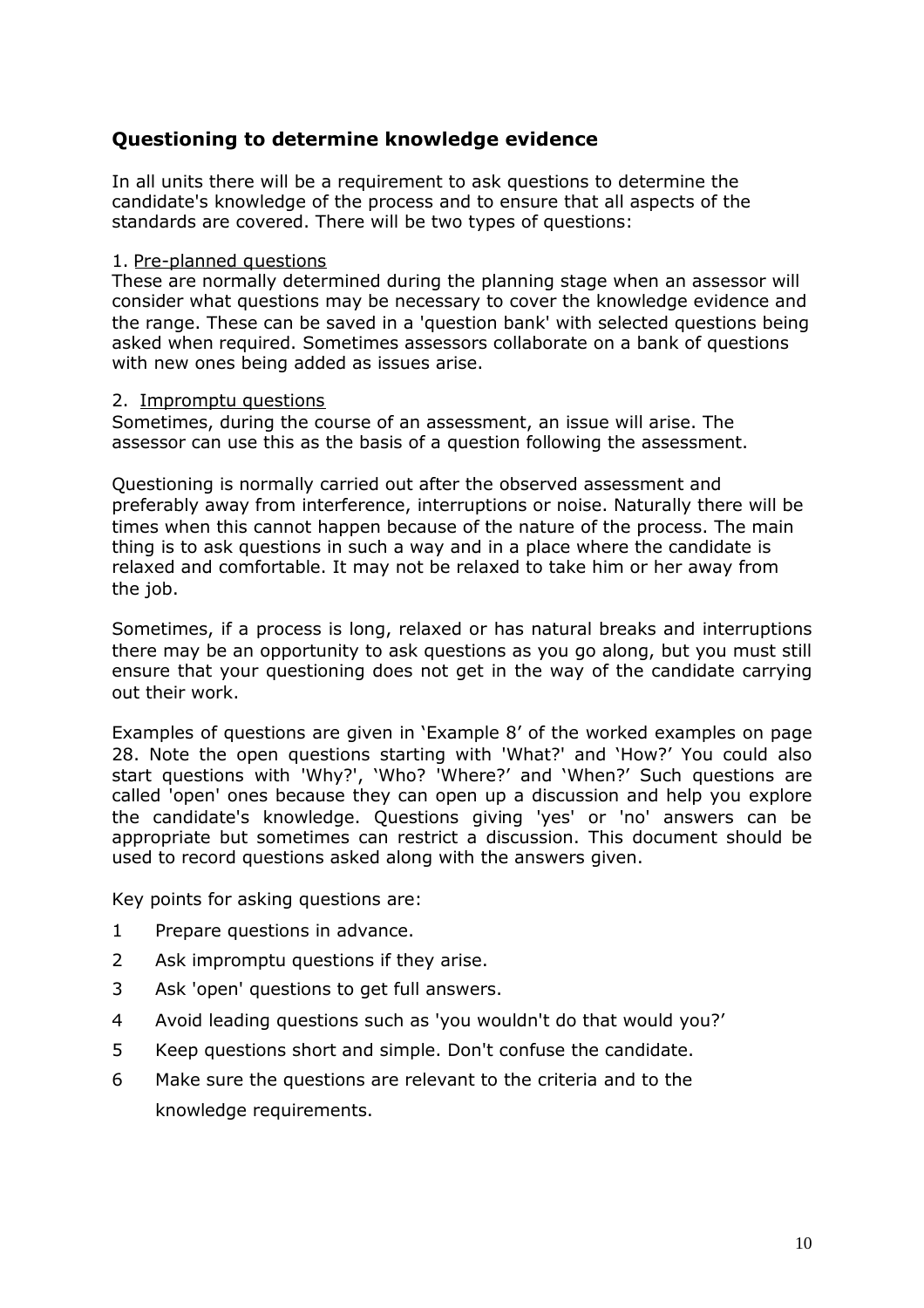## Questioning to determine knowledge evidence

In all units there will be a requirement to ask questions to determine the candidate's knowledge of the process and to ensure that all aspects of the standards are covered. There will be two types of questions:

1. Pre-planned questions

These are normally determined during the planning stage when an assessor will consider what questions may be necessary to cover the knowledge evidence and the range. These can be saved in a 'question bank' with selected questions being asked when required. Sometimes assessors collaborate on a bank of questions with new ones being added as issues arise.

2. Impromptu questions

Sometimes, during the course of an assessment, an issue will arise. The assessor can use this as the basis of a question following the assessment.

Questioning is normally carried out after the observed assessment and preferably away from interference, interruptions or noise. Naturally there will be times when this cannot happen because of the nature of the process. The main thing is to ask questions in such a way and in a place where the candidate is relaxed and comfortable. It may not be relaxed to take him or her away from the job.

Sometimes, if a process is long, relaxed or has natural breaks and interruptions there may be an opportunity to ask questions as you go along, but you must still ensure that your questioning does not get in the way of the candidate carrying out their work.

Examples of questions are given in 'Example 8' of the worked examples on page 28. Note the open questions starting with 'What?' and 'How?' You could also start questions with 'Why?', 'Who? 'Where?' and 'When?' Such questions are called 'open' ones because they can open up a discussion and help you explore the candidate's knowledge. Questions giving 'yes' or 'no' answers can be appropriate but sometimes can restrict a discussion. This document should be used to record questions asked along with the answers given.

Key points for asking questions are:

1. Prepare questions in advance.
2. Ask impromptu questions if they arise.
3. Ask 'open' questions to get full answers.
4. Avoid leading questions such as 'you wouldn't do that would you?'
5. Keep questions short and simple. Don't confuse the candidate.
6. Make sure the questions are relevant to the criteria and to the knowledge requirements.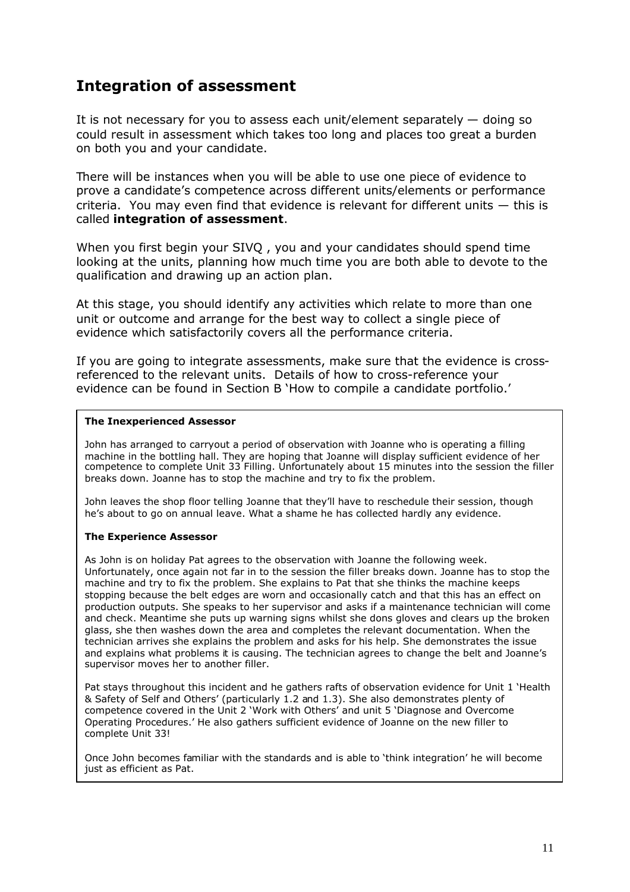## Integration of assessment

It is not necessary for you to assess each unit/element separately — doing so could result in assessment which takes too long and places too great a burden on both you and your candidate.

There will be instances when you will be able to use one piece of evidence to prove a candidate's competence across different units/elements or performance criteria. You may even find that evidence is relevant for different units — this is called **integration of assessment**.

When you first begin your SIVQ , you and your candidates should spend time looking at the units, planning how much time you are both able to devote to the qualification and drawing up an action plan.

At this stage, you should identify any activities which relate to more than one unit or outcome and arrange for the best way to collect a single piece of evidence which satisfactorily covers all the performance criteria.

If you are going to integrate assessments, make sure that the evidence is cross-referenced to the relevant units. Details of how to cross-reference your evidence can be found in Section B 'How to compile a candidate portfolio.'

**The Inexperienced Assessor**

John has arranged to carryout a period of observation with Joanne who is operating a filling machine in the bottling hall. They are hoping that Joanne will display sufficient evidence of her competence to complete Unit 33 Filling. Unfortunately about 15 minutes into the session the filler breaks down. Joanne has to stop the machine and try to fix the problem.

John leaves the shop floor telling Joanne that they'll have to reschedule their session, though he's about to go on annual leave. What a shame he has collected hardly any evidence.

**The Experience Assessor**

As John is on holiday Pat agrees to the observation with Joanne the following week. Unfortunately, once again not far in to the session the filler breaks down. Joanne has to stop the machine and try to fix the problem. She explains to Pat that she thinks the machine keeps stopping because the belt edges are worn and occasionally catch and that this has an effect on production outputs. She speaks to her supervisor and asks if a maintenance technician will come and check. Meantime she puts up warning signs whilst she dons gloves and clears up the broken glass, she then washes down the area and completes the relevant documentation. When the technician arrives she explains the problem and asks for his help. She demonstrates the issue and explains what problems it is causing. The technician agrees to change the belt and Joanne's supervisor moves her to another filler.

Pat stays throughout this incident and he gathers rafts of observation evidence for Unit 1 'Health & Safety of Self and Others' (particularly 1.2 and 1.3). She also demonstrates plenty of competence covered in the Unit 2 'Work with Others' and unit 5 'Diagnose and Overcome Operating Procedures.' He also gathers sufficient evidence of Joanne on the new filler to complete Unit 33!

Once John becomes familiar with the standards and is able to 'think integration' he will become just as efficient as Pat.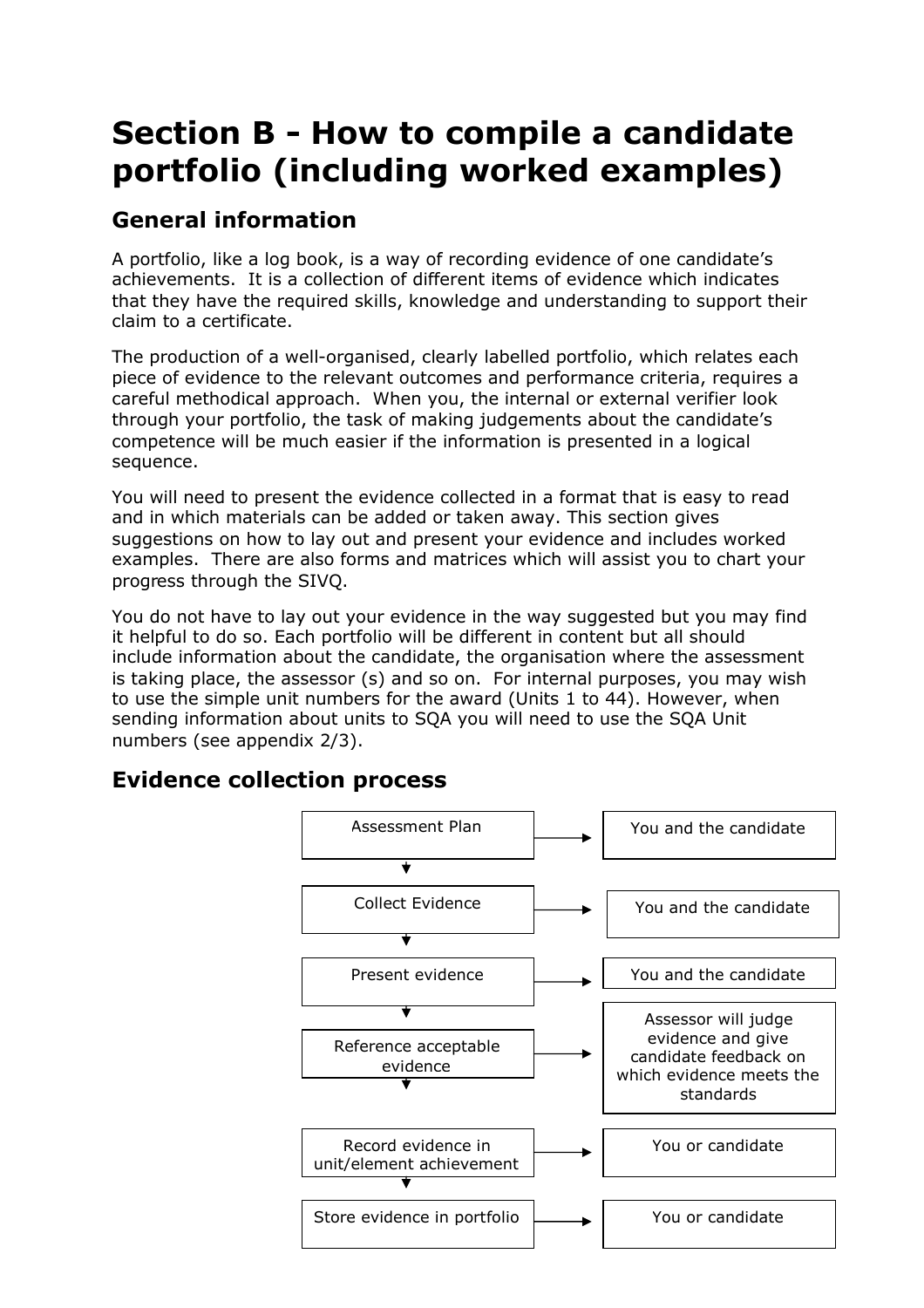# Section B - How to compile a candidate portfolio (including worked examples)

## General information

A portfolio, like a log book, is a way of recording evidence of one candidate's achievements. It is a collection of different items of evidence which indicates that they have the required skills, knowledge and understanding to support their claim to a certificate.

The production of a well-organised, clearly labelled portfolio, which relates each piece of evidence to the relevant outcomes and performance criteria, requires a careful methodical approach. When you, the internal or external verifier look through your portfolio, the task of making judgements about the candidate's competence will be much easier if the information is presented in a logical sequence.

You will need to present the evidence collected in a format that is easy to read and in which materials can be added or taken away. This section gives suggestions on how to lay out and present your evidence and includes worked examples. There are also forms and matrices which will assist you to chart your progress through the SIVQ.

You do not have to lay out your evidence in the way suggested but you may find it helpful to do so. Each portfolio will be different in content but all should include information about the candidate, the organisation where the assessment is taking place, the assessor (s) and so on. For internal purposes, you may wish to use the simple unit numbers for the award (Units 1 to 44). However, when sending information about units to SQA you will need to use the SQA Unit numbers (see appendix 2/3).

## Evidence collection process

| Step | Responsibility |
| --- | --- |
| Assessment Plan | You and the candidate |
| Collect Evidence | You and the candidate |
| Present evidence | You and the candidate |
| Reference acceptable evidence | Assessor will judge evidence and give candidate feedback on which evidence meets the standards |
| Record evidence in unit/element achievement | You or candidate |
| Store evidence in portfolio | You or candidate |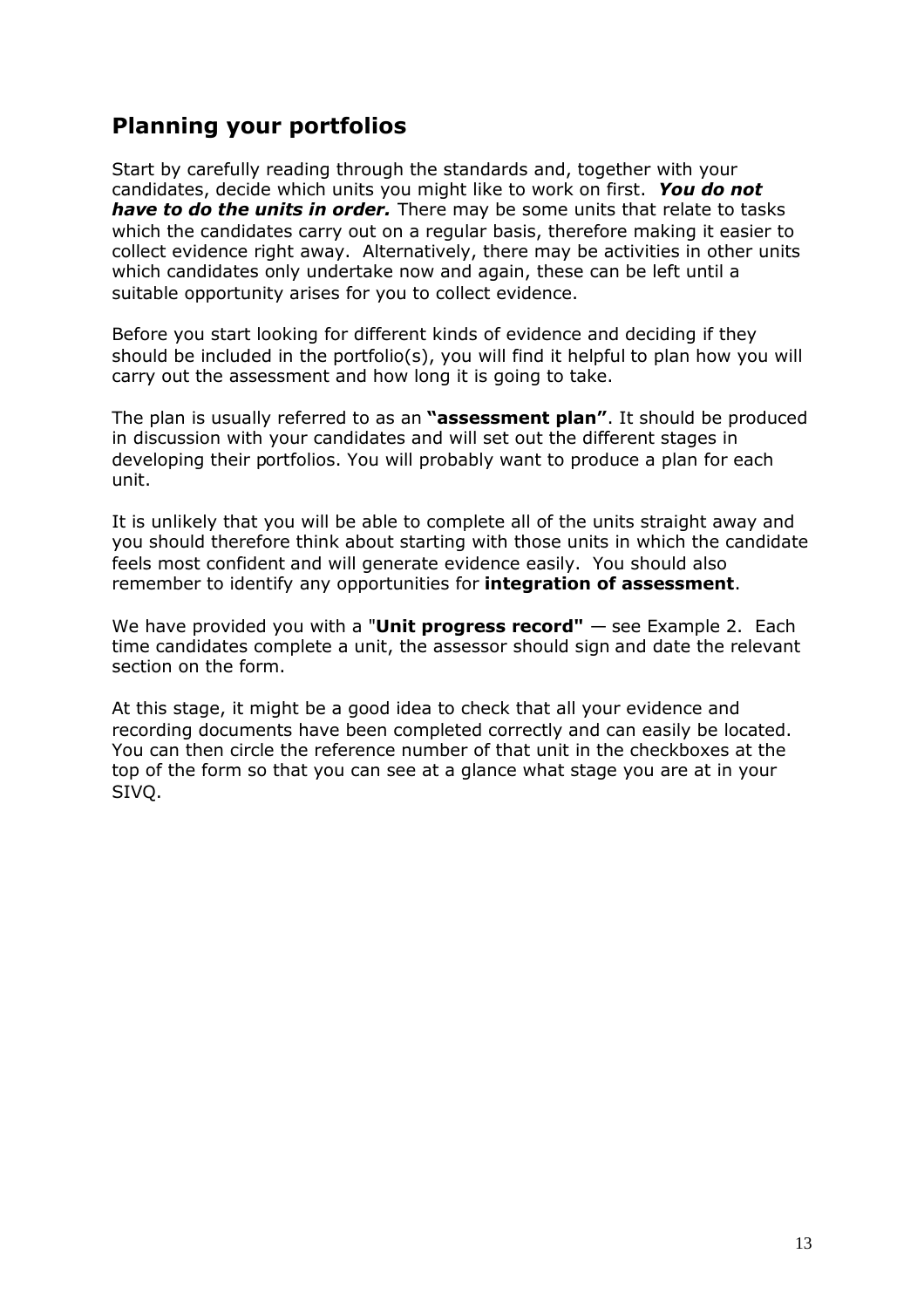## Planning your portfolios

Start by carefully reading through the standards and, together with your candidates, decide which units you might like to work on first. ***You do not have to do the units in order.*** There may be some units that relate to tasks which the candidates carry out on a regular basis, therefore making it easier to collect evidence right away. Alternatively, there may be activities in other units which candidates only undertake now and again, these can be left until a suitable opportunity arises for you to collect evidence.

Before you start looking for different kinds of evidence and deciding if they should be included in the portfolio(s), you will find it helpful to plan how you will carry out the assessment and how long it is going to take.

The plan is usually referred to as an **"assessment plan"**. It should be produced in discussion with your candidates and will set out the different stages in developing their portfolios. You will probably want to produce a plan for each unit.

It is unlikely that you will be able to complete all of the units straight away and you should therefore think about starting with those units in which the candidate feels most confident and will generate evidence easily. You should also remember to identify any opportunities for **integration of assessment**.

We have provided you with a "**Unit progress record"** — see Example 2. Each time candidates complete a unit, the assessor should sign and date the relevant section on the form.

At this stage, it might be a good idea to check that all your evidence and recording documents have been completed correctly and can easily be located. You can then circle the reference number of that unit in the checkboxes at the top of the form so that you can see at a glance what stage you are at in your SIVQ.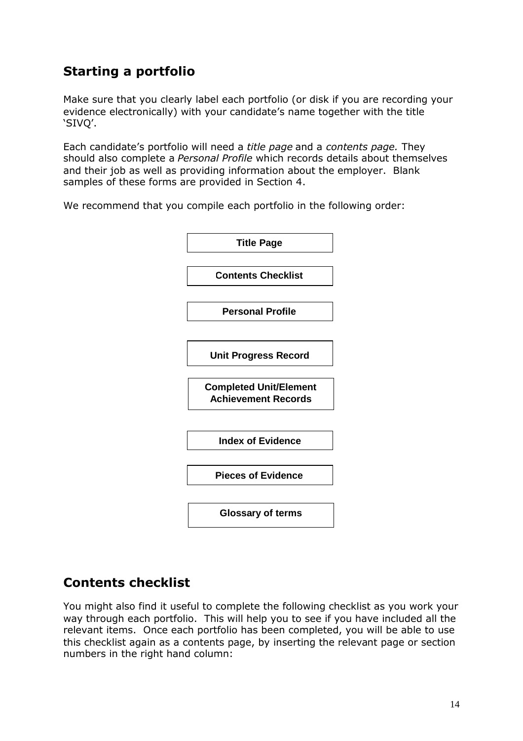## Starting a portfolio

Make sure that you clearly label each portfolio (or disk if you are recording your evidence electronically) with your candidate's name together with the title 'SIVQ'.

Each candidate's portfolio will need a *title page* and a *contents page.* They should also complete a *Personal Profile* which records details about themselves and their job as well as providing information about the employer. Blank samples of these forms are provided in Section 4.

We recommend that you compile each portfolio in the following order:

- **Title Page**
- **Contents Checklist**
- **Personal Profile**
- **Unit Progress Record**
- **Completed Unit/Element Achievement Records**
- **Index of Evidence**
- **Pieces of Evidence**
- **Glossary of terms**

## Contents checklist

You might also find it useful to complete the following checklist as you work your way through each portfolio. This will help you to see if you have included all the relevant items. Once each portfolio has been completed, you will be able to use this checklist again as a contents page, by inserting the relevant page or section numbers in the right hand column: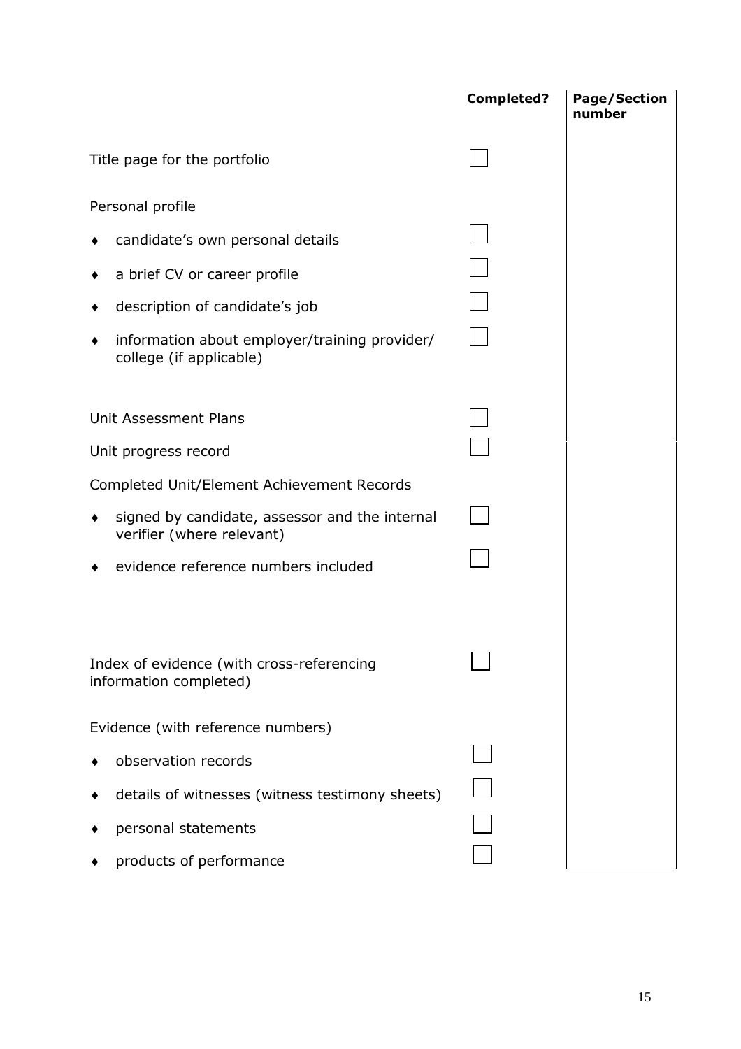| | Completed? | Page/Section number |
|---|---|---|
| Title page for the portfolio | ☐ | |
| Personal profile | | |
| ♦ candidate's own personal details | ☐ | |
| ♦ a brief CV or career profile | ☐ | |
| ♦ description of candidate's job | ☐ | |
| ♦ information about employer/training provider/ college (if applicable) | ☐ | |
| Unit Assessment Plans | ☐ | |
| Unit progress record | ☐ | |
| Completed Unit/Element Achievement Records | | |
| ♦ signed by candidate, assessor and the internal verifier (where relevant) | ☐ | |
| ♦ evidence reference numbers included | ☐ | |
| Index of evidence (with cross-referencing information completed) | ☐ | |
| Evidence (with reference numbers) | | |
| ♦ observation records | ☐ | |
| ♦ details of witnesses (witness testimony sheets) | ☐ | |
| ♦ personal statements | ☐ | |
| ♦ products of performance | ☐ | |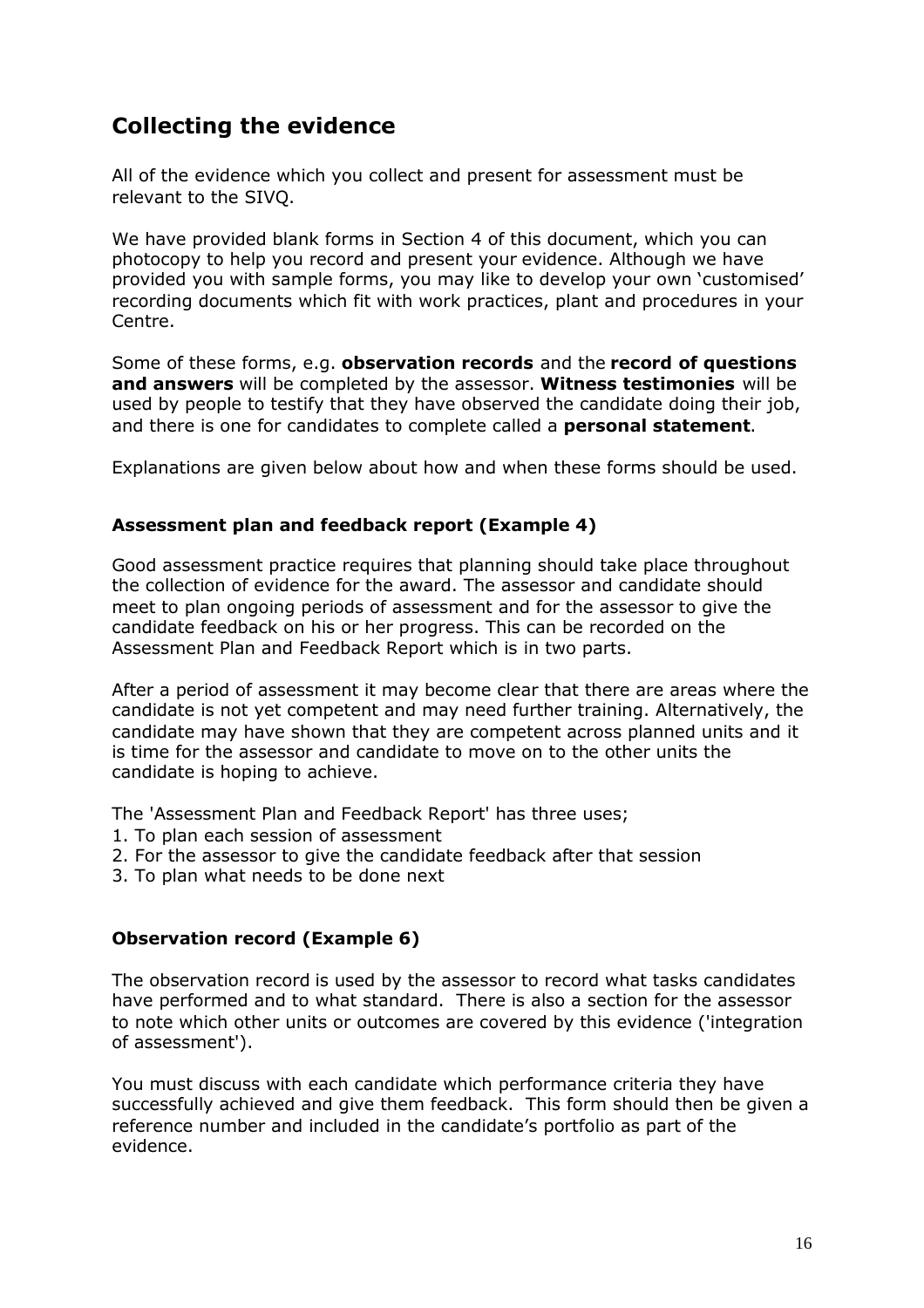## Collecting the evidence

All of the evidence which you collect and present for assessment must be relevant to the SIVQ.

We have provided blank forms in Section 4 of this document, which you can photocopy to help you record and present your evidence. Although we have provided you with sample forms, you may like to develop your own 'customised' recording documents which fit with work practices, plant and procedures in your Centre.

Some of these forms, e.g. **observation records** and the **record of questions and answers** will be completed by the assessor. **Witness testimonies** will be used by people to testify that they have observed the candidate doing their job, and there is one for candidates to complete called a **personal statement**.

Explanations are given below about how and when these forms should be used.

### Assessment plan and feedback report (Example 4)

Good assessment practice requires that planning should take place throughout the collection of evidence for the award. The assessor and candidate should meet to plan ongoing periods of assessment and for the assessor to give the candidate feedback on his or her progress. This can be recorded on the Assessment Plan and Feedback Report which is in two parts.

After a period of assessment it may become clear that there are areas where the candidate is not yet competent and may need further training. Alternatively, the candidate may have shown that they are competent across planned units and it is time for the assessor and candidate to move on to the other units the candidate is hoping to achieve.

The 'Assessment Plan and Feedback Report' has three uses;

1. To plan each session of assessment
2. For the assessor to give the candidate feedback after that session
3. To plan what needs to be done next

### Observation record (Example 6)

The observation record is used by the assessor to record what tasks candidates have performed and to what standard. There is also a section for the assessor to note which other units or outcomes are covered by this evidence ('integration of assessment').

You must discuss with each candidate which performance criteria they have successfully achieved and give them feedback. This form should then be given a reference number and included in the candidate's portfolio as part of the evidence.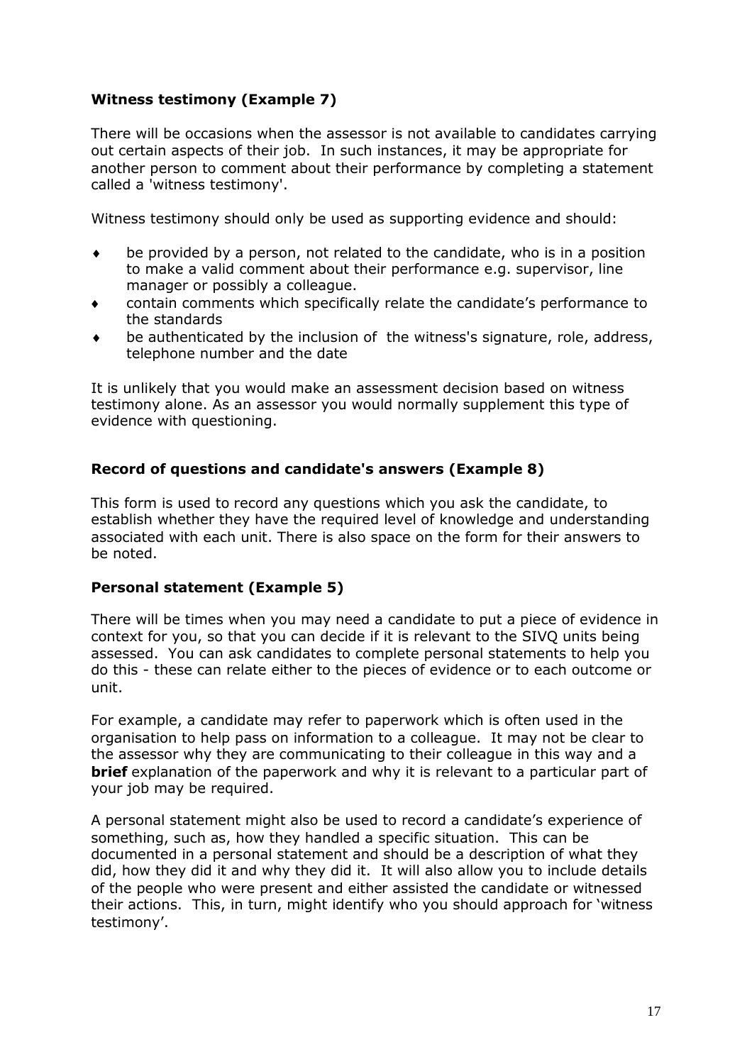**Witness testimony (Example 7)**

There will be occasions when the assessor is not available to candidates carrying out certain aspects of their job. In such instances, it may be appropriate for another person to comment about their performance by completing a statement called a 'witness testimony'.

Witness testimony should only be used as supporting evidence and should:

- be provided by a person, not related to the candidate, who is in a position to make a valid comment about their performance e.g. supervisor, line manager or possibly a colleague.
- contain comments which specifically relate the candidate's performance to the standards
- be authenticated by the inclusion of the witness's signature, role, address, telephone number and the date

It is unlikely that you would make an assessment decision based on witness testimony alone. As an assessor you would normally supplement this type of evidence with questioning.

**Record of questions and candidate's answers (Example 8)**

This form is used to record any questions which you ask the candidate, to establish whether they have the required level of knowledge and understanding associated with each unit. There is also space on the form for their answers to be noted.

**Personal statement (Example 5)**

There will be times when you may need a candidate to put a piece of evidence in context for you, so that you can decide if it is relevant to the SIVQ units being assessed. You can ask candidates to complete personal statements to help you do this - these can relate either to the pieces of evidence or to each outcome or unit.

For example, a candidate may refer to paperwork which is often used in the organisation to help pass on information to a colleague. It may not be clear to the assessor why they are communicating to their colleague in this way and a **brief** explanation of the paperwork and why it is relevant to a particular part of your job may be required.

A personal statement might also be used to record a candidate's experience of something, such as, how they handled a specific situation. This can be documented in a personal statement and should be a description of what they did, how they did it and why they did it. It will also allow you to include details of the people who were present and either assisted the candidate or witnessed their actions. This, in turn, might identify who you should approach for 'witness testimony'.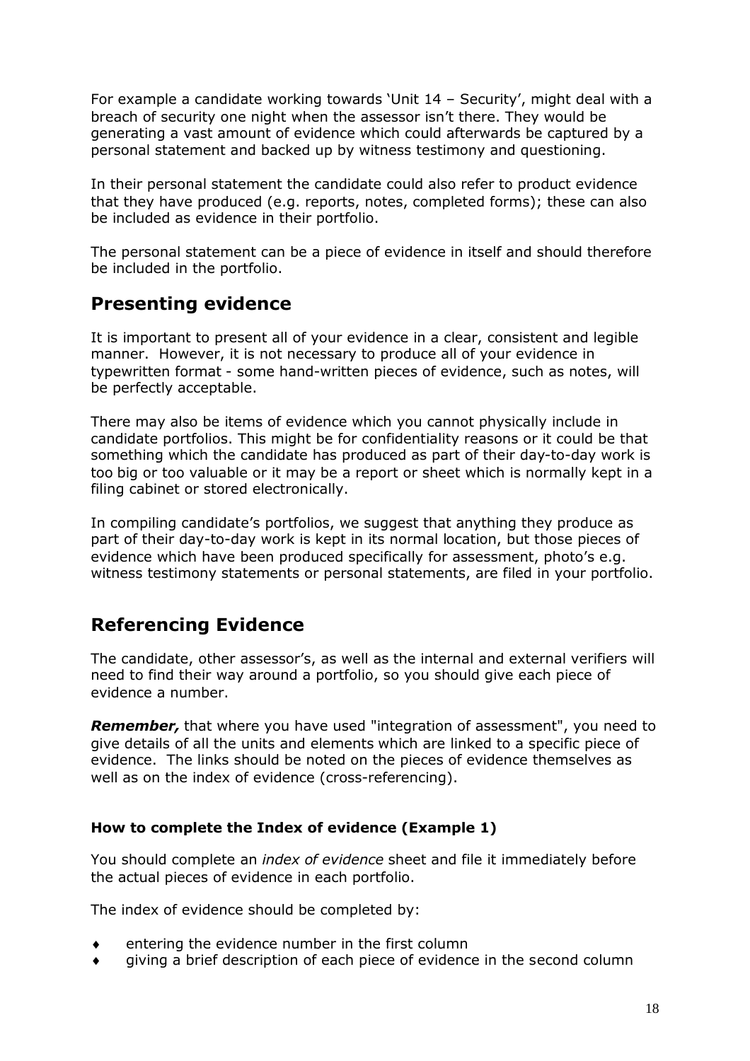For example a candidate working towards 'Unit 14 – Security', might deal with a breach of security one night when the assessor isn't there. They would be generating a vast amount of evidence which could afterwards be captured by a personal statement and backed up by witness testimony and questioning.

In their personal statement the candidate could also refer to product evidence that they have produced (e.g. reports, notes, completed forms); these can also be included as evidence in their portfolio.

The personal statement can be a piece of evidence in itself and should therefore be included in the portfolio.

## Presenting evidence

It is important to present all of your evidence in a clear, consistent and legible manner. However, it is not necessary to produce all of your evidence in typewritten format - some hand-written pieces of evidence, such as notes, will be perfectly acceptable.

There may also be items of evidence which you cannot physically include in candidate portfolios. This might be for confidentiality reasons or it could be that something which the candidate has produced as part of their day-to-day work is too big or too valuable or it may be a report or sheet which is normally kept in a filing cabinet or stored electronically.

In compiling candidate's portfolios, we suggest that anything they produce as part of their day-to-day work is kept in its normal location, but those pieces of evidence which have been produced specifically for assessment, photo's e.g. witness testimony statements or personal statements, are filed in your portfolio.

## Referencing Evidence

The candidate, other assessor's, as well as the internal and external verifiers will need to find their way around a portfolio, so you should give each piece of evidence a number.

***Remember,*** that where you have used "integration of assessment", you need to give details of all the units and elements which are linked to a specific piece of evidence. The links should be noted on the pieces of evidence themselves as well as on the index of evidence (cross-referencing).

### How to complete the Index of evidence (Example 1)

You should complete an *index of evidence* sheet and file it immediately before the actual pieces of evidence in each portfolio.

The index of evidence should be completed by:

- entering the evidence number in the first column
- giving a brief description of each piece of evidence in the second column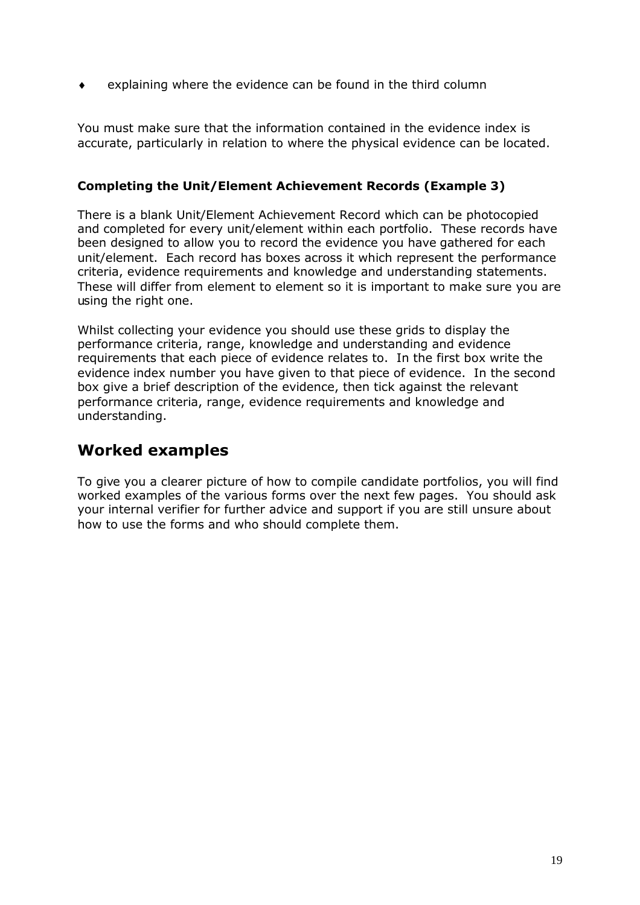- explaining where the evidence can be found in the third column

You must make sure that the information contained in the evidence index is accurate, particularly in relation to where the physical evidence can be located.

**Completing the Unit/Element Achievement Records (Example 3)**

There is a blank Unit/Element Achievement Record which can be photocopied and completed for every unit/element within each portfolio. These records have been designed to allow you to record the evidence you have gathered for each unit/element. Each record has boxes across it which represent the performance criteria, evidence requirements and knowledge and understanding statements. These will differ from element to element so it is important to make sure you are using the right one.

Whilst collecting your evidence you should use these grids to display the performance criteria, range, knowledge and understanding and evidence requirements that each piece of evidence relates to. In the first box write the evidence index number you have given to that piece of evidence. In the second box give a brief description of the evidence, then tick against the relevant performance criteria, range, evidence requirements and knowledge and understanding.

## Worked examples

To give you a clearer picture of how to compile candidate portfolios, you will find worked examples of the various forms over the next few pages. You should ask your internal verifier for further advice and support if you are still unsure about how to use the forms and who should complete them.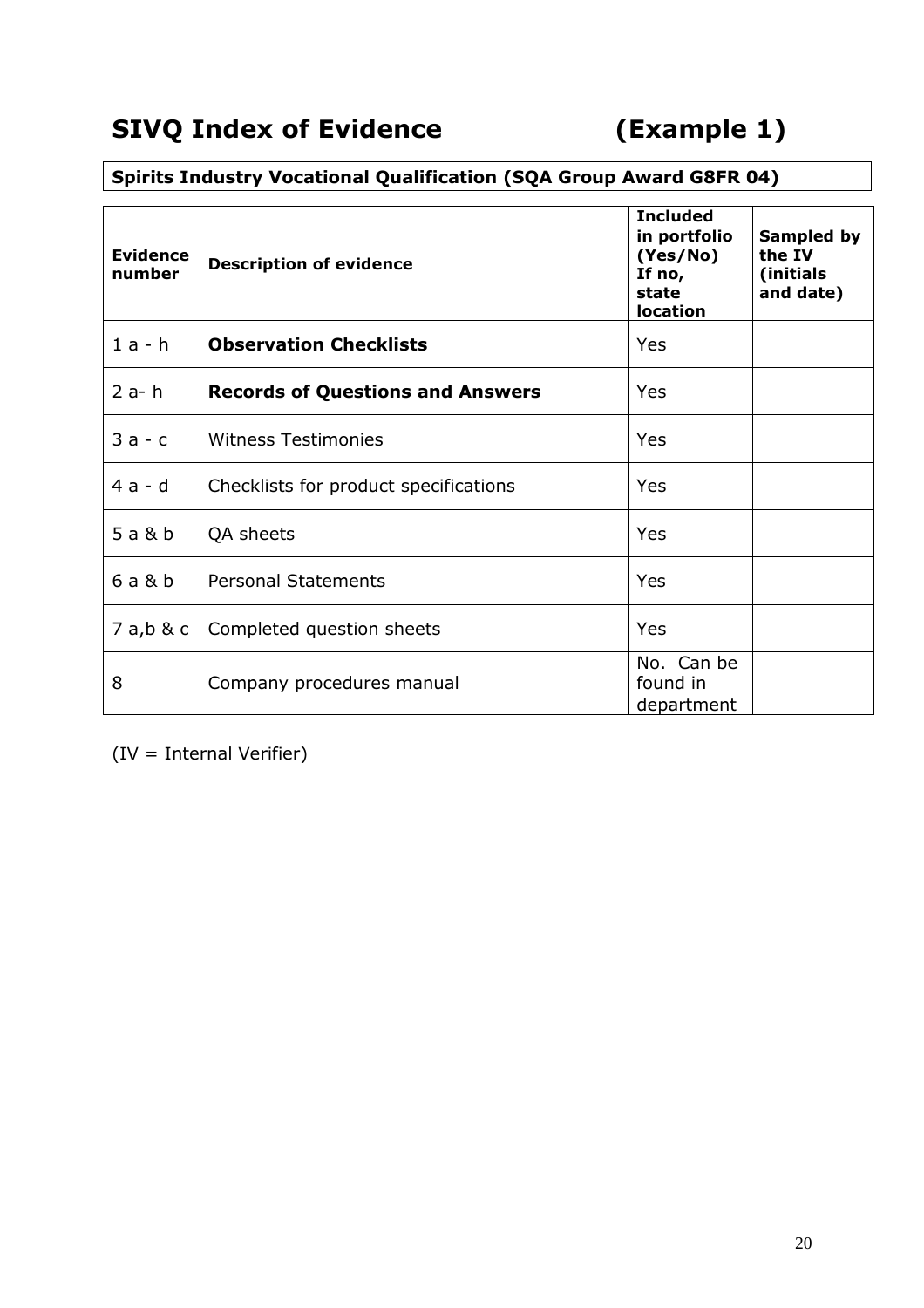# SIVQ Index of Evidence (Example 1)

**Spirits Industry Vocational Qualification (SQA Group Award G8FR 04)**

| Evidence number | Description of evidence | Included in portfolio (Yes/No) If no, state location | Sampled by the IV (initials and date) |
|---|---|---|---|
| 1 a - h | **Observation Checklists** | Yes | |
| 2 a- h | **Records of Questions and Answers** | Yes | |
| 3 a - c | Witness Testimonies | Yes | |
| 4 a - d | Checklists for product specifications | Yes | |
| 5 a & b | QA sheets | Yes | |
| 6 a & b | Personal Statements | Yes | |
| 7 a,b & c | Completed question sheets | Yes | |
| 8 | Company procedures manual | No. Can be found in department | |

(IV = Internal Verifier)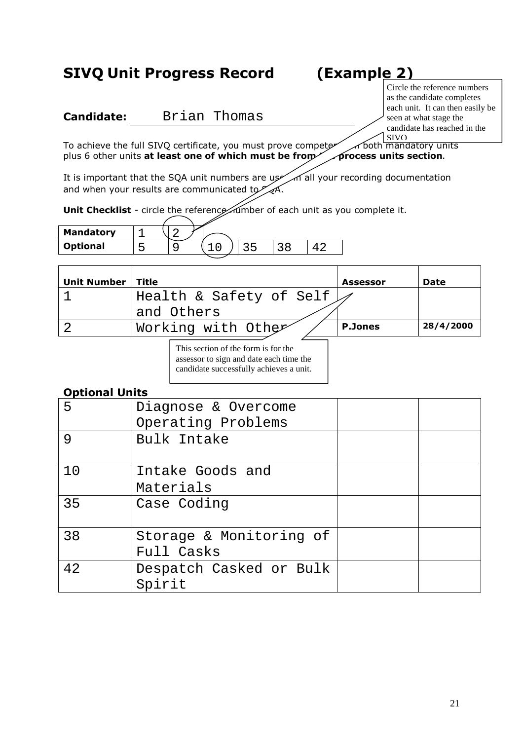# SIVQ Unit Progress Record (Example 2)

> Circle the reference numbers as the candidate completes each unit. It can then easily be seen at what stage the candidate has reached in the SIVQ

**Candidate:** Brian Thomas

To achieve the full SIVQ certificate, you must prove competence in both mandatory units plus 6 other units **at least one of which must be from the process units section**.

It is important that the SQA unit numbers are used in all your recording documentation and when your results are communicated to SQA.

**Unit Checklist** - circle the reference number of each unit as you complete it.

| | | | | | | |
|---|---|---|---|---|---|---|
| **Mandatory** | 1 | (2) | | | | |
| **Optional** | 5 | 9 | (10) | 35 | 38 | 42 |

| **Unit Number** | **Title** | **Assessor** | **Date** |
|---|---|---|---|
| 1 | Health & Safety of Self and Others | | |
| 2 | Working with Others | **P.Jones** | **28/4/2000** |

> This section of the form is for the assessor to sign and date each time the candidate successfully achieves a unit.

**Optional Units**

| | | | |
|---|---|---|---|
| 5 | Diagnose & Overcome Operating Problems | | |
| 9 | Bulk Intake | | |
| 10 | Intake Goods and Materials | | |
| 35 | Case Coding | | |
| 38 | Storage & Monitoring of Full Casks | | |
| 42 | Despatch Casked or Bulk Spirit | | |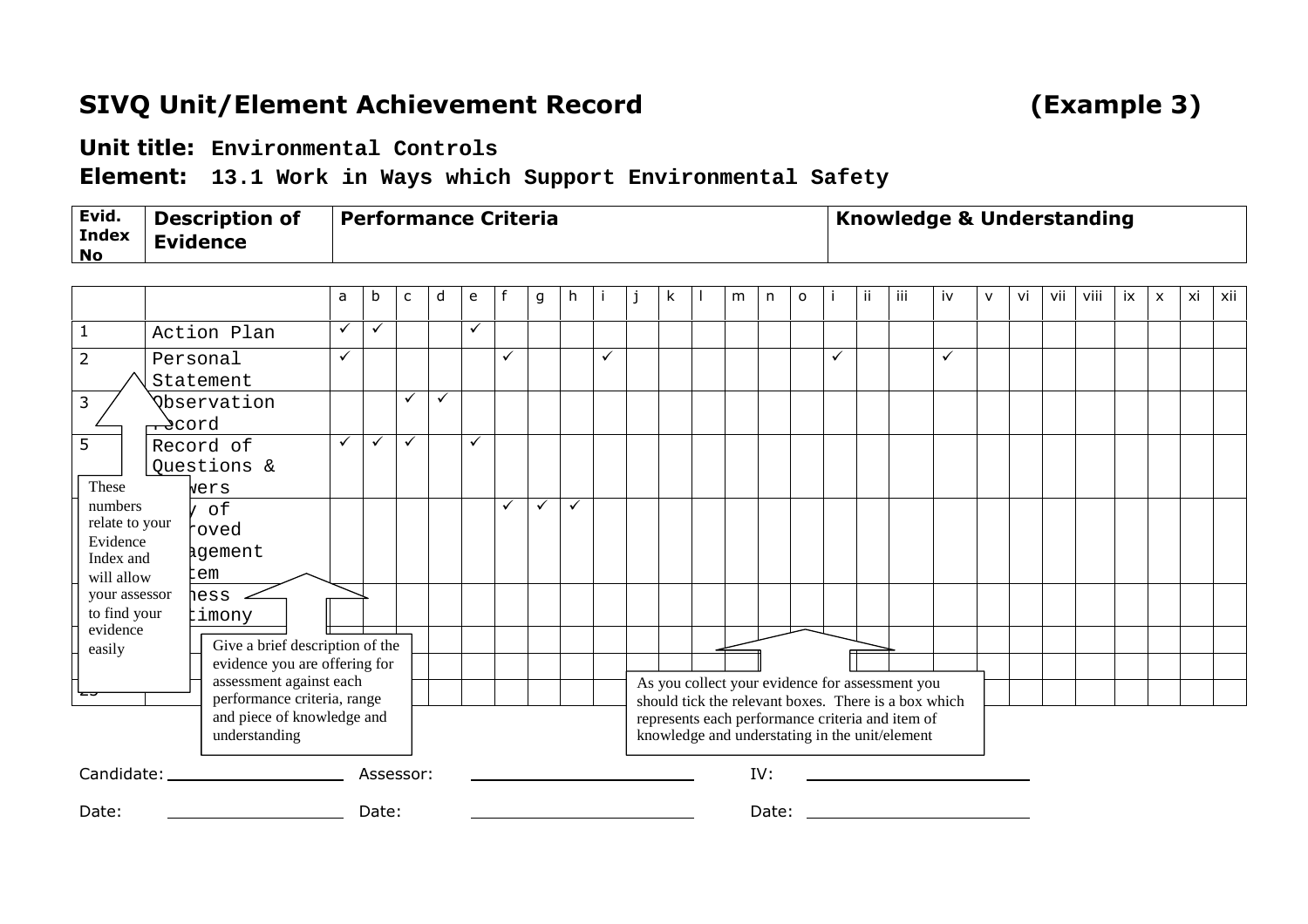## SIVQ Unit/Element Achievement Record (Example 3)

**Unit title:** Environmental Controls

**Element:** 13.1 Work in Ways which Support Environmental Safety

| Evid. Index No | Description of Evidence | Performance Criteria | | | | | | | | | | | | | | | Knowledge & Understanding | | | | | | | | | | | |
|---|---|---|---|---|---|---|---|---|---|---|---|---|---|---|---|---|---|---|---|---|---|---|---|---|---|---|---|---|
| | | a | b | c | d | e | f | g | h | i | j | k | l | m | n | o | i | ii | iii | iv | v | vi | vii | viii | ix | x | xi | xii |
| 1 | Action Plan | ✓ | ✓ | | | ✓ | | | | | | | | | | | | | | | | | | | | | | |
| 2 | Personal Statement | ✓ | | | | | ✓ | | | ✓ | | | | | | | ✓ | | | ✓ | | | | | | | | |
| 3 | Observation Record | | | ✓ | ✓ | | | | | | | | | | | | | | | | | | | | | | | |
| 5 | Record of Questions & Answers | ✓ | ✓ | ✓ | | ✓ | | | | | | | | | | | | | | | | | | | | | | |
| | Copy of Approved Management System | | | | | | ✓ | ✓ | ✓ | | | | | | | | | | | | | | | | | | | |
| | Witness Testimony | | | | | | | | | | | | | | | | | | | | | | | | | | | |
| | | | | | | | | | | | | | | | | | | | | | | | | | | | | |
| | | | | | | | | | | | | | | | | | | | | | | | | | | | | |
| 25 | | | | | | | | | | | | | | | | | | | | | | | | | | | | |

These numbers relate to your Evidence Index and will allow your assessor to find your evidence easily

Give a brief description of the evidence you are offering for assessment against each performance criteria, range and piece of knowledge and understanding

As you collect your evidence for assessment you should tick the relevant boxes. There is a box which represents each performance criteria and item of knowledge and understating in the unit/element

Candidate: ____________ Assessor: ____________ IV: ____________

Date: ____________ Date: ____________ Date: ____________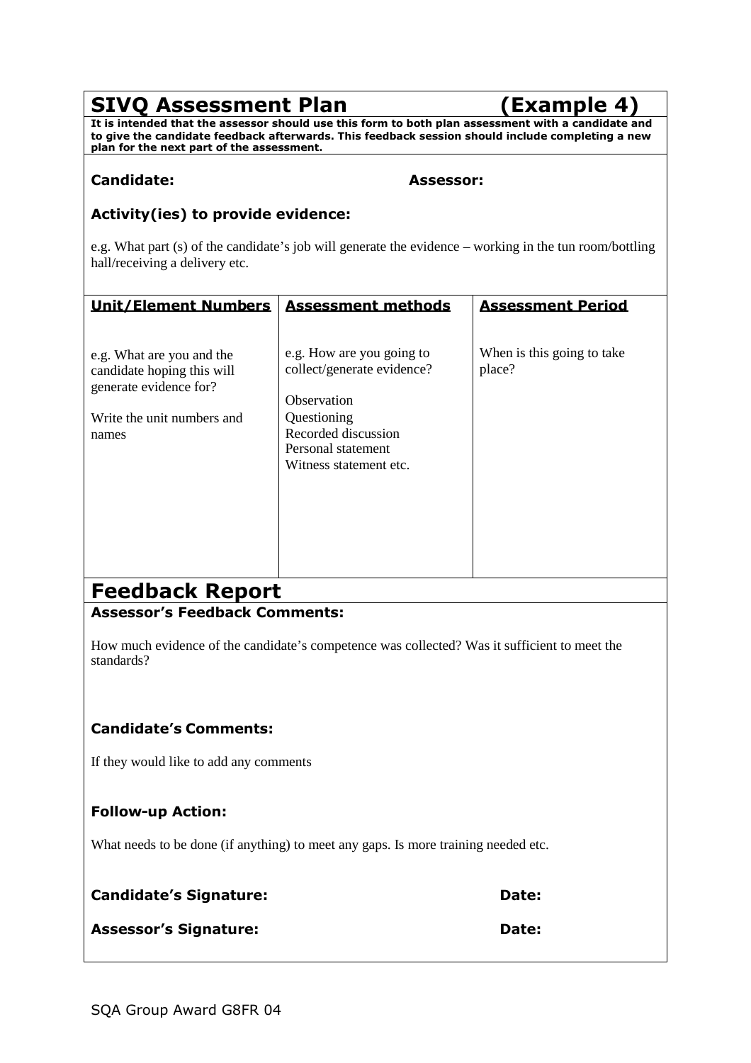# SIVQ Assessment Plan (Example 4)

**It is intended that the assessor should use this form to both plan assessment with a candidate and to give the candidate feedback afterwards. This feedback session should include completing a new plan for the next part of the assessment.**

**Candidate:** **Assessor:**

**Activity(ies) to provide evidence:**

e.g. What part (s) of the candidate's job will generate the evidence – working in the tun room/bottling hall/receiving a delivery etc.

| Unit/Element Numbers | Assessment methods | Assessment Period |
|---|---|---|
| e.g. What are you and the candidate hoping this will generate evidence for?<br><br>Write the unit numbers and names | e.g. How are you going to collect/generate evidence?<br><br>Observation<br>Questioning<br>Recorded discussion<br>Personal statement<br>Witness statement etc. | When is this going to take place? |

## Feedback Report

**Assessor's Feedback Comments:**

How much evidence of the candidate's competence was collected? Was it sufficient to meet the standards?

**Candidate's Comments:**

If they would like to add any comments

**Follow-up Action:**

What needs to be done (if anything) to meet any gaps. Is more training needed etc.

**Candidate's Signature:** **Date:**

**Assessor's Signature:** **Date:**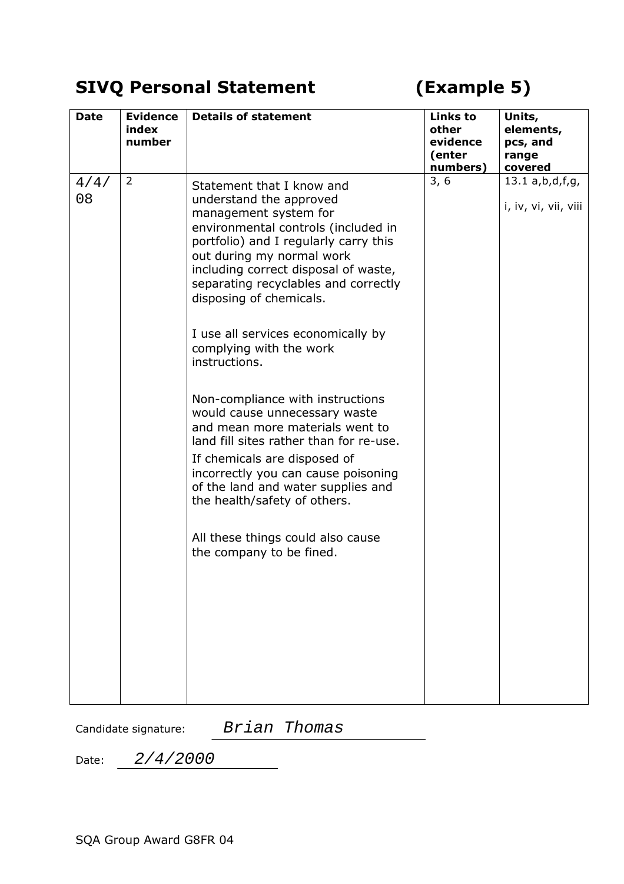# SIVQ Personal Statement (Example 5)

| Date | Evidence index number | Details of statement | Links to other evidence (enter numbers) | Units, elements, pcs, and range covered |
|---|---|---|---|---|
| 4/4/08 | 2 | Statement that I know and understand the approved management system for environmental controls (included in portfolio) and I regularly carry this out during my normal work including correct disposal of waste, separating recyclables and correctly disposing of chemicals.<br><br>I use all services economically by complying with the work instructions.<br><br>Non-compliance with instructions would cause unnecessary waste and mean more materials went to land fill sites rather than for re-use.<br>If chemicals are disposed of incorrectly you can cause poisoning of the land and water supplies and the health/safety of others.<br><br>All these things could also cause the company to be fined. | 3, 6 | 13.1 a,b,d,f,g,<br><br>i, iv, vi, vii, viii |

Candidate signature: *Brian Thomas*

Date: *2/4/2000*

SQA Group Award G8FR 04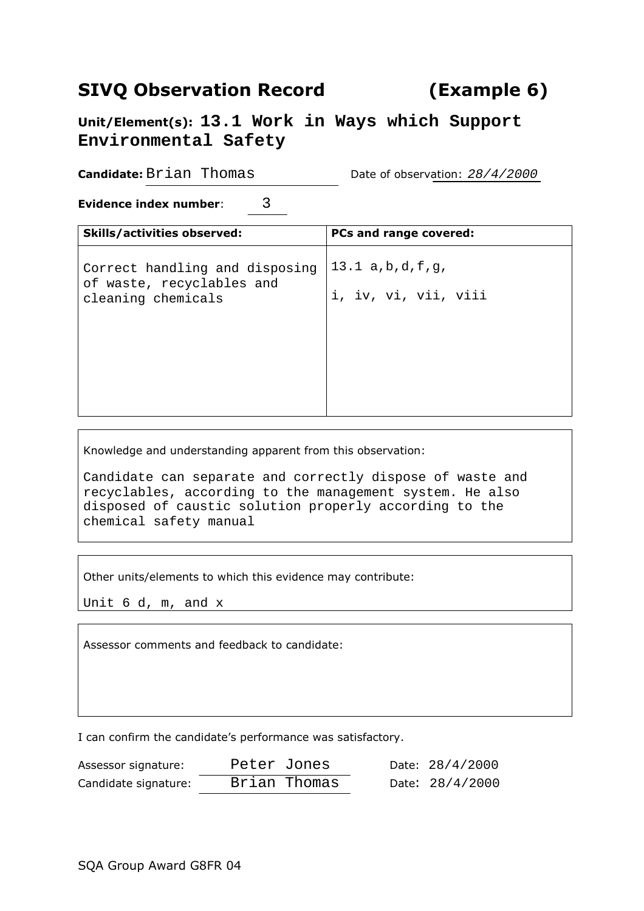## SIVQ Observation Record (Example 6)

**Unit/Element(s): 13.1 Work in Ways which Support Environmental Safety**

**Candidate:** Brian Thomas Date of observation: *28/4/2000*

**Evidence index number**: 3

| Skills/activities observed: | PCs and range covered: |
|---|---|
| Correct handling and disposing of waste, recyclables and cleaning chemicals | 13.1 a,b,d,f,g,<br><br>i, iv, vi, vii, viii |

Knowledge and understanding apparent from this observation:

Candidate can separate and correctly dispose of waste and recyclables, according to the management system. He also disposed of caustic solution properly according to the chemical safety manual

Other units/elements to which this evidence may contribute:

Unit 6 d, m, and x

Assessor comments and feedback to candidate:

I can confirm the candidate's performance was satisfactory.

Assessor signature: Peter Jones Date: 28/4/2000

Candidate signature: Brian Thomas Date: 28/4/2000

SQA Group Award G8FR 04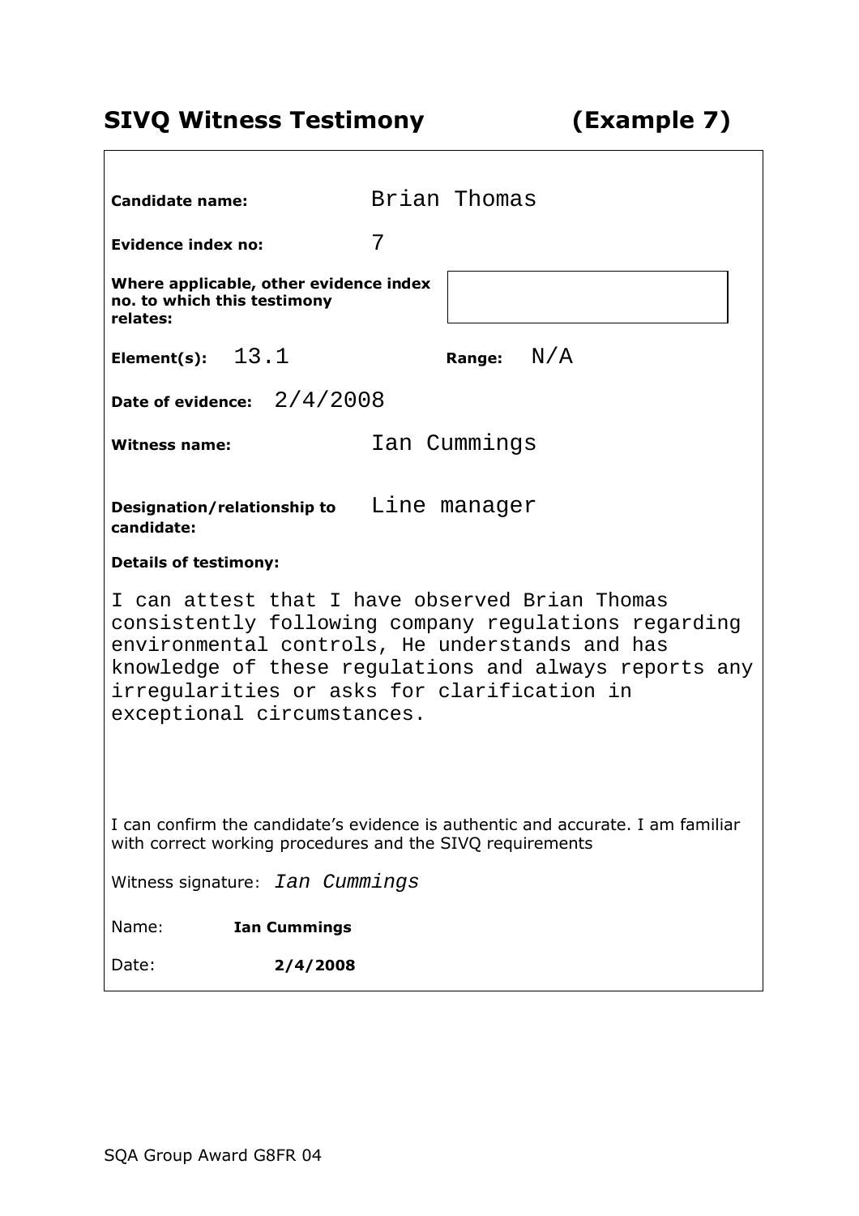## SIVQ Witness Testimony (Example 7)

**Candidate name:** Brian Thomas

**Evidence index no:** 7

**Where applicable, other evidence index no. to which this testimony relates:**

**Element(s):** 13.1 **Range:** N/A

**Date of evidence:** 2/4/2008

**Witness name:** Ian Cummings

**Designation/relationship to candidate:** Line manager

**Details of testimony:**

I can attest that I have observed Brian Thomas consistently following company regulations regarding environmental controls, He understands and has knowledge of these regulations and always reports any irregularities or asks for clarification in exceptional circumstances.

I can confirm the candidate's evidence is authentic and accurate. I am familiar with correct working procedures and the SIVQ requirements

Witness signature: *Ian Cummings*

Name: **Ian Cummings**

Date: **2/4/2008**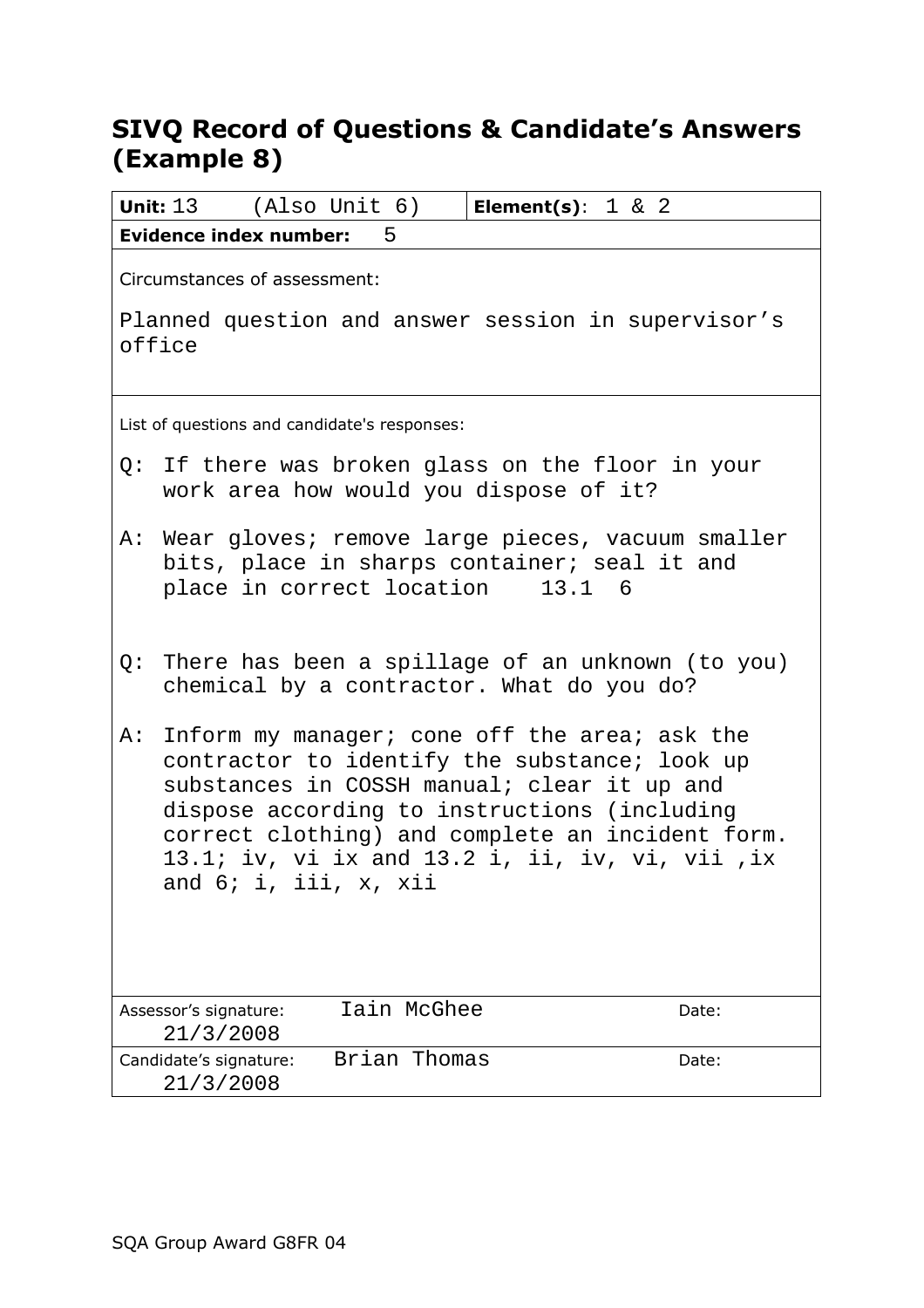# SIVQ Record of Questions & Candidate's Answers (Example 8)

| **Unit:** 13 (Also Unit 6) | **Element(s)**: 1 & 2 |
|---|---|
| **Evidence index number:** 5 | |

Circumstances of assessment:

Planned question and answer session in supervisor's office

List of questions and candidate's responses:

Q: If there was broken glass on the floor in your work area how would you dispose of it?

A: Wear gloves; remove large pieces, vacuum smaller bits, place in sharps container; seal it and place in correct location 13.1 6

Q: There has been a spillage of an unknown (to you) chemical by a contractor. What do you do?

A: Inform my manager; cone off the area; ask the contractor to identify the substance; look up substances in COSSH manual; clear it up and dispose according to instructions (including correct clothing) and complete an incident form. 13.1; iv, vi ix and 13.2 i, ii, iv, vi, vii ,ix and 6; i, iii, x, xii

| | | |
|---|---|---|
| Assessor's signature: | Iain McGhee | Date: 21/3/2008 |
| Candidate's signature: | Brian Thomas | Date: 21/3/2008 |

SQA Group Award G8FR 04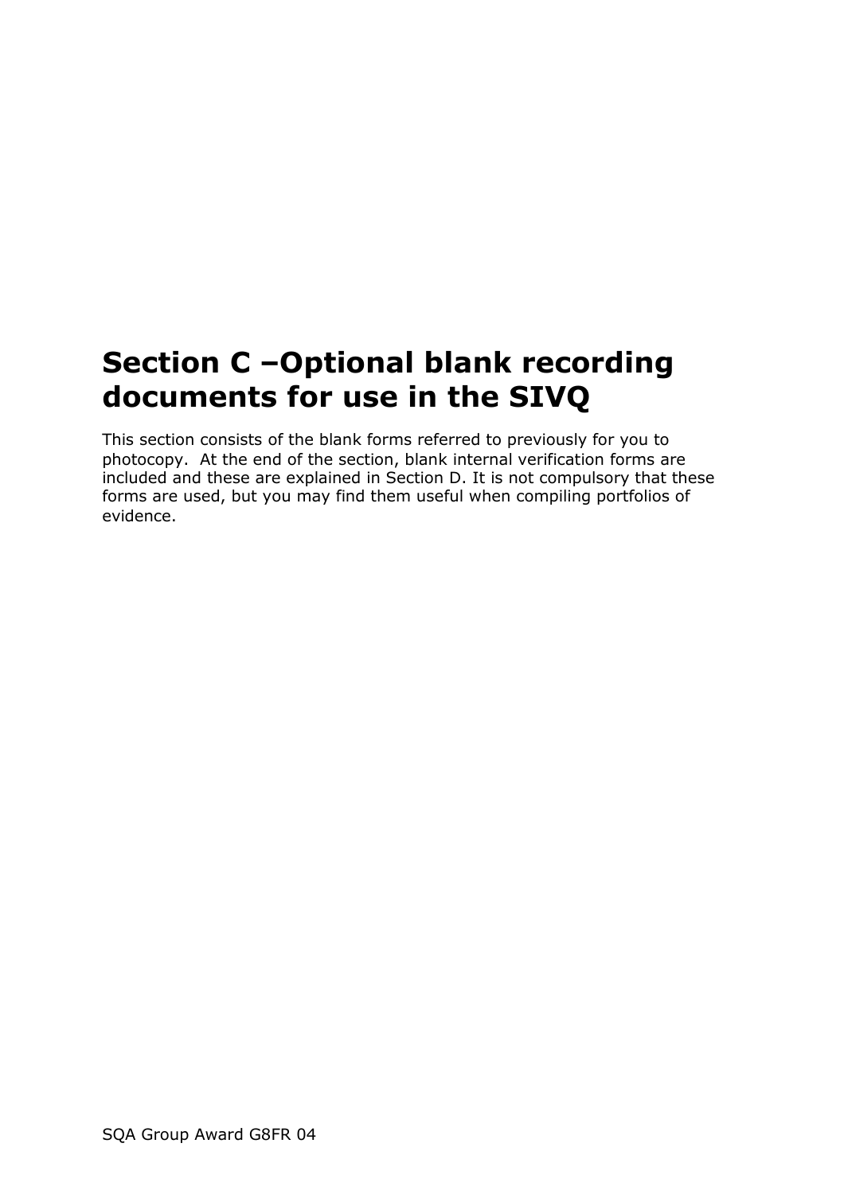# Section C –Optional blank recording documents for use in the SIVQ

This section consists of the blank forms referred to previously for you to photocopy. At the end of the section, blank internal verification forms are included and these are explained in Section D. It is not compulsory that these forms are used, but you may find them useful when compiling portfolios of evidence.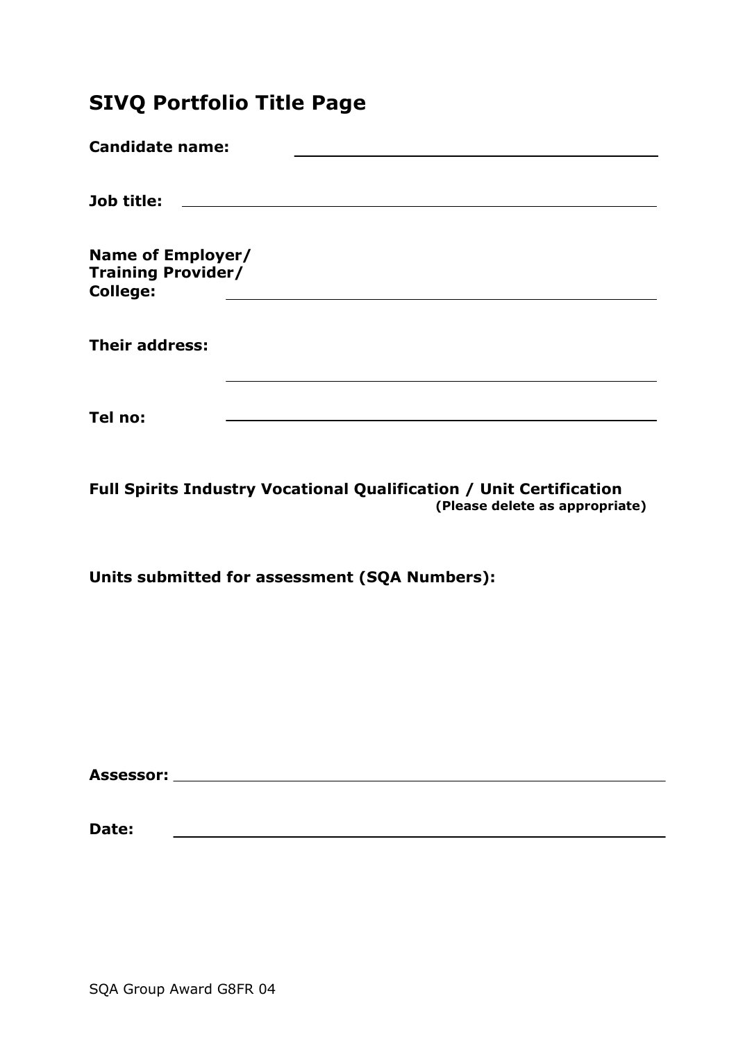# SIVQ Portfolio Title Page

**Candidate name:** ______________________________

**Job title:** ______________________________

**Name of Employer/ Training Provider/ College:** ______________________________

**Their address:** ______________________________

**Tel no:** ______________________________

**Full Spirits Industry Vocational Qualification / Unit Certification**
**(Please delete as appropriate)**

**Units submitted for assessment (SQA Numbers):**

**Assessor:** ______________________________

**Date:** ______________________________

SQA Group Award G8FR 04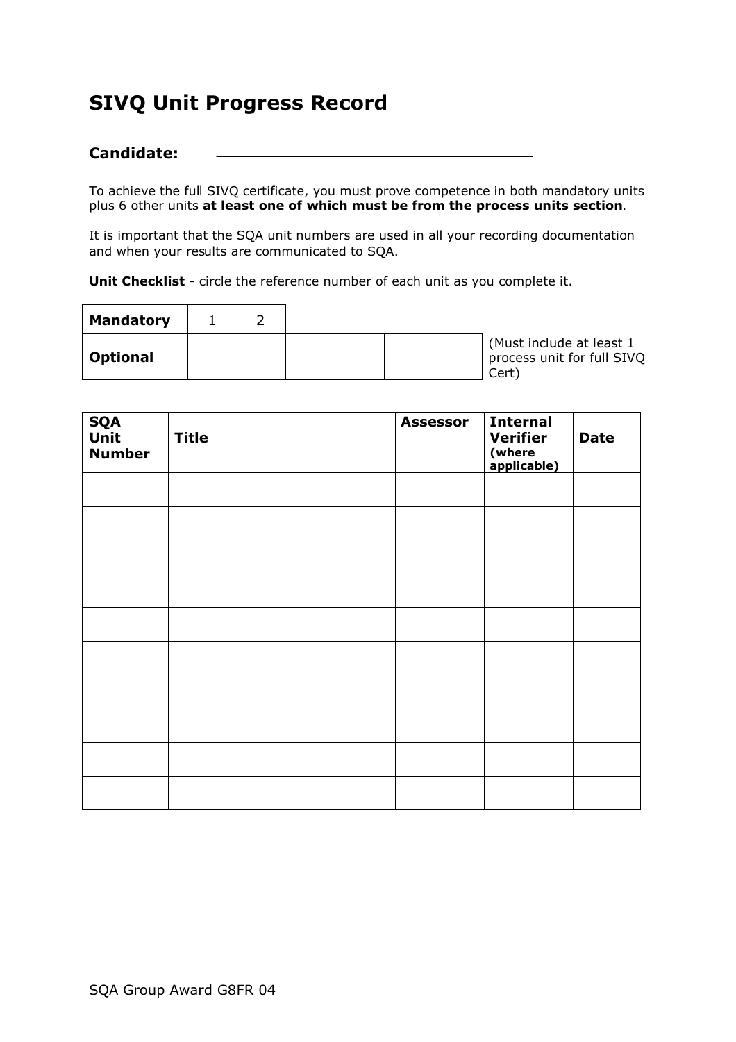# SIVQ Unit Progress Record

**Candidate:** ___________________________________

To achieve the full SIVQ certificate, you must prove competence in both mandatory units plus 6 other units **at least one of which must be from the process units section**.

It is important that the SQA unit numbers are used in all your recording documentation and when your results are communicated to SQA.

**Unit Checklist** - circle the reference number of each unit as you complete it.

| | | | | | | |
|---|---|---|---|---|---|---|
| **Mandatory** | 1 | 2 | | | | |
| **Optional** | | | | | | |

(Must include at least 1 process unit for full SIVQ Cert)

| SQA Unit Number | Title | Assessor | Internal Verifier (where applicable) | Date |
|---|---|---|---|---|
| | | | | |
| | | | | |
| | | | | |
| | | | | |
| | | | | |
| | | | | |
| | | | | |
| | | | | |
| | | | | |
| | | | | |

SQA Group Award G8FR 04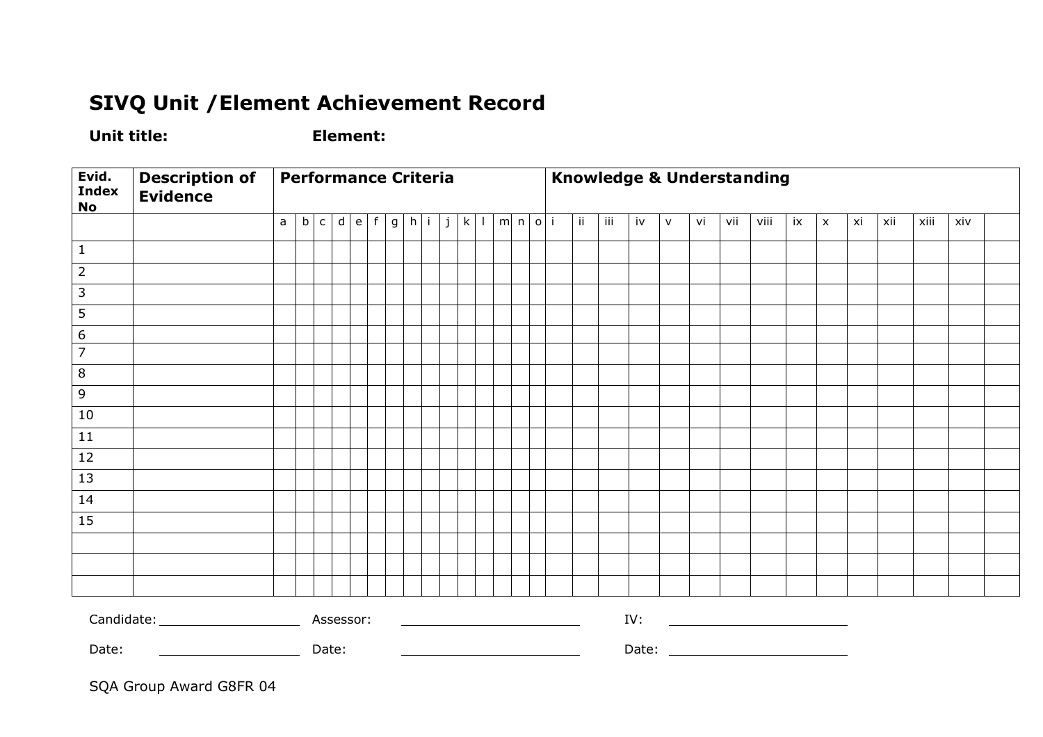# SIVQ Unit /Element Achievement Record

**Unit title:** **Element:**

| Evid. Index No | Description of Evidence | Performance Criteria | | | | | | | | | | | | | | | Knowledge & Understanding | | | | | | | | | | | | | | |
|---|---|---|---|---|---|---|---|---|---|---|---|---|---|---|---|---|---|---|---|---|---|---|---|---|---|---|---|---|---|---|---|
| | | a | b | c | d | e | f | g | h | i | j | k | l | m | n | o | i | ii | iii | iv | v | vi | vii | viii | ix | x | xi | xii | xiii | xiv | |
| 1 | | | | | | | | | | | | | | | | | | | | | | | | | | | | | | | |
| 2 | | | | | | | | | | | | | | | | | | | | | | | | | | | | | | | |
| 3 | | | | | | | | | | | | | | | | | | | | | | | | | | | | | | | |
| 5 | | | | | | | | | | | | | | | | | | | | | | | | | | | | | | | |
| 6 | | | | | | | | | | | | | | | | | | | | | | | | | | | | | | | |
| 7 | | | | | | | | | | | | | | | | | | | | | | | | | | | | | | | |
| 8 | | | | | | | | | | | | | | | | | | | | | | | | | | | | | | | |
| 9 | | | | | | | | | | | | | | | | | | | | | | | | | | | | | | | |
| 10 | | | | | | | | | | | | | | | | | | | | | | | | | | | | | | | |
| 11 | | | | | | | | | | | | | | | | | | | | | | | | | | | | | | | |
| 12 | | | | | | | | | | | | | | | | | | | | | | | | | | | | | | | |
| 13 | | | | | | | | | | | | | | | | | | | | | | | | | | | | | | | |
| 14 | | | | | | | | | | | | | | | | | | | | | | | | | | | | | | | |
| 15 | | | | | | | | | | | | | | | | | | | | | | | | | | | | | | | |
| | | | | | | | | | | | | | | | | | | | | | | | | | | | | | | | |
| | | | | | | | | | | | | | | | | | | | | | | | | | | | | | | | |
| | | | | | | | | | | | | | | | | | | | | | | | | | | | | | | | |

Candidate: ____________________ Assessor: ________________________ IV: ________________________

Date: ____________________ Date: ________________________ Date: ________________________

SQA Group Award G8FR 04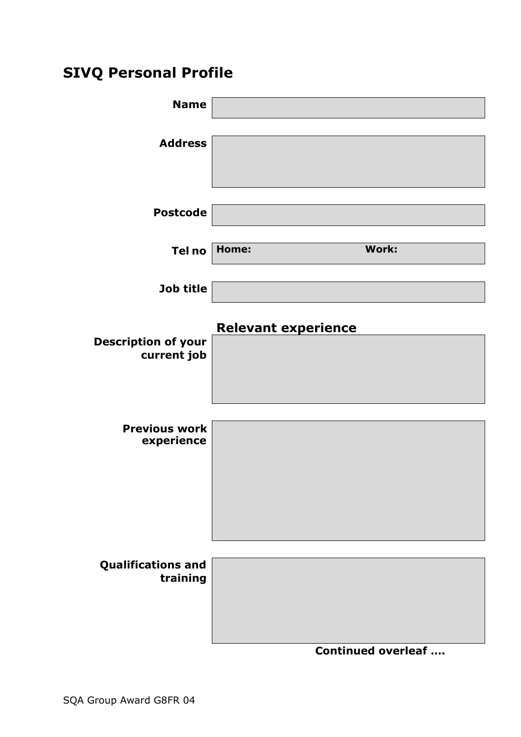# SIVQ Personal Profile

| | |
|---|---|
| **Name** | |
| **Address** | |
| **Postcode** | |
| **Tel no** | **Home:** **Work:** |
| **Job title** | |

## Relevant experience

| | |
|---|---|
| **Description of your current job** | |
| **Previous work experience** | |
| **Qualifications and training** | |

**Continued overleaf ….**

SQA Group Award G8FR 04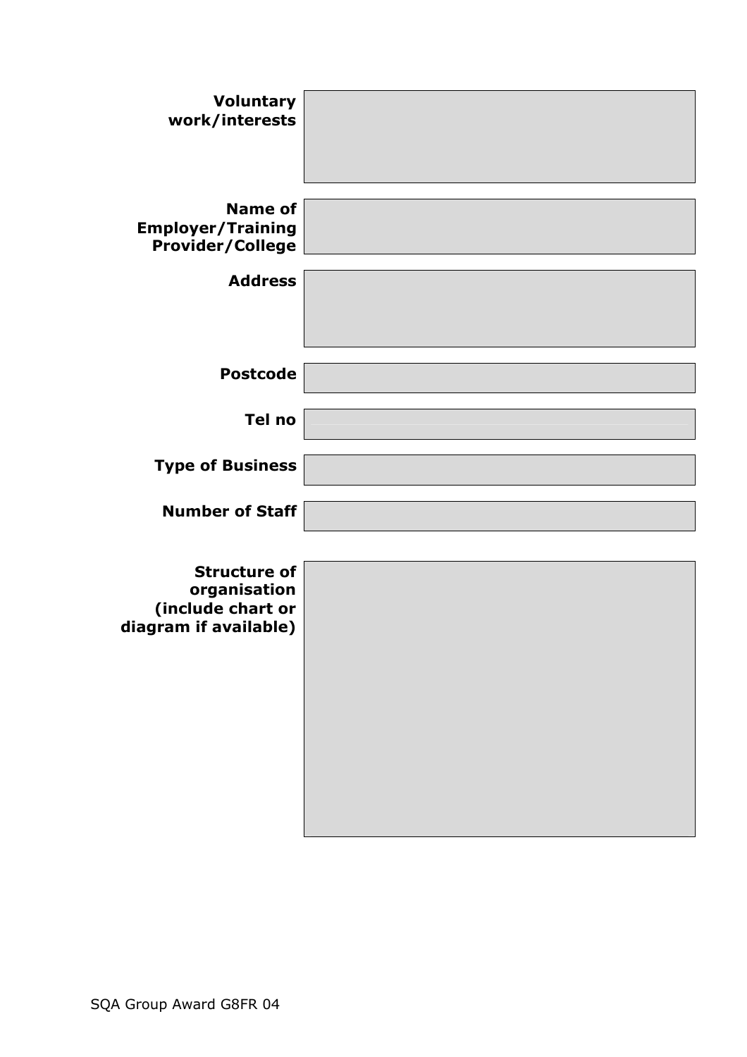| | |
|---|---|
| **Voluntary work/interests** | |
| **Name of Employer/Training Provider/College** | |
| **Address** | |
| **Postcode** | |
| **Tel no** | |
| **Type of Business** | |
| **Number of Staff** | |
| **Structure of organisation (include chart or diagram if available)** | |

SQA Group Award G8FR 04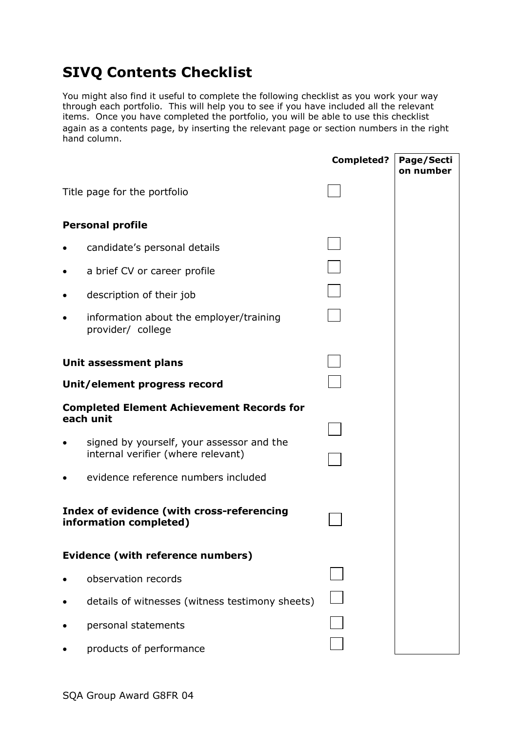# SIVQ Contents Checklist

You might also find it useful to complete the following checklist as you work your way through each portfolio. This will help you to see if you have included all the relevant items. Once you have completed the portfolio, you will be able to use this checklist again as a contents page, by inserting the relevant page or section numbers in the right hand column.

| | Completed? | Page/Section number |
|---|---|---|
| Title page for the portfolio | ☐ | |
| **Personal profile** | | |
| • candidate's personal details | ☐ | |
| • a brief CV or career profile | ☐ | |
| • description of their job | ☐ | |
| • information about the employer/training provider/ college | ☐ | |
| **Unit assessment plans** | ☐ | |
| **Unit/element progress record** | ☐ | |
| **Completed Element Achievement Records for each unit** | | |
| • signed by yourself, your assessor and the internal verifier (where relevant) | ☐ | |
| • evidence reference numbers included | ☐ | |
| **Index of evidence (with cross-referencing information completed)** | ☐ | |
| **Evidence (with reference numbers)** | | |
| • observation records | ☐ | |
| • details of witnesses (witness testimony sheets) | ☐ | |
| • personal statements | ☐ | |
| • products of performance | ☐ | |

SQA Group Award G8FR 04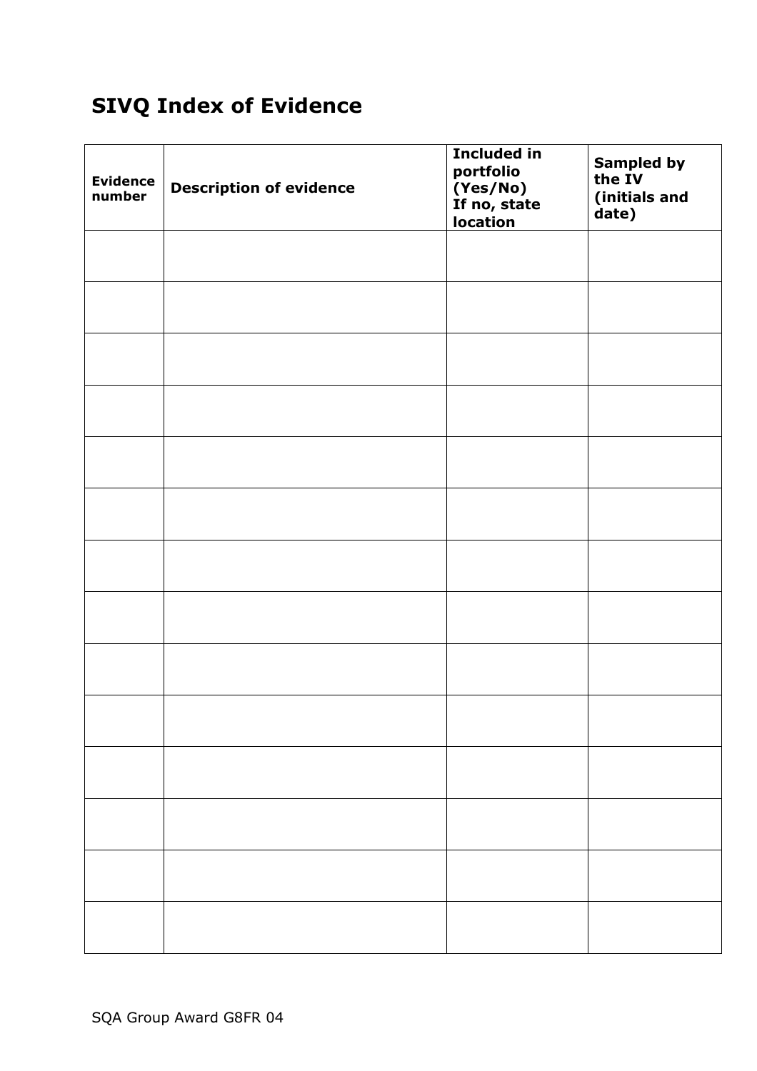## SIVQ Index of Evidence

| Evidence number | Description of evidence | Included in portfolio (Yes/No) If no, state location | Sampled by the IV (initials and date) |
|---|---|---|---|
| | | | |
| | | | |
| | | | |
| | | | |
| | | | |
| | | | |
| | | | |
| | | | |
| | | | |
| | | | |
| | | | |
| | | | |
| | | | |
| | | | |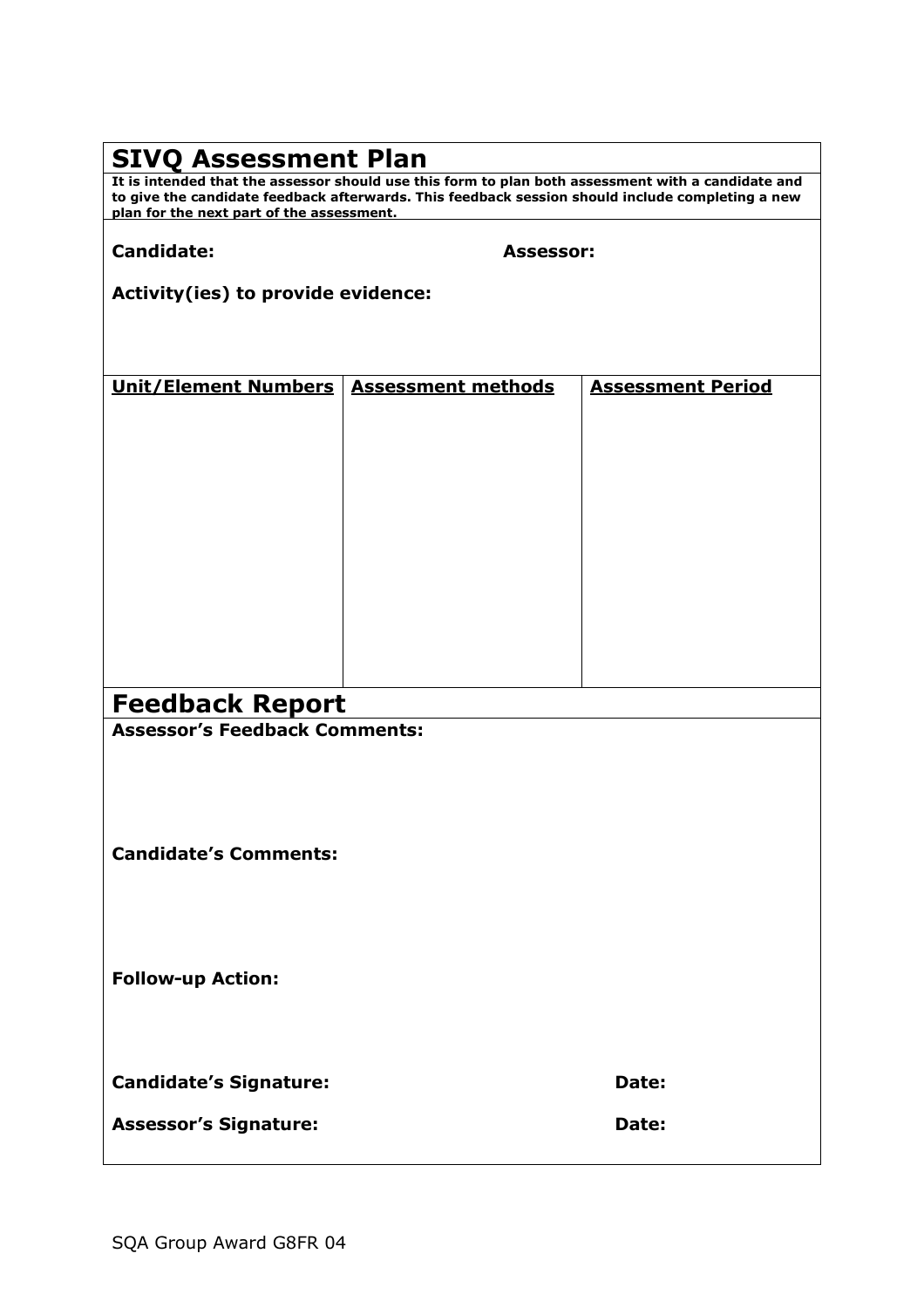# SIVQ Assessment Plan

**It is intended that the assessor should use this form to plan both assessment with a candidate and to give the candidate feedback afterwards. This feedback session should include completing a new plan for the next part of the assessment.**

**Candidate:** **Assessor:**

**Activity(ies) to provide evidence:**

| Unit/Element Numbers | Assessment methods | Assessment Period |
|---|---|---|
| | | |

# Feedback Report

**Assessor's Feedback Comments:**

**Candidate's Comments:**

**Follow-up Action:**

**Candidate's Signature:** **Date:**

**Assessor's Signature:** **Date:**

SQA Group Award G8FR 04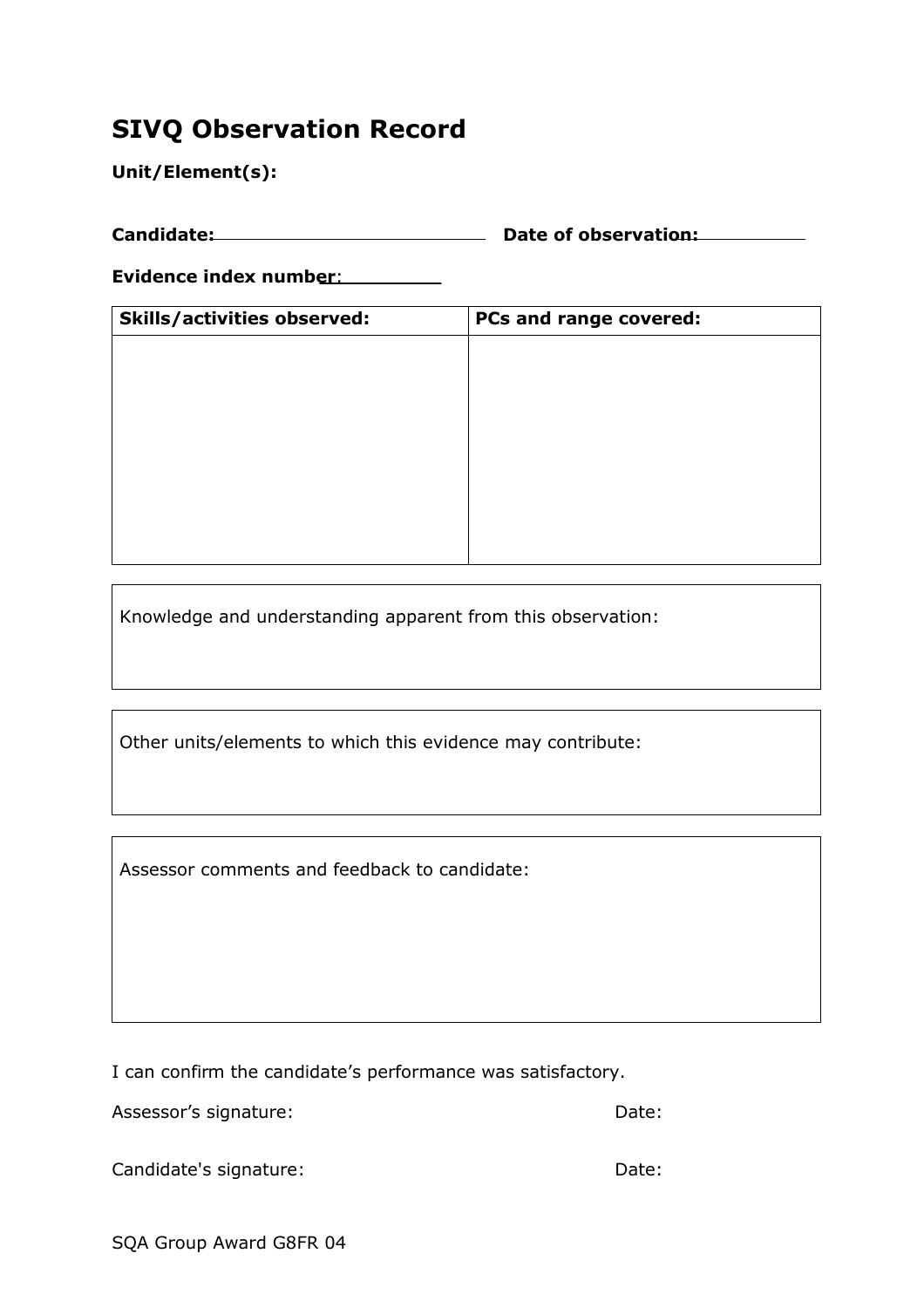# SIVQ Observation Record

**Unit/Element(s):**

**Candidate:** ______________________________ **Date of observation:** ______________

**Evidence index number**: ____________

| Skills/activities observed: | PCs and range covered: |
|---|---|
| | |

Knowledge and understanding apparent from this observation:

Other units/elements to which this evidence may contribute:

Assessor comments and feedback to candidate:

I can confirm the candidate's performance was satisfactory.

Assessor's signature: Date:

Candidate's signature: Date:

SQA Group Award G8FR 04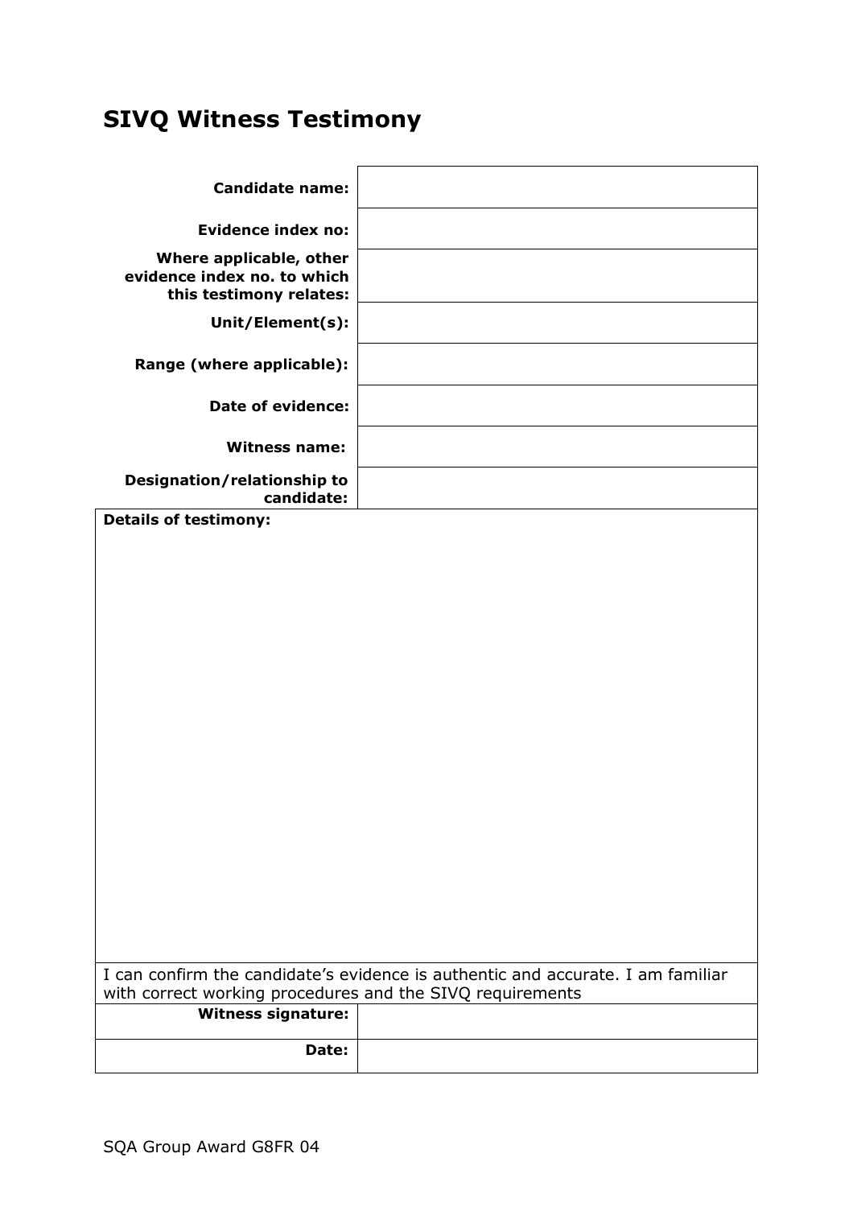## SIVQ Witness Testimony

| | |
|---|---|
| **Candidate name:** | |
| **Evidence index no:** | |
| **Where applicable, other evidence index no. to which this testimony relates:** | |
| **Unit/Element(s):** | |
| **Range (where applicable):** | |
| **Date of evidence:** | |
| **Witness name:** | |
| **Designation/relationship to candidate:** | |

**Details of testimony:**

I can confirm the candidate's evidence is authentic and accurate. I am familiar with correct working procedures and the SIVQ requirements

| | |
|---|---|
| **Witness signature:** | |
| **Date:** | |

SQA Group Award G8FR 04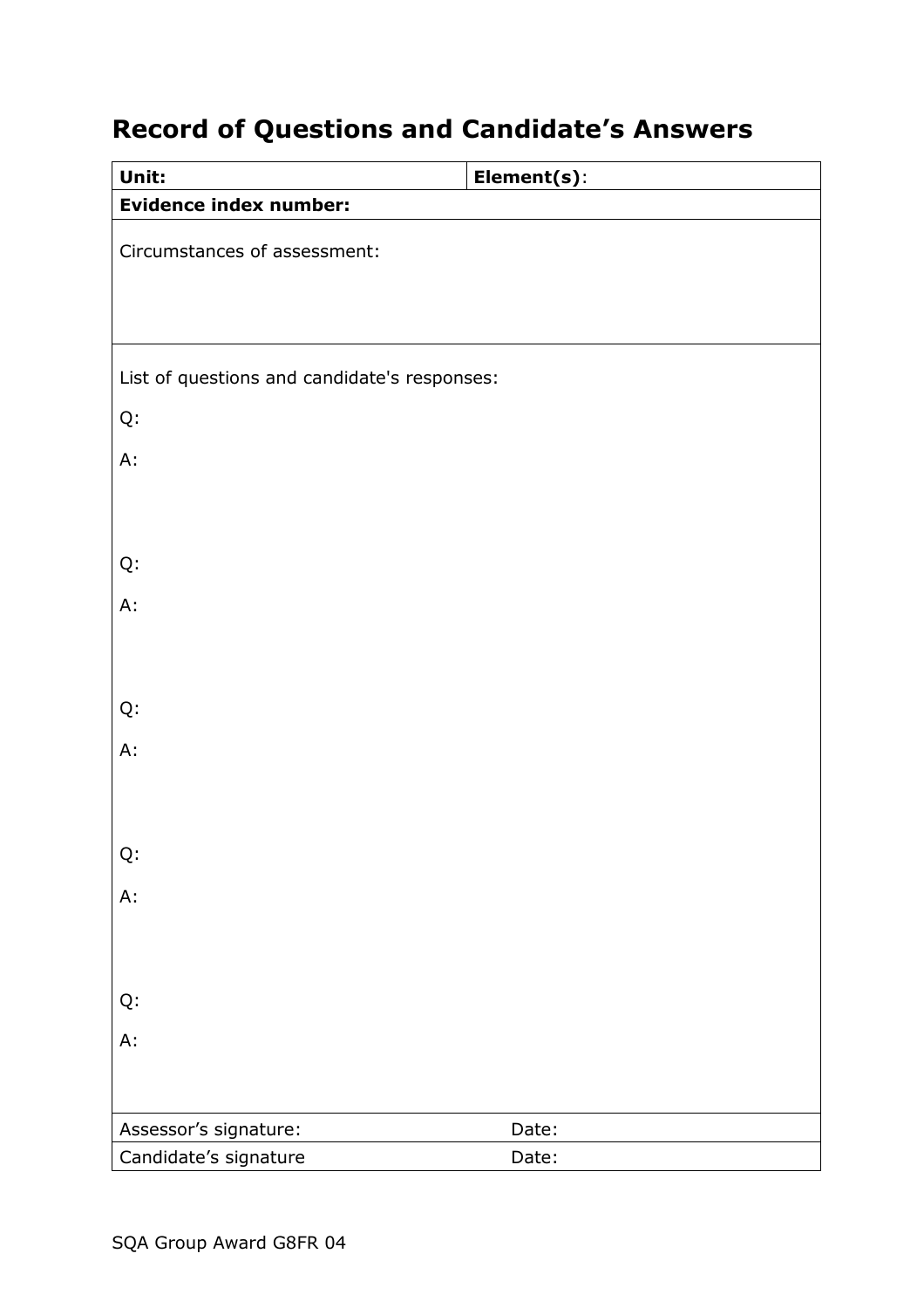# Record of Questions and Candidate's Answers

| **Unit:** | **Element(s)**: |
|---|---|
| **Evidence index number:** | |
| Circumstances of assessment: | |
| List of questions and candidate's responses:<br><br>Q:<br><br>A:<br><br>Q:<br><br>A:<br><br>Q:<br><br>A:<br><br>Q:<br><br>A:<br><br>Q:<br><br>A: | |
| Assessor's signature: | Date: |
| Candidate's signature | Date: |

SQA Group Award G8FR 04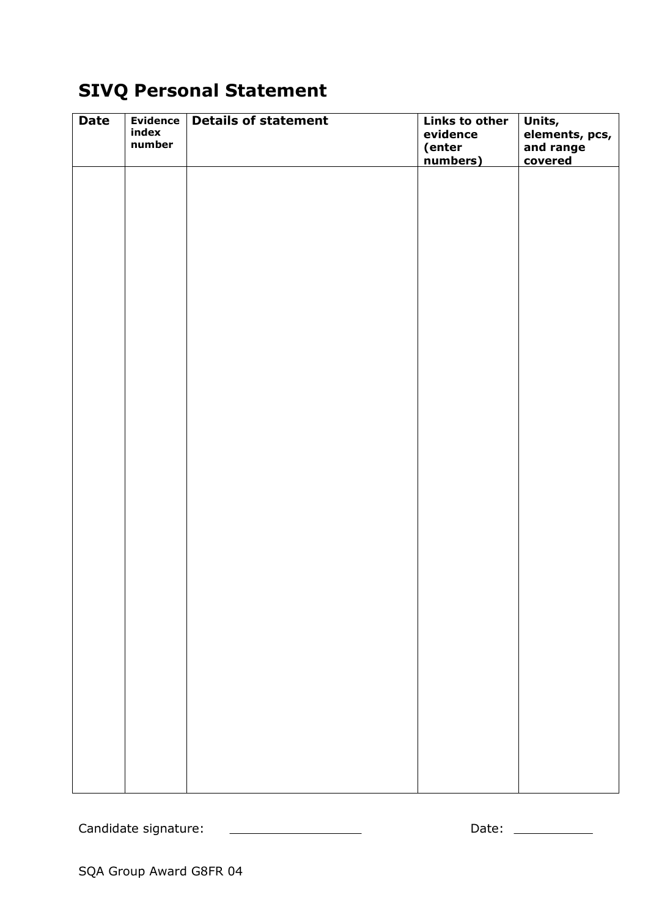## SIVQ Personal Statement

| Date | Evidence index number | Details of statement | Links to other evidence (enter numbers) | Units, elements, pcs, and range covered |
|---|---|---|---|---|
| | | | | |

Candidate signature: ________________ Date: __________

SQA Group Award G8FR 04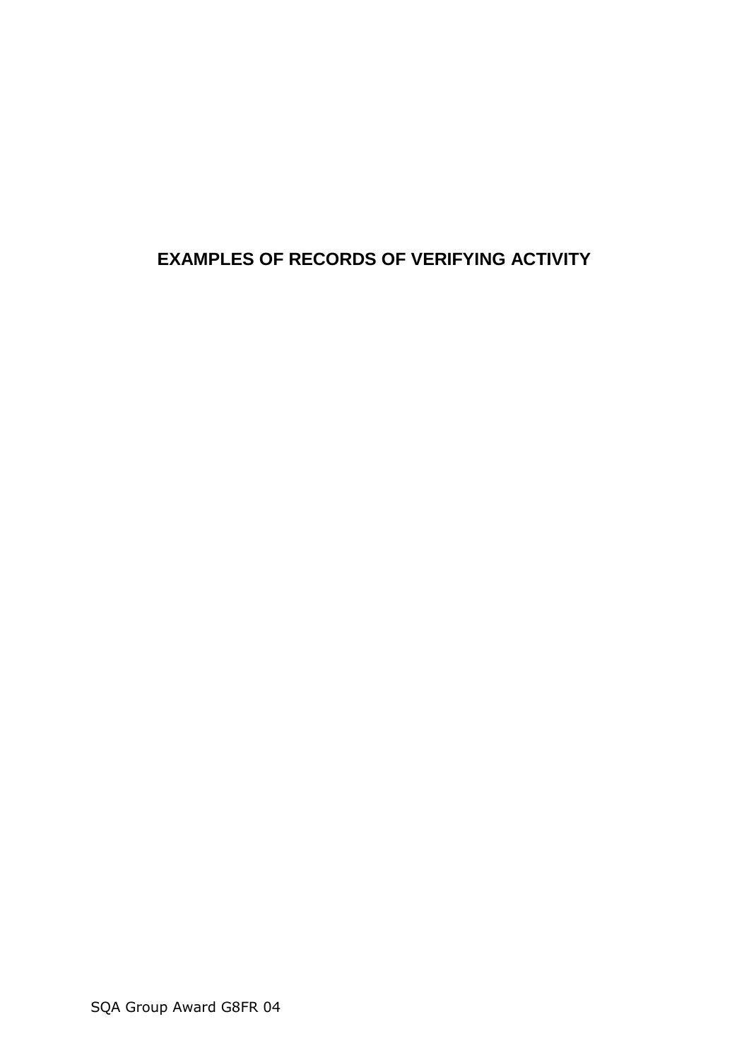# EXAMPLES OF RECORDS OF VERIFYING ACTIVITY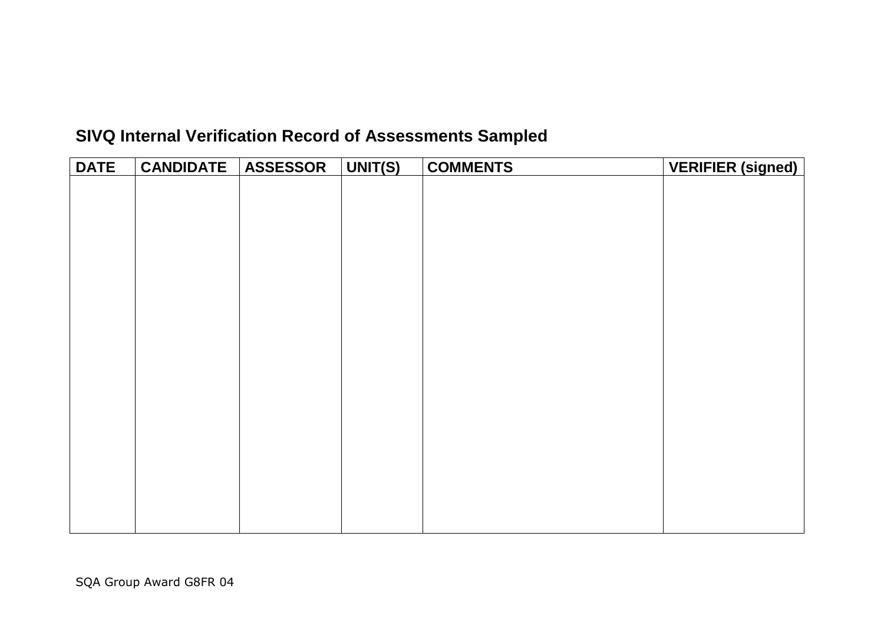## SIVQ Internal Verification Record of Assessments Sampled

| DATE | CANDIDATE | ASSESSOR | UNIT(S) | COMMENTS | VERIFIER (signed) |
|---|---|---|---|---|---|
| | | | | | |

SQA Group Award G8FR 04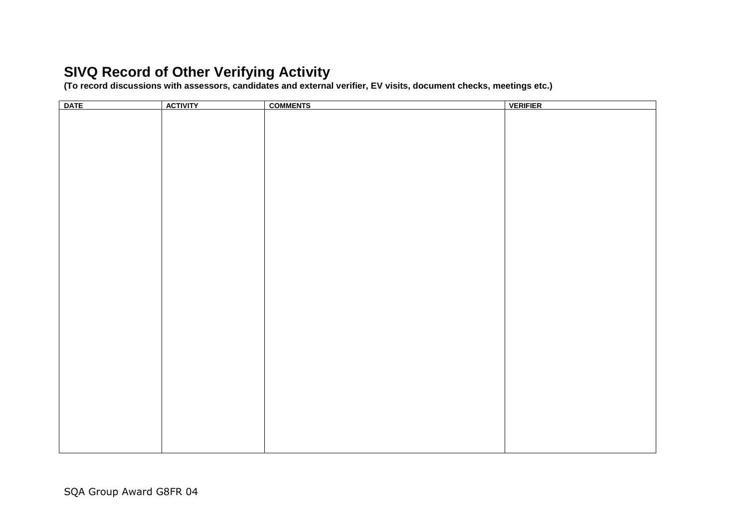# SIVQ Record of Other Verifying Activity

**(To record discussions with assessors, candidates and external verifier, EV visits, document checks, meetings etc.)**

| DATE | ACTIVITY | COMMENTS | VERIFIER |
|---|---|---|---|
| | | | |

SQA Group Award G8FR 04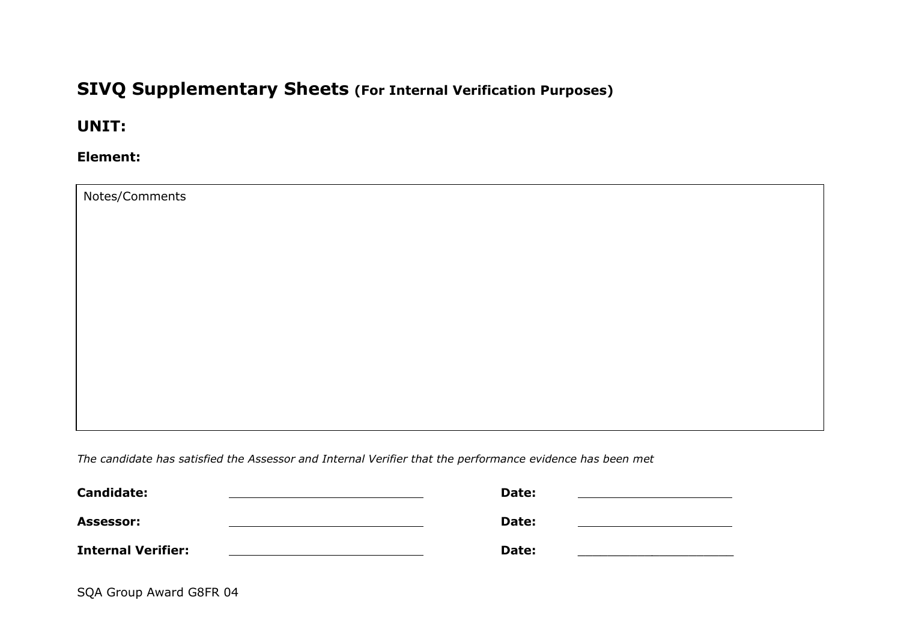# SIVQ Supplementary Sheets (For Internal Verification Purposes)

## UNIT:

**Element:**

| Notes/Comments |
|---|
| |

*The candidate has satisfied the Assessor and Internal Verifier that the performance evidence has been met*

| | | | |
|---|---|---|---|
| **Candidate:** | ____________________ | **Date:** | ____________________ |
| **Assessor:** | ____________________ | **Date:** | ____________________ |
| **Internal Verifier:** | ____________________ | **Date:** | ____________________ |

SQA Group Award G8FR 04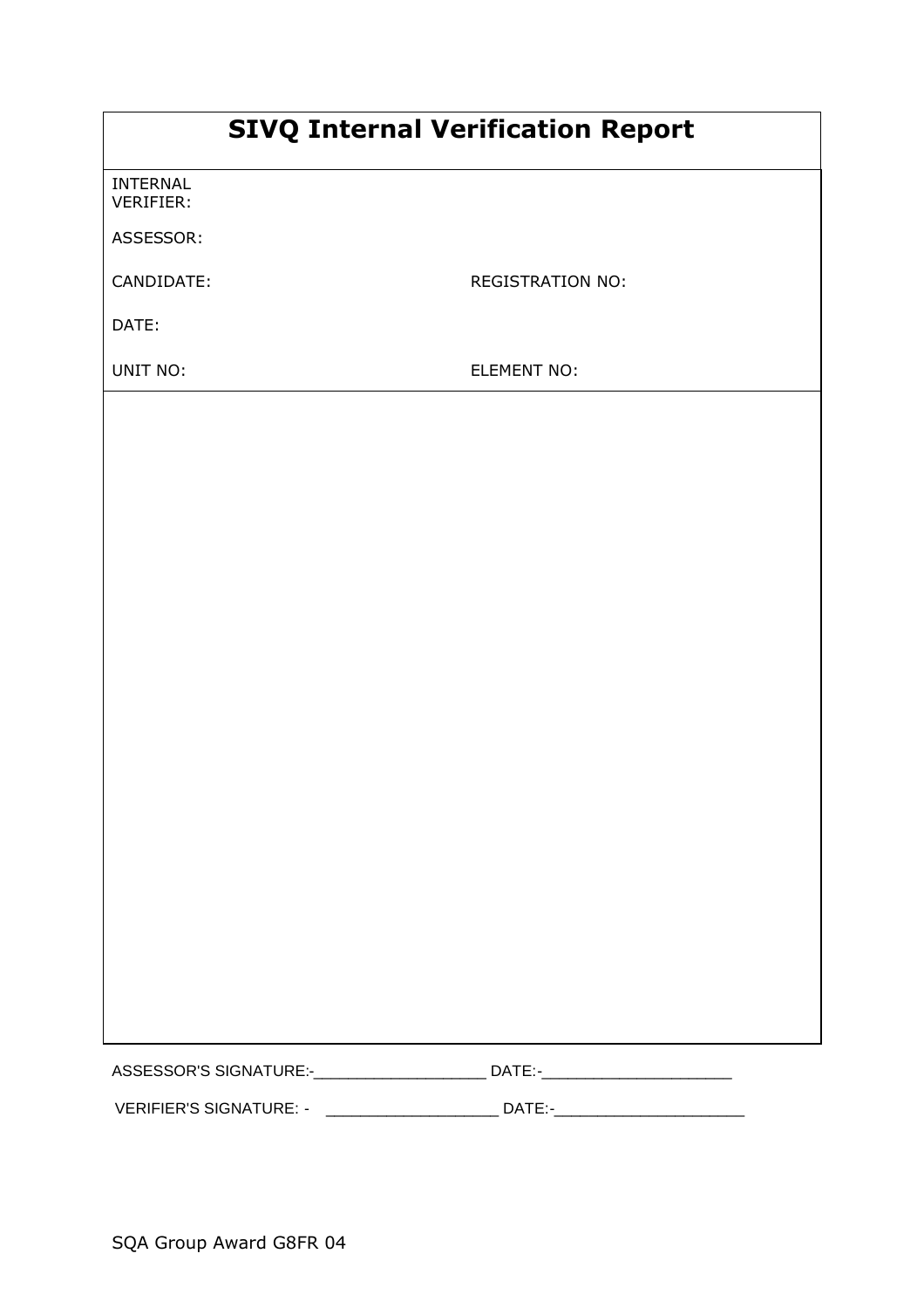# SIVQ Internal Verification Report

INTERNAL VERIFIER:

ASSESSOR:

CANDIDATE: REGISTRATION NO:

DATE:

UNIT NO: ELEMENT NO:

ASSESSOR'S SIGNATURE:-___________________ DATE:-_____________________

VERIFIER'S SIGNATURE: - ___________________ DATE:-_____________________

SQA Group Award G8FR 04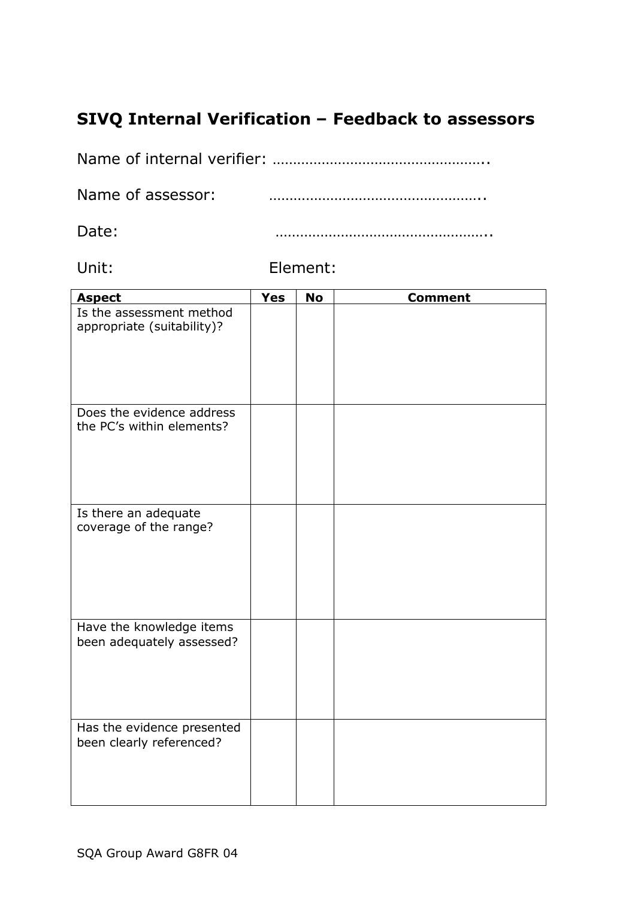## SIVQ Internal Verification – Feedback to assessors

Name of internal verifier: ……………………………………………..

Name of assessor: ……………………………………………..

Date: ……………………………………………..

Unit: Element:

| **Aspect** | **Yes** | **No** | **Comment** |
|---|---|---|---|
| Is the assessment method appropriate (suitability)? | | | |
| Does the evidence address the PC's within elements? | | | |
| Is there an adequate coverage of the range? | | | |
| Have the knowledge items been adequately assessed? | | | |
| Has the evidence presented been clearly referenced? | | | |

SQA Group Award G8FR 04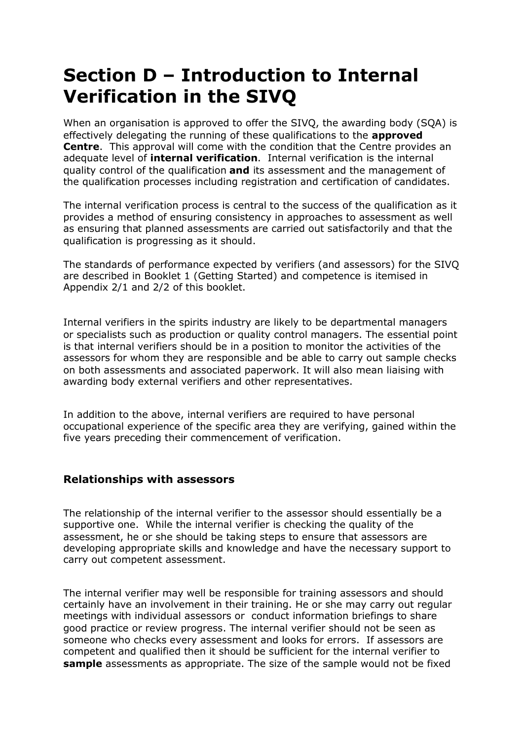# Section D – Introduction to Internal Verification in the SIVQ

When an organisation is approved to offer the SIVQ, the awarding body (SQA) is effectively delegating the running of these qualifications to the **approved Centre**. This approval will come with the condition that the Centre provides an adequate level of **internal verification**. Internal verification is the internal quality control of the qualification **and** its assessment and the management of the qualification processes including registration and certification of candidates.

The internal verification process is central to the success of the qualification as it provides a method of ensuring consistency in approaches to assessment as well as ensuring that planned assessments are carried out satisfactorily and that the qualification is progressing as it should.

The standards of performance expected by verifiers (and assessors) for the SIVQ are described in Booklet 1 (Getting Started) and competence is itemised in Appendix 2/1 and 2/2 of this booklet.

Internal verifiers in the spirits industry are likely to be departmental managers or specialists such as production or quality control managers. The essential point is that internal verifiers should be in a position to monitor the activities of the assessors for whom they are responsible and be able to carry out sample checks on both assessments and associated paperwork. It will also mean liaising with awarding body external verifiers and other representatives.

In addition to the above, internal verifiers are required to have personal occupational experience of the specific area they are verifying, gained within the five years preceding their commencement of verification.

### Relationships with assessors

The relationship of the internal verifier to the assessor should essentially be a supportive one. While the internal verifier is checking the quality of the assessment, he or she should be taking steps to ensure that assessors are developing appropriate skills and knowledge and have the necessary support to carry out competent assessment.

The internal verifier may well be responsible for training assessors and should certainly have an involvement in their training. He or she may carry out regular meetings with individual assessors or conduct information briefings to share good practice or review progress. The internal verifier should not be seen as someone who checks every assessment and looks for errors. If assessors are competent and qualified then it should be sufficient for the internal verifier to **sample** assessments as appropriate. The size of the sample would not be fixed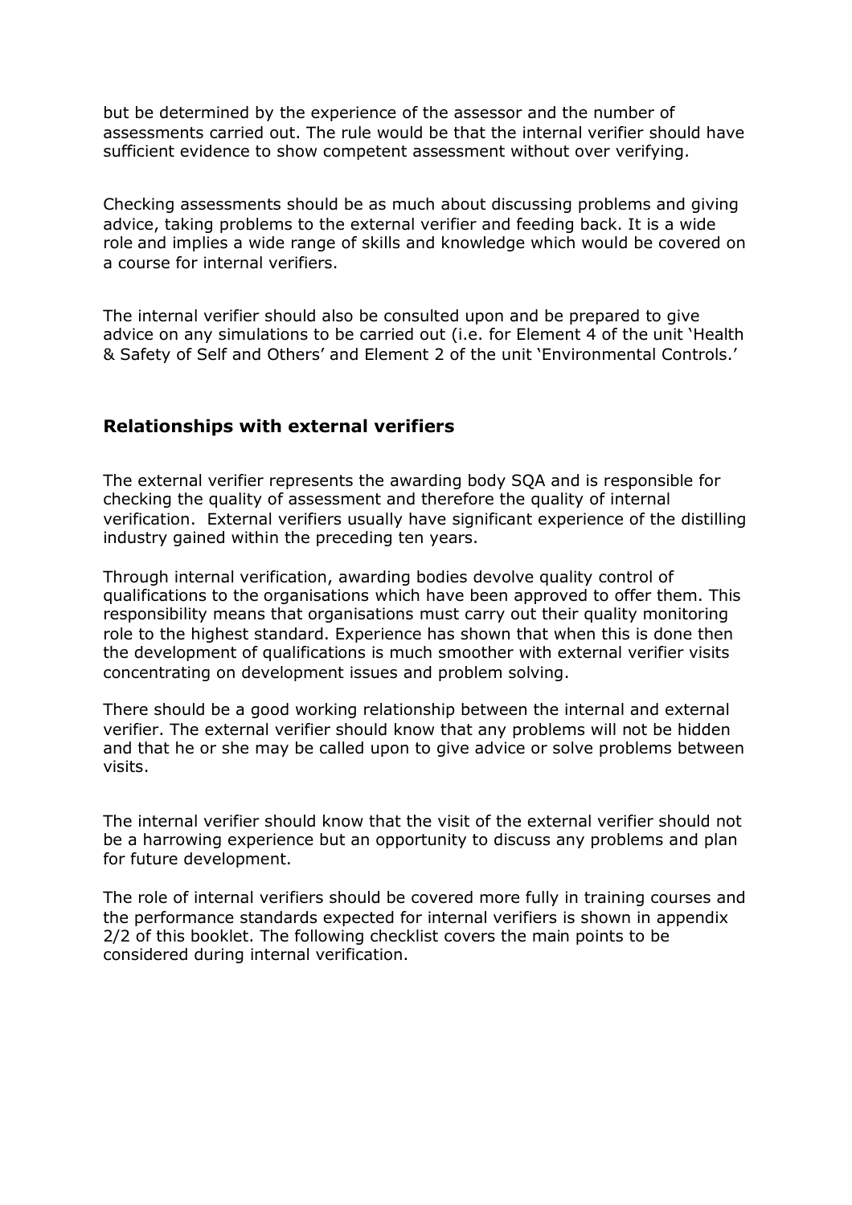but be determined by the experience of the assessor and the number of assessments carried out. The rule would be that the internal verifier should have sufficient evidence to show competent assessment without over verifying.

Checking assessments should be as much about discussing problems and giving advice, taking problems to the external verifier and feeding back. It is a wide role and implies a wide range of skills and knowledge which would be covered on a course for internal verifiers.

The internal verifier should also be consulted upon and be prepared to give advice on any simulations to be carried out (i.e. for Element 4 of the unit 'Health & Safety of Self and Others' and Element 2 of the unit 'Environmental Controls.'

## Relationships with external verifiers

The external verifier represents the awarding body SQA and is responsible for checking the quality of assessment and therefore the quality of internal verification. External verifiers usually have significant experience of the distilling industry gained within the preceding ten years.

Through internal verification, awarding bodies devolve quality control of qualifications to the organisations which have been approved to offer them. This responsibility means that organisations must carry out their quality monitoring role to the highest standard. Experience has shown that when this is done then the development of qualifications is much smoother with external verifier visits concentrating on development issues and problem solving.

There should be a good working relationship between the internal and external verifier. The external verifier should know that any problems will not be hidden and that he or she may be called upon to give advice or solve problems between visits.

The internal verifier should know that the visit of the external verifier should not be a harrowing experience but an opportunity to discuss any problems and plan for future development.

The role of internal verifiers should be covered more fully in training courses and the performance standards expected for internal verifiers is shown in appendix 2/2 of this booklet. The following checklist covers the main points to be considered during internal verification.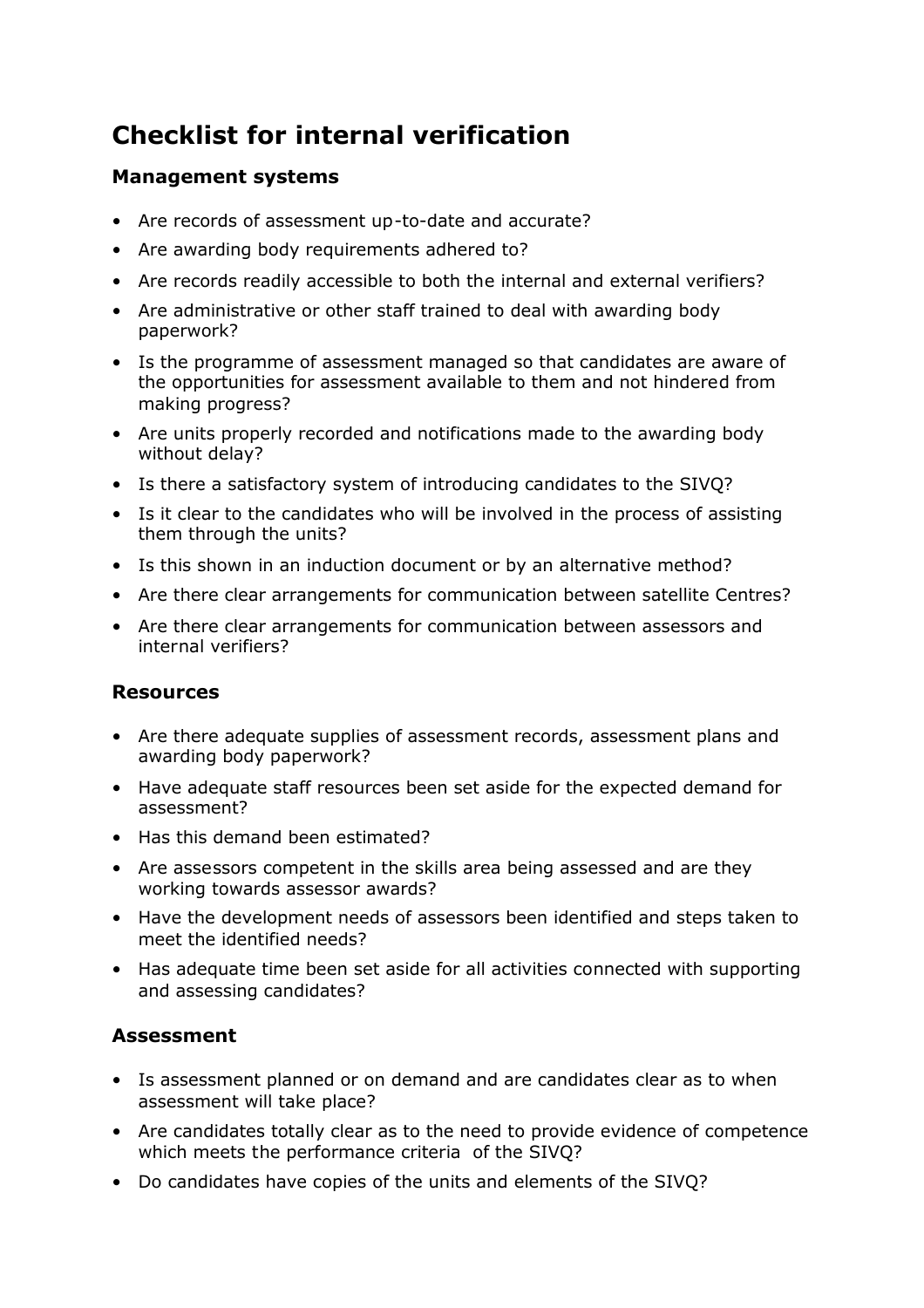# Checklist for internal verification

### Management systems

- Are records of assessment up-to-date and accurate?
- Are awarding body requirements adhered to?
- Are records readily accessible to both the internal and external verifiers?
- Are administrative or other staff trained to deal with awarding body paperwork?
- Is the programme of assessment managed so that candidates are aware of the opportunities for assessment available to them and not hindered from making progress?
- Are units properly recorded and notifications made to the awarding body without delay?
- Is there a satisfactory system of introducing candidates to the SIVQ?
- Is it clear to the candidates who will be involved in the process of assisting them through the units?
- Is this shown in an induction document or by an alternative method?
- Are there clear arrangements for communication between satellite Centres?
- Are there clear arrangements for communication between assessors and internal verifiers?

### Resources

- Are there adequate supplies of assessment records, assessment plans and awarding body paperwork?
- Have adequate staff resources been set aside for the expected demand for assessment?
- Has this demand been estimated?
- Are assessors competent in the skills area being assessed and are they working towards assessor awards?
- Have the development needs of assessors been identified and steps taken to meet the identified needs?
- Has adequate time been set aside for all activities connected with supporting and assessing candidates?

### Assessment

- Is assessment planned or on demand and are candidates clear as to when assessment will take place?
- Are candidates totally clear as to the need to provide evidence of competence which meets the performance criteria of the SIVQ?
- Do candidates have copies of the units and elements of the SIVQ?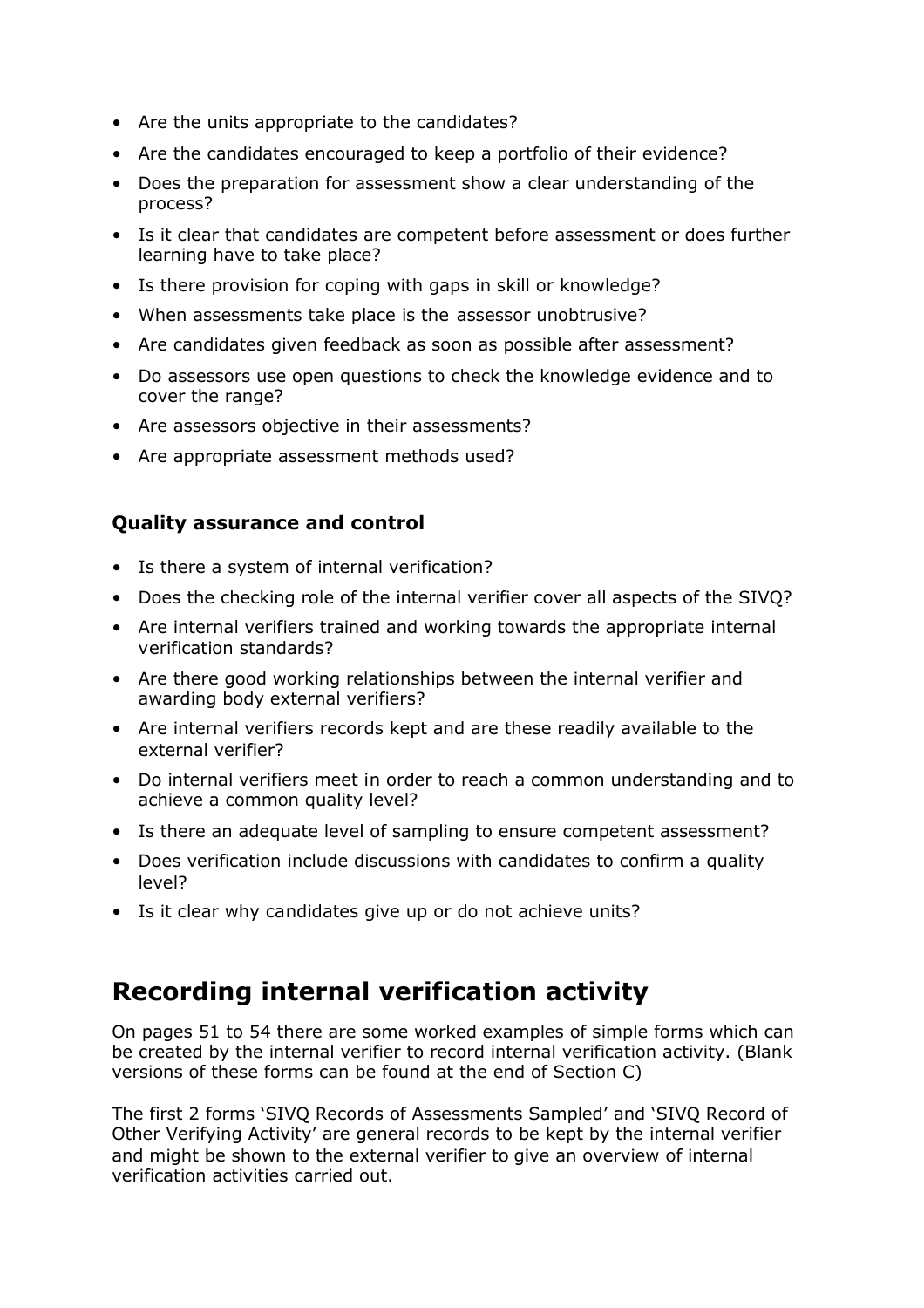- Are the units appropriate to the candidates?
- Are the candidates encouraged to keep a portfolio of their evidence?
- Does the preparation for assessment show a clear understanding of the process?
- Is it clear that candidates are competent before assessment or does further learning have to take place?
- Is there provision for coping with gaps in skill or knowledge?
- When assessments take place is the assessor unobtrusive?
- Are candidates given feedback as soon as possible after assessment?
- Do assessors use open questions to check the knowledge evidence and to cover the range?
- Are assessors objective in their assessments?
- Are appropriate assessment methods used?

### Quality assurance and control

- Is there a system of internal verification?
- Does the checking role of the internal verifier cover all aspects of the SIVQ?
- Are internal verifiers trained and working towards the appropriate internal verification standards?
- Are there good working relationships between the internal verifier and awarding body external verifiers?
- Are internal verifiers records kept and are these readily available to the external verifier?
- Do internal verifiers meet in order to reach a common understanding and to achieve a common quality level?
- Is there an adequate level of sampling to ensure competent assessment?
- Does verification include discussions with candidates to confirm a quality level?
- Is it clear why candidates give up or do not achieve units?

## Recording internal verification activity

On pages 51 to 54 there are some worked examples of simple forms which can be created by the internal verifier to record internal verification activity. (Blank versions of these forms can be found at the end of Section C)

The first 2 forms 'SIVQ Records of Assessments Sampled' and 'SIVQ Record of Other Verifying Activity' are general records to be kept by the internal verifier and might be shown to the external verifier to give an overview of internal verification activities carried out.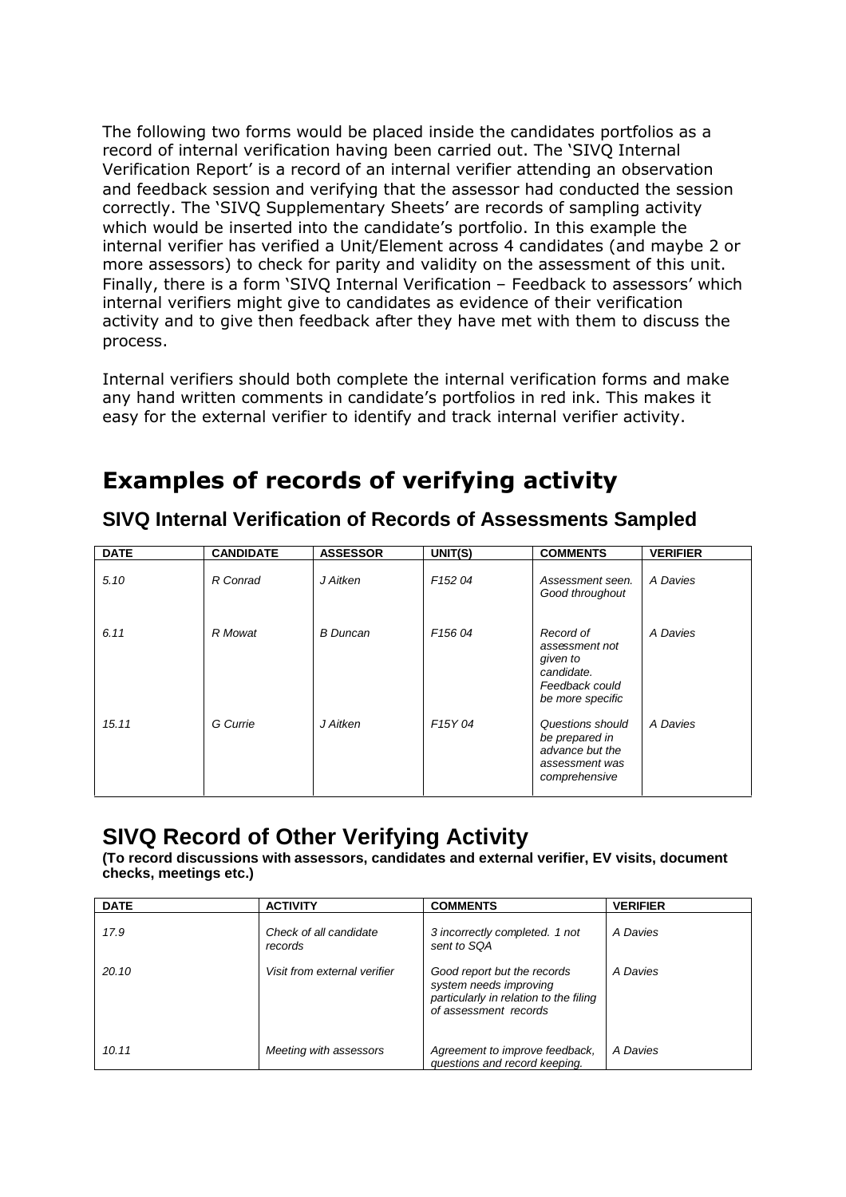The following two forms would be placed inside the candidates portfolios as a record of internal verification having been carried out. The 'SIVQ Internal Verification Report' is a record of an internal verifier attending an observation and feedback session and verifying that the assessor had conducted the session correctly. The 'SIVQ Supplementary Sheets' are records of sampling activity which would be inserted into the candidate's portfolio. In this example the internal verifier has verified a Unit/Element across 4 candidates (and maybe 2 or more assessors) to check for parity and validity on the assessment of this unit. Finally, there is a form 'SIVQ Internal Verification – Feedback to assessors' which internal verifiers might give to candidates as evidence of their verification activity and to give then feedback after they have met with them to discuss the process.

Internal verifiers should both complete the internal verification forms and make any hand written comments in candidate's portfolios in red ink. This makes it easy for the external verifier to identify and track internal verifier activity.

# Examples of records of verifying activity

## SIVQ Internal Verification of Records of Assessments Sampled

| DATE | CANDIDATE | ASSESSOR | UNIT(S) | COMMENTS | VERIFIER |
|---|---|---|---|---|---|
| *5.10* | *R Conrad* | *J Aitken* | *F152 04* | *Assessment seen. Good throughout* | *A Davies* |
| *6.11* | *R Mowat* | *B Duncan* | *F156 04* | *Record of assessment not given to candidate. Feedback could be more specific* | *A Davies* |
| *15.11* | *G Currie* | *J Aitken* | *F15Y 04* | *Questions should be prepared in advance but the assessment was comprehensive* | *A Davies* |

## SIVQ Record of Other Verifying Activity

**(To record discussions with assessors, candidates and external verifier, EV visits, document checks, meetings etc.)**

| DATE | ACTIVITY | COMMENTS | VERIFIER |
|---|---|---|---|
| *17.9* | *Check of all candidate records* | *3 incorrectly completed. 1 not sent to SQA* | *A Davies* |
| *20.10* | *Visit from external verifier* | *Good report but the records system needs improving particularly in relation to the filing of assessment records* | *A Davies* |
| *10.11* | *Meeting with assessors* | *Agreement to improve feedback, questions and record keeping.* | *A Davies* |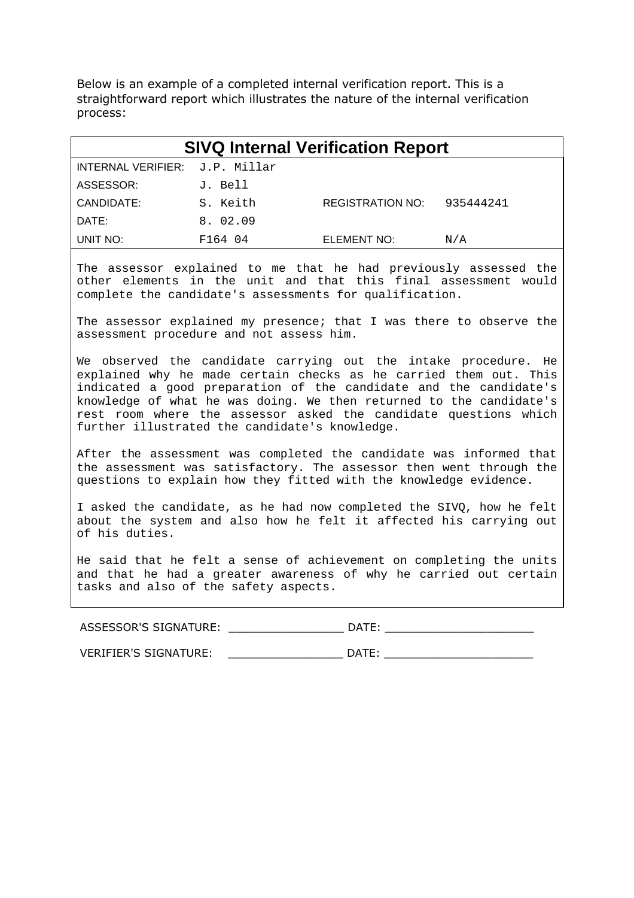Below is an example of a completed internal verification report. This is a straightforward report which illustrates the nature of the internal verification process:

## SIVQ Internal Verification Report

| | | | |
|---|---|---|---|
| INTERNAL VERIFIER: | J.P. Millar | | |
| ASSESSOR: | J. Bell | | |
| CANDIDATE: | S. Keith | REGISTRATION NO: | 935444241 |
| DATE: | 8. 02.09 | | |
| UNIT NO: | F164 04 | ELEMENT NO: | N/A |

The assessor explained to me that he had previously assessed the other elements in the unit and that this final assessment would complete the candidate's assessments for qualification.

The assessor explained my presence; that I was there to observe the assessment procedure and not assess him.

We observed the candidate carrying out the intake procedure. He explained why he made certain checks as he carried them out. This indicated a good preparation of the candidate and the candidate's knowledge of what he was doing. We then returned to the candidate's rest room where the assessor asked the candidate questions which further illustrated the candidate's knowledge.

After the assessment was completed the candidate was informed that the assessment was satisfactory. The assessor then went through the questions to explain how they fitted with the knowledge evidence.

I asked the candidate, as he had now completed the SIVQ, how he felt about the system and also how he felt it affected his carrying out of his duties.

He said that he felt a sense of achievement on completing the units and that he had a greater awareness of why he carried out certain tasks and also of the safety aspects.

ASSESSOR'S SIGNATURE: _________________ DATE: ______________________

VERIFIER'S SIGNATURE: _________________ DATE: ______________________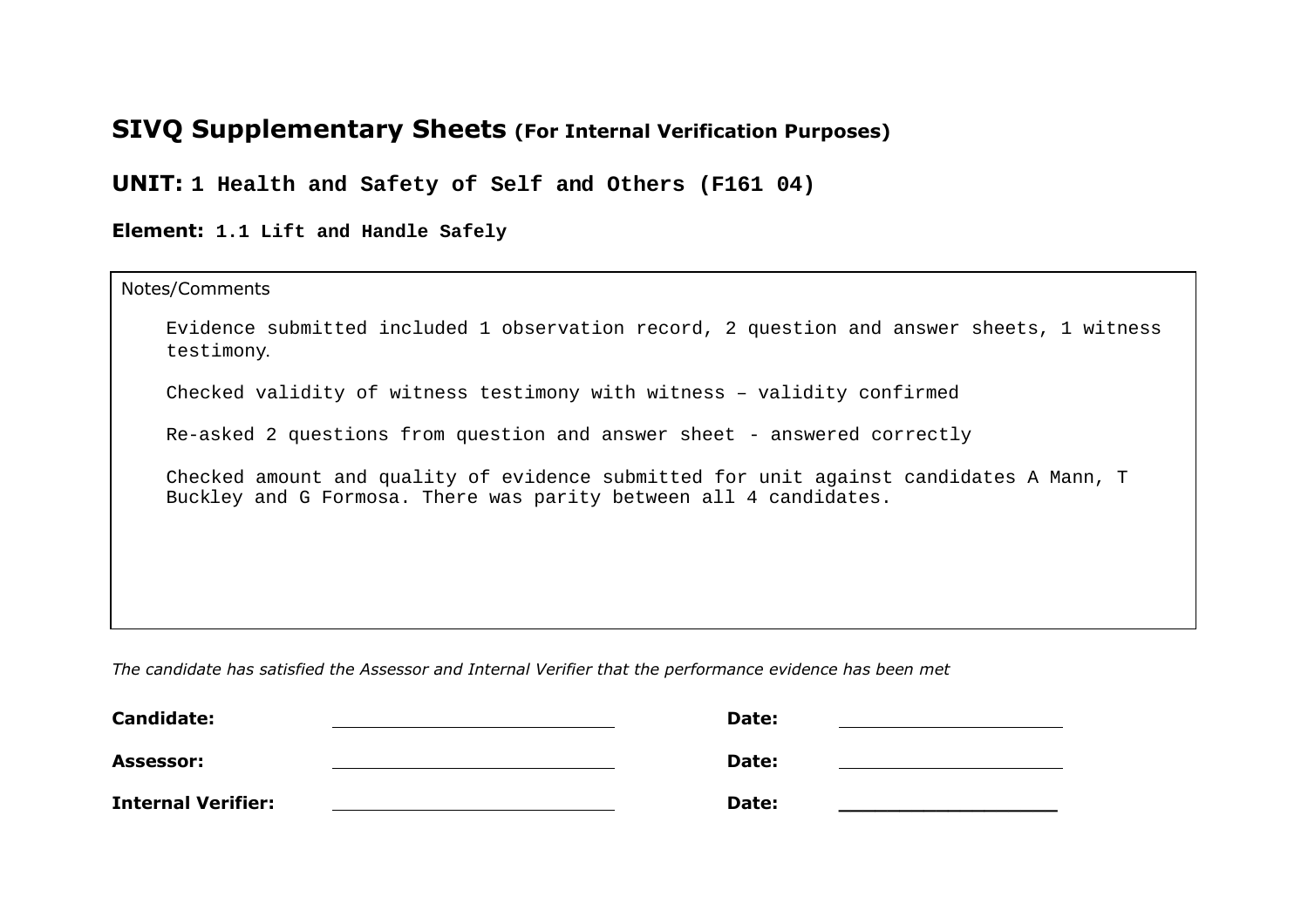## SIVQ Supplementary Sheets (For Internal Verification Purposes)

**UNIT: 1 Health and Safety of Self and Others (F161 04)**

**Element: 1.1 Lift and Handle Safely**

Notes/Comments

Evidence submitted included 1 observation record, 2 question and answer sheets, 1 witness testimony.

Checked validity of witness testimony with witness – validity confirmed

Re-asked 2 questions from question and answer sheet - answered correctly

Checked amount and quality of evidence submitted for unit against candidates A Mann, T Buckley and G Formosa. There was parity between all 4 candidates.

*The candidate has satisfied the Assessor and Internal Verifier that the performance evidence has been met*

| | | | |
|---|---|---|---|
| **Candidate:** | ____________________ | **Date:** | ____________________ |
| **Assessor:** | ____________________ | **Date:** | ____________________ |
| **Internal Verifier:** | ____________________ | **Date:** | ____________________ |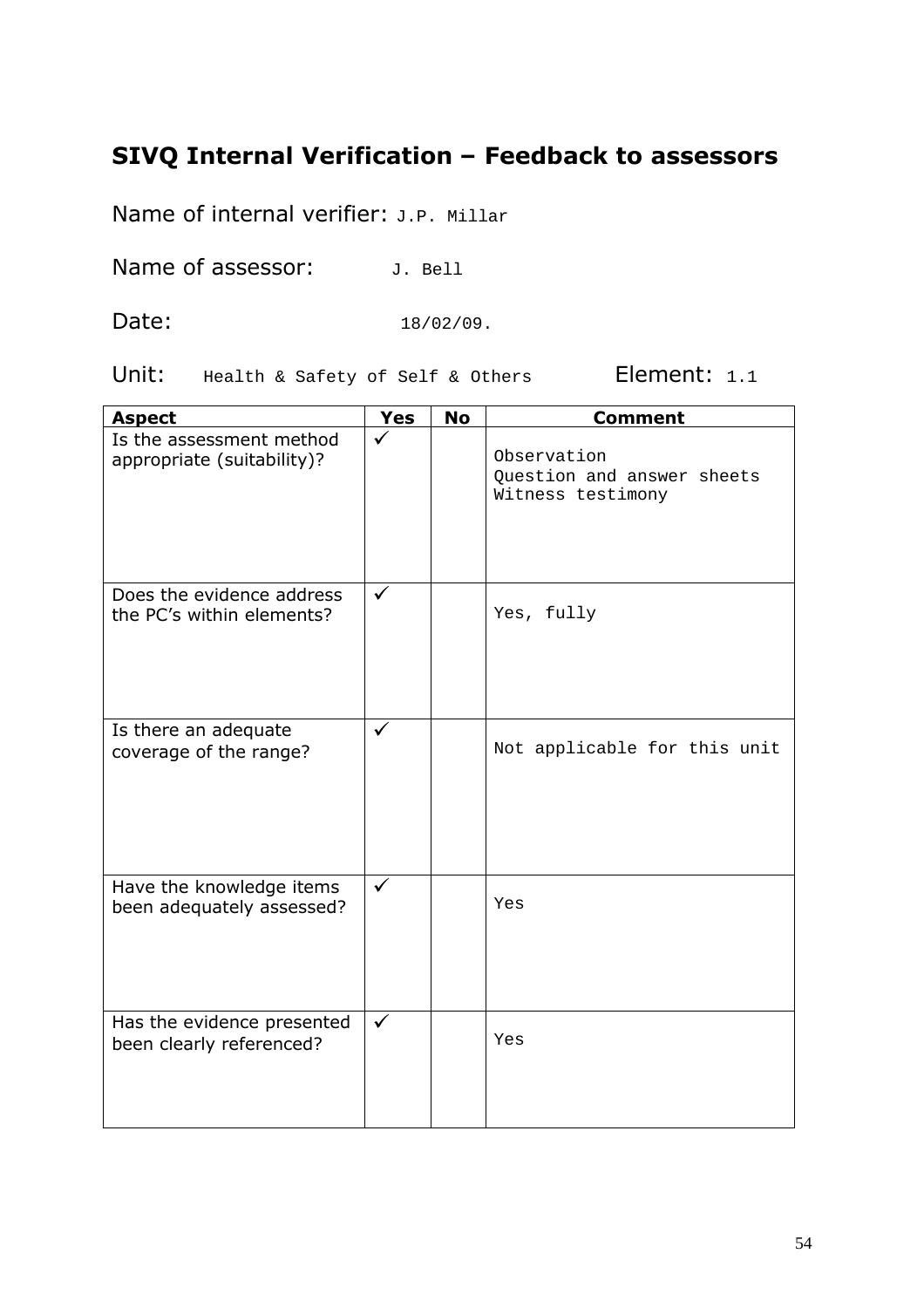## SIVQ Internal Verification – Feedback to assessors

Name of internal verifier: J.P. Millar

Name of assessor: J. Bell

Date: 18/02/09.

Unit: Health & Safety of Self & Others Element: 1.1

| Aspect | Yes | No | Comment |
|---|---|---|---|
| Is the assessment method appropriate (suitability)? | ✓ | | Observation<br>Question and answer sheets<br>Witness testimony |
| Does the evidence address the PC's within elements? | ✓ | | Yes, fully |
| Is there an adequate coverage of the range? | ✓ | | Not applicable for this unit |
| Have the knowledge items been adequately assessed? | ✓ | | Yes |
| Has the evidence presented been clearly referenced? | ✓ | | Yes |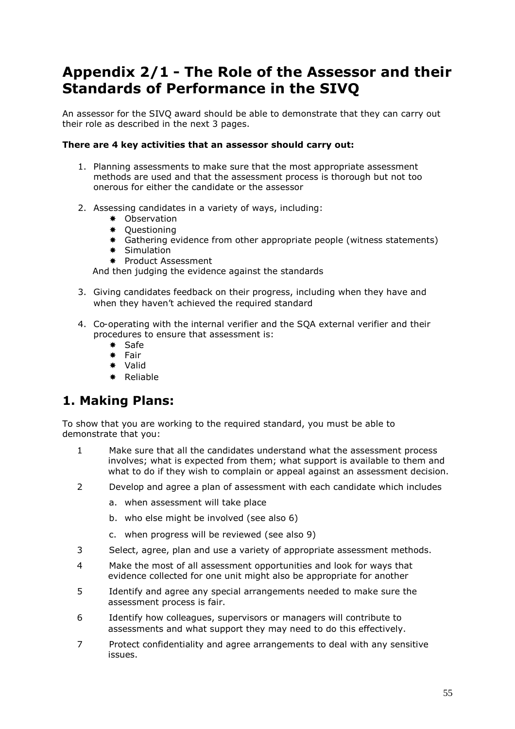# Appendix 2/1 - The Role of the Assessor and their Standards of Performance in the SIVQ

An assessor for the SIVQ award should be able to demonstrate that they can carry out their role as described in the next 3 pages.

**There are 4 key activities that an assessor should carry out:**

1. Planning assessments to make sure that the most appropriate assessment methods are used and that the assessment process is thorough but not too onerous for either the candidate or the assessor

2. Assessing candidates in a variety of ways, including:
   - Observation
   - Questioning
   - Gathering evidence from other appropriate people (witness statements)
   - Simulation
   - Product Assessment

   And then judging the evidence against the standards

3. Giving candidates feedback on their progress, including when they have and when they haven't achieved the required standard

4. Co-operating with the internal verifier and the SQA external verifier and their procedures to ensure that assessment is:
   - Safe
   - Fair
   - Valid
   - Reliable

## 1. Making Plans:

To show that you are working to the required standard, you must be able to demonstrate that you:

1. Make sure that all the candidates understand what the assessment process involves; what is expected from them; what support is available to them and what to do if they wish to complain or appeal against an assessment decision.
2. Develop and agree a plan of assessment with each candidate which includes
   a. when assessment will take place
   b. who else might be involved (see also 6)
   c. when progress will be reviewed (see also 9)
3. Select, agree, plan and use a variety of appropriate assessment methods.
4. Make the most of all assessment opportunities and look for ways that evidence collected for one unit might also be appropriate for another
5. Identify and agree any special arrangements needed to make sure the assessment process is fair.
6. Identify how colleagues, supervisors or managers will contribute to assessments and what support they may need to do this effectively.
7. Protect confidentiality and agree arrangements to deal with any sensitive issues.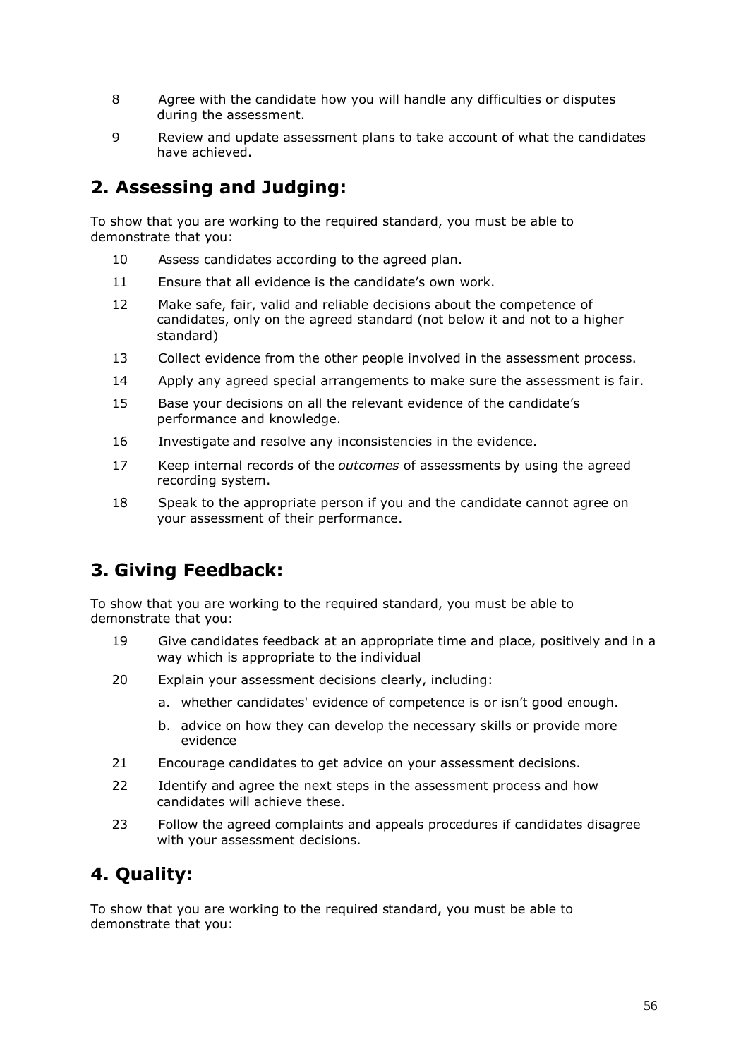8. Agree with the candidate how you will handle any difficulties or disputes during the assessment.
9. Review and update assessment plans to take account of what the candidates have achieved.

## 2. Assessing and Judging:

To show that you are working to the required standard, you must be able to demonstrate that you:

10. Assess candidates according to the agreed plan.
11. Ensure that all evidence is the candidate's own work.
12. Make safe, fair, valid and reliable decisions about the competence of candidates, only on the agreed standard (not below it and not to a higher standard)
13. Collect evidence from the other people involved in the assessment process.
14. Apply any agreed special arrangements to make sure the assessment is fair.
15. Base your decisions on all the relevant evidence of the candidate's performance and knowledge.
16. Investigate and resolve any inconsistencies in the evidence.
17. Keep internal records of the *outcomes* of assessments by using the agreed recording system.
18. Speak to the appropriate person if you and the candidate cannot agree on your assessment of their performance.

## 3. Giving Feedback:

To show that you are working to the required standard, you must be able to demonstrate that you:

19. Give candidates feedback at an appropriate time and place, positively and in a way which is appropriate to the individual
20. Explain your assessment decisions clearly, including:
    a. whether candidates' evidence of competence is or isn't good enough.
    b. advice on how they can develop the necessary skills or provide more evidence
21. Encourage candidates to get advice on your assessment decisions.
22. Identify and agree the next steps in the assessment process and how candidates will achieve these.
23. Follow the agreed complaints and appeals procedures if candidates disagree with your assessment decisions.

## 4. Quality:

To show that you are working to the required standard, you must be able to demonstrate that you: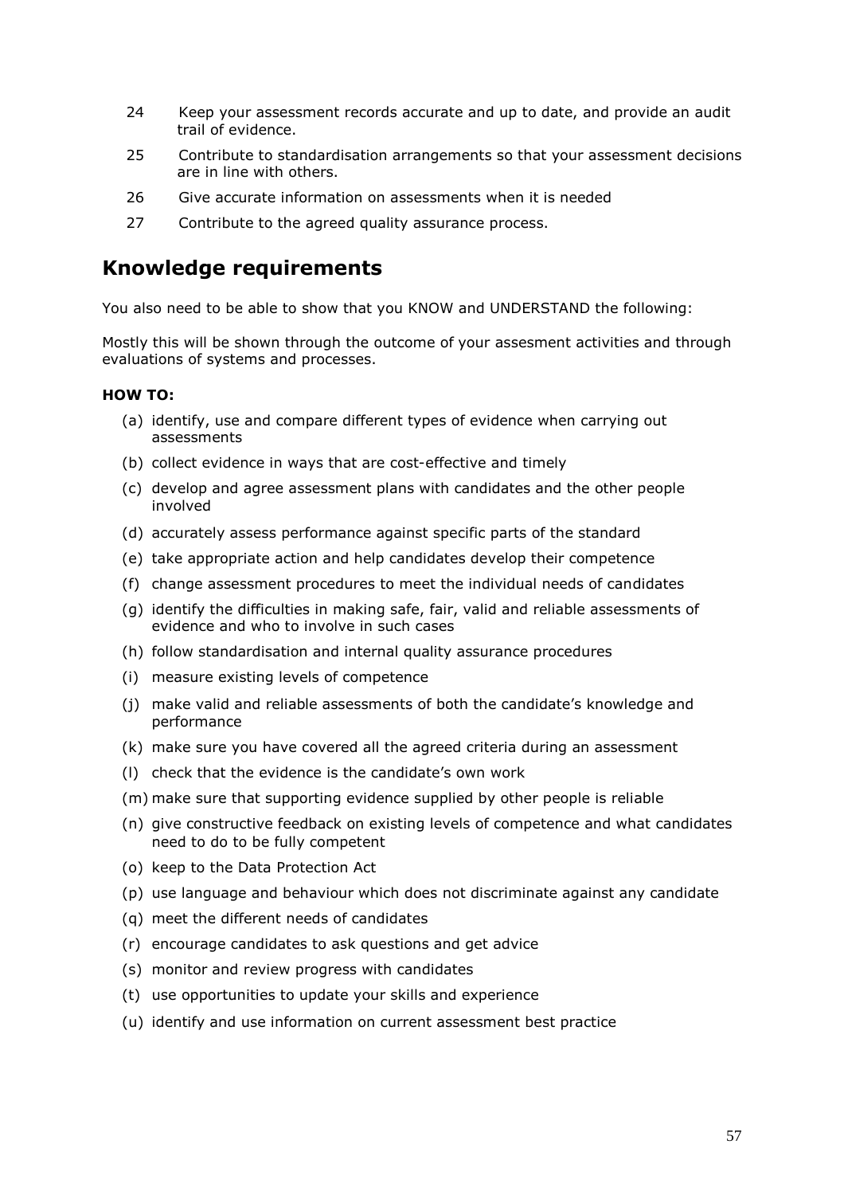24 Keep your assessment records accurate and up to date, and provide an audit trail of evidence.

25 Contribute to standardisation arrangements so that your assessment decisions are in line with others.

26 Give accurate information on assessments when it is needed

27 Contribute to the agreed quality assurance process.

## Knowledge requirements

You also need to be able to show that you KNOW and UNDERSTAND the following:

Mostly this will be shown through the outcome of your assesment activities and through evaluations of systems and processes.

**HOW TO:**

(a) identify, use and compare different types of evidence when carrying out assessments

(b) collect evidence in ways that are cost-effective and timely

(c) develop and agree assessment plans with candidates and the other people involved

(d) accurately assess performance against specific parts of the standard

(e) take appropriate action and help candidates develop their competence

(f) change assessment procedures to meet the individual needs of candidates

(g) identify the difficulties in making safe, fair, valid and reliable assessments of evidence and who to involve in such cases

(h) follow standardisation and internal quality assurance procedures

(i) measure existing levels of competence

(j) make valid and reliable assessments of both the candidate's knowledge and performance

(k) make sure you have covered all the agreed criteria during an assessment

(l) check that the evidence is the candidate's own work

(m) make sure that supporting evidence supplied by other people is reliable

(n) give constructive feedback on existing levels of competence and what candidates need to do to be fully competent

(o) keep to the Data Protection Act

(p) use language and behaviour which does not discriminate against any candidate

(q) meet the different needs of candidates

(r) encourage candidates to ask questions and get advice

(s) monitor and review progress with candidates

(t) use opportunities to update your skills and experience

(u) identify and use information on current assessment best practice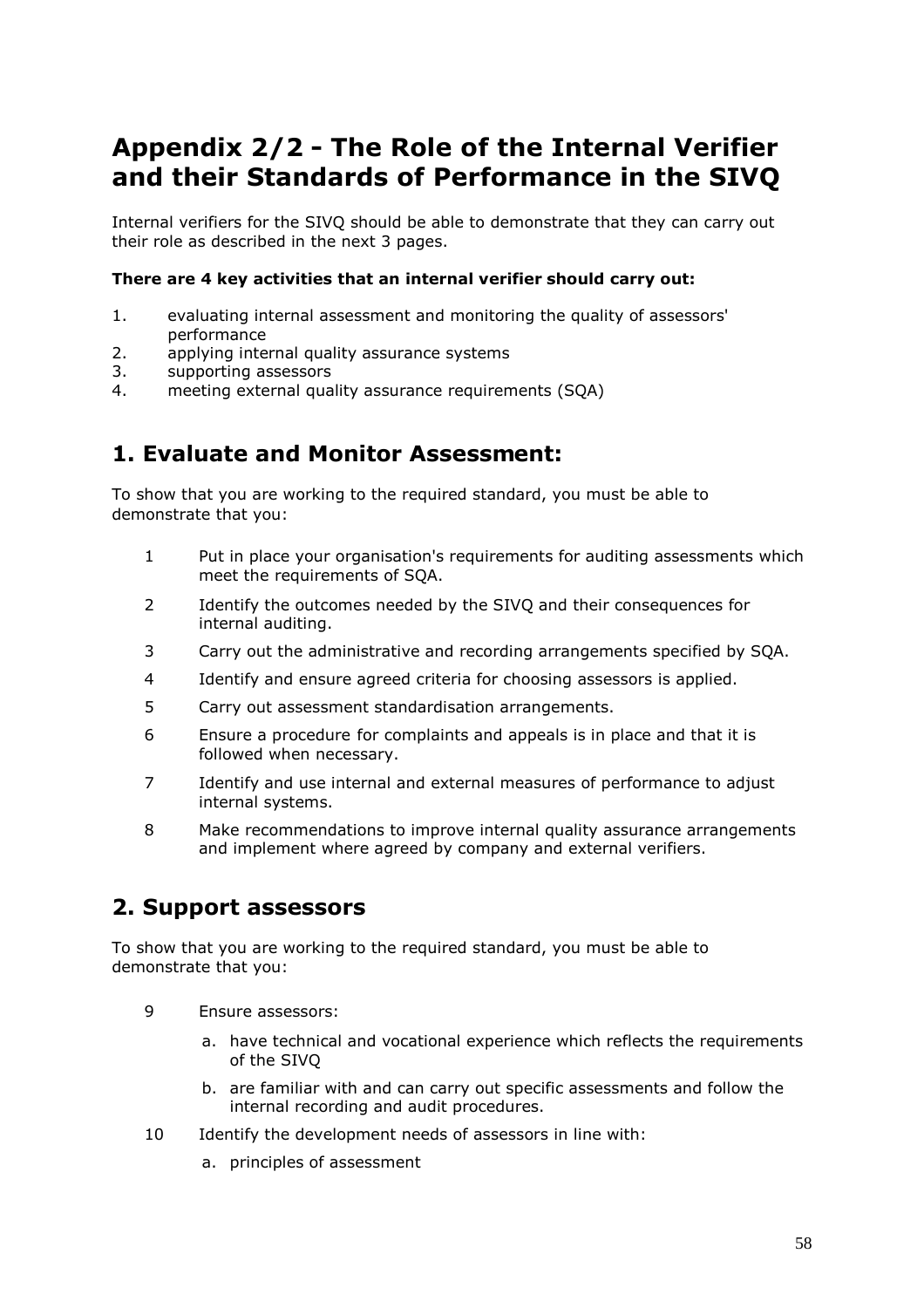# Appendix 2/2 - The Role of the Internal Verifier and their Standards of Performance in the SIVQ

Internal verifiers for the SIVQ should be able to demonstrate that they can carry out their role as described in the next 3 pages.

**There are 4 key activities that an internal verifier should carry out:**

1. evaluating internal assessment and monitoring the quality of assessors' performance
2. applying internal quality assurance systems
3. supporting assessors
4. meeting external quality assurance requirements (SQA)

## 1. Evaluate and Monitor Assessment:

To show that you are working to the required standard, you must be able to demonstrate that you:

1. Put in place your organisation's requirements for auditing assessments which meet the requirements of SQA.
2. Identify the outcomes needed by the SIVQ and their consequences for internal auditing.
3. Carry out the administrative and recording arrangements specified by SQA.
4. Identify and ensure agreed criteria for choosing assessors is applied.
5. Carry out assessment standardisation arrangements.
6. Ensure a procedure for complaints and appeals is in place and that it is followed when necessary.
7. Identify and use internal and external measures of performance to adjust internal systems.
8. Make recommendations to improve internal quality assurance arrangements and implement where agreed by company and external verifiers.

## 2. Support assessors

To show that you are working to the required standard, you must be able to demonstrate that you:

9. Ensure assessors:
   a. have technical and vocational experience which reflects the requirements of the SIVQ
   b. are familiar with and can carry out specific assessments and follow the internal recording and audit procedures.
10. Identify the development needs of assessors in line with:
    a. principles of assessment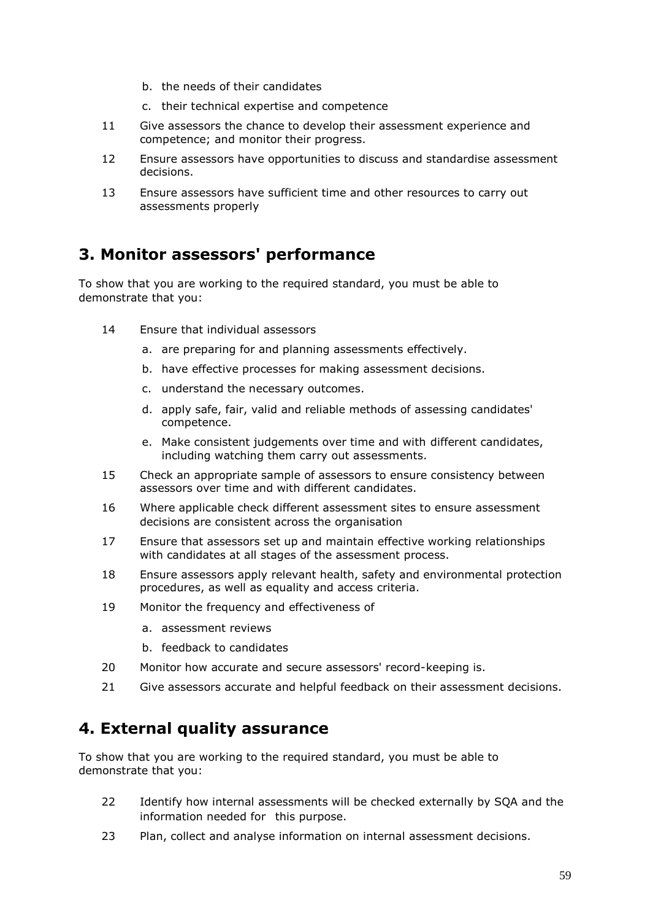b. the needs of their candidates

   c. their technical expertise and competence

11 Give assessors the chance to develop their assessment experience and competence; and monitor their progress.

12 Ensure assessors have opportunities to discuss and standardise assessment decisions.

13 Ensure assessors have sufficient time and other resources to carry out assessments properly

## 3. Monitor assessors' performance

To show that you are working to the required standard, you must be able to demonstrate that you:

14 Ensure that individual assessors

   a. are preparing for and planning assessments effectively.

   b. have effective processes for making assessment decisions.

   c. understand the necessary outcomes.

   d. apply safe, fair, valid and reliable methods of assessing candidates' competence.

   e. Make consistent judgements over time and with different candidates, including watching them carry out assessments.

15 Check an appropriate sample of assessors to ensure consistency between assessors over time and with different candidates.

16 Where applicable check different assessment sites to ensure assessment decisions are consistent across the organisation

17 Ensure that assessors set up and maintain effective working relationships with candidates at all stages of the assessment process.

18 Ensure assessors apply relevant health, safety and environmental protection procedures, as well as equality and access criteria.

19 Monitor the frequency and effectiveness of

   a. assessment reviews

   b. feedback to candidates

20 Monitor how accurate and secure assessors' record-keeping is.

21 Give assessors accurate and helpful feedback on their assessment decisions.

## 4. External quality assurance

To show that you are working to the required standard, you must be able to demonstrate that you:

22 Identify how internal assessments will be checked externally by SQA and the information needed for this purpose.

23 Plan, collect and analyse information on internal assessment decisions.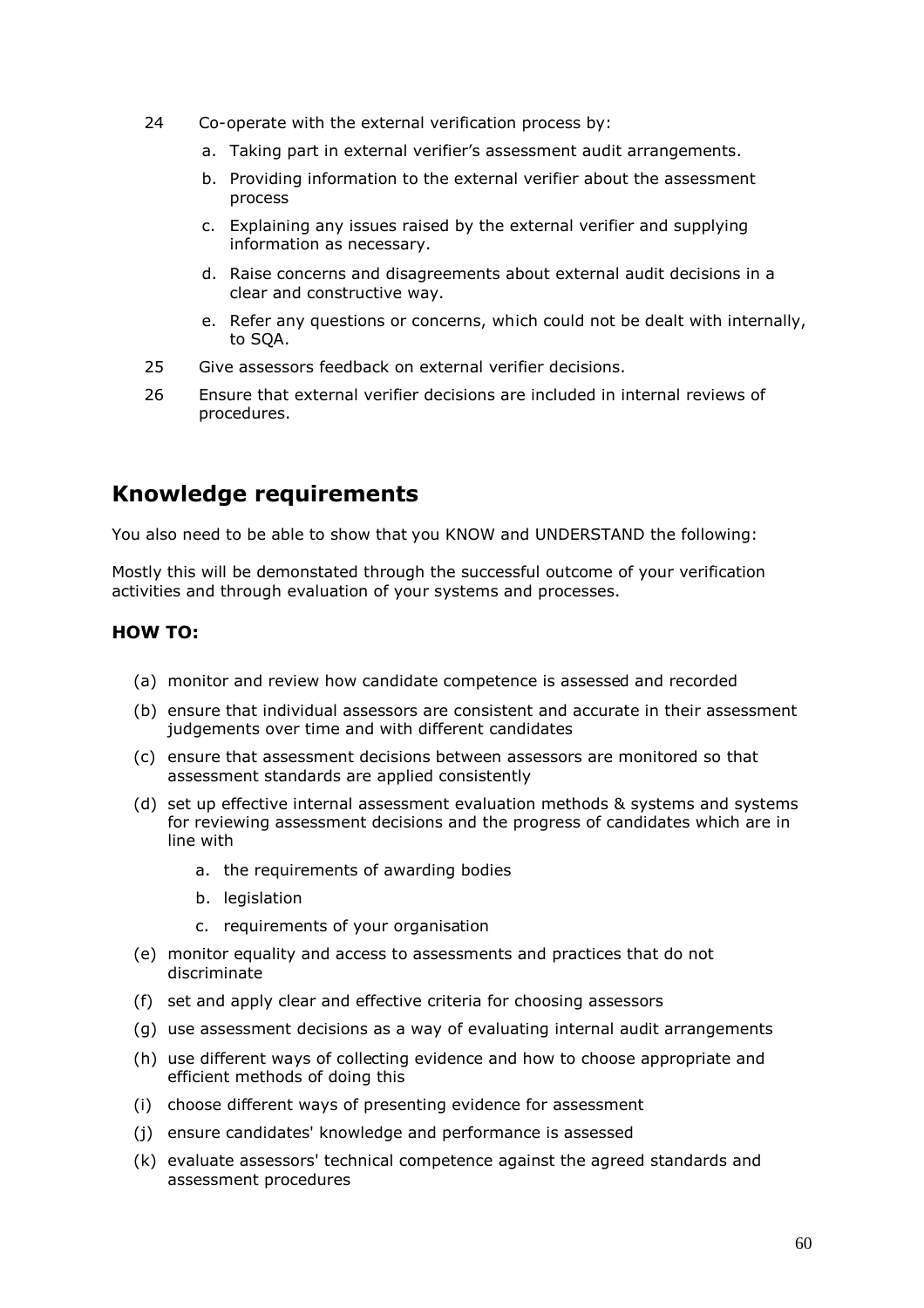24 Co-operate with the external verification process by:

   a. Taking part in external verifier's assessment audit arrangements.
   b. Providing information to the external verifier about the assessment process
   c. Explaining any issues raised by the external verifier and supplying information as necessary.
   d. Raise concerns and disagreements about external audit decisions in a clear and constructive way.
   e. Refer any questions or concerns, which could not be dealt with internally, to SQA.

25 Give assessors feedback on external verifier decisions.

26 Ensure that external verifier decisions are included in internal reviews of procedures.

## Knowledge requirements

You also need to be able to show that you KNOW and UNDERSTAND the following:

Mostly this will be demonstated through the successful outcome of your verification activities and through evaluation of your systems and processes.

### HOW TO:

(a) monitor and review how candidate competence is assessed and recorded

(b) ensure that individual assessors are consistent and accurate in their assessment judgements over time and with different candidates

(c) ensure that assessment decisions between assessors are monitored so that assessment standards are applied consistently

(d) set up effective internal assessment evaluation methods & systems and systems for reviewing assessment decisions and the progress of candidates which are in line with

   a. the requirements of awarding bodies
   b. legislation
   c. requirements of your organisation

(e) monitor equality and access to assessments and practices that do not discriminate

(f) set and apply clear and effective criteria for choosing assessors

(g) use assessment decisions as a way of evaluating internal audit arrangements

(h) use different ways of collecting evidence and how to choose appropriate and efficient methods of doing this

(i) choose different ways of presenting evidence for assessment

(j) ensure candidates' knowledge and performance is assessed

(k) evaluate assessors' technical competence against the agreed standards and assessment procedures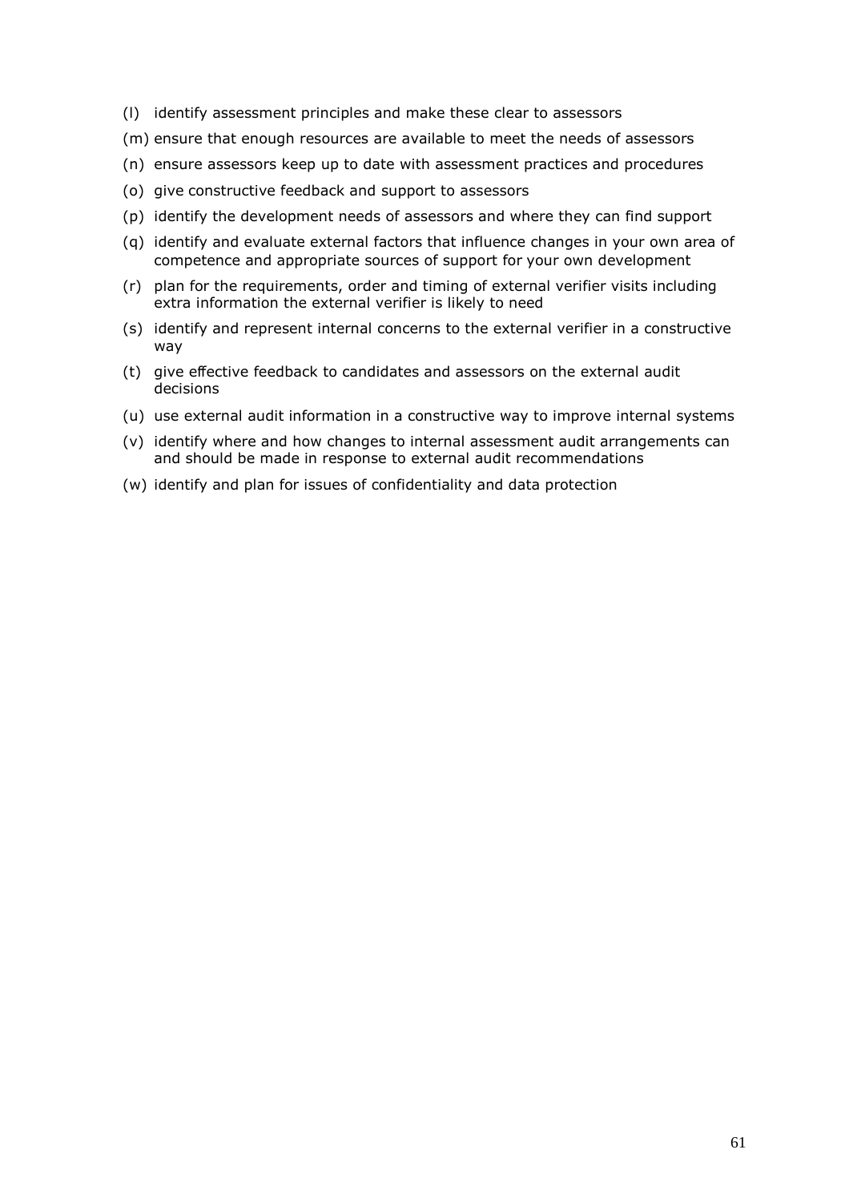(l) identify assessment principles and make these clear to assessors

(m) ensure that enough resources are available to meet the needs of assessors

(n) ensure assessors keep up to date with assessment practices and procedures

(o) give constructive feedback and support to assessors

(p) identify the development needs of assessors and where they can find support

(q) identify and evaluate external factors that influence changes in your own area of competence and appropriate sources of support for your own development

(r) plan for the requirements, order and timing of external verifier visits including extra information the external verifier is likely to need

(s) identify and represent internal concerns to the external verifier in a constructive way

(t) give effective feedback to candidates and assessors on the external audit decisions

(u) use external audit information in a constructive way to improve internal systems

(v) identify where and how changes to internal assessment audit arrangements can and should be made in response to external audit recommendations

(w) identify and plan for issues of confidentiality and data protection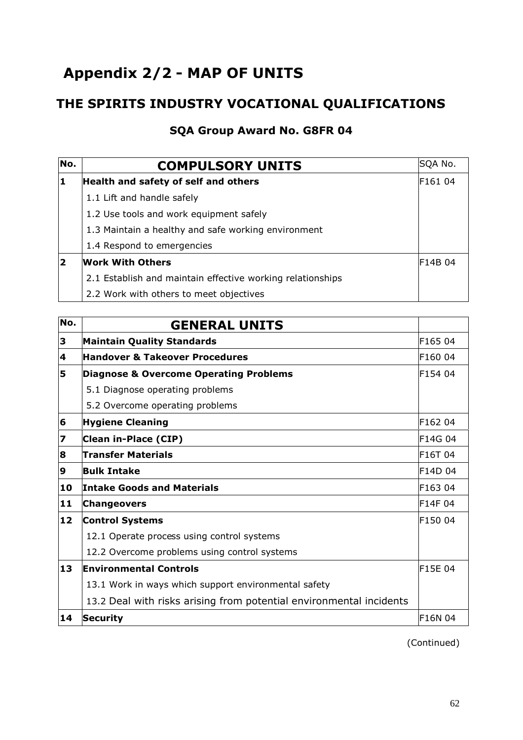# Appendix 2/2 - MAP OF UNITS

## THE SPIRITS INDUSTRY VOCATIONAL QUALIFICATIONS

### SQA Group Award No. G8FR 04

| No. | COMPULSORY UNITS | SQA No. |
|---|---|---|
| 1 | **Health and safety of self and others** | F161 04 |
| | 1.1 Lift and handle safely | |
| | 1.2 Use tools and work equipment safely | |
| | 1.3 Maintain a healthy and safe working environment | |
| | 1.4 Respond to emergencies | |
| 2 | **Work With Others** | F14B 04 |
| | 2.1 Establish and maintain effective working relationships | |
| | 2.2 Work with others to meet objectives | |

| No. | GENERAL UNITS | |
|---|---|---|
| 3 | **Maintain Quality Standards** | F165 04 |
| 4 | **Handover & Takeover Procedures** | F160 04 |
| 5 | **Diagnose & Overcome Operating Problems** | F154 04 |
| | 5.1 Diagnose operating problems | |
| | 5.2 Overcome operating problems | |
| 6 | **Hygiene Cleaning** | F162 04 |
| 7 | **Clean in-Place (CIP)** | F14G 04 |
| 8 | **Transfer Materials** | F16T 04 |
| 9 | **Bulk Intake** | F14D 04 |
| 10 | **Intake Goods and Materials** | F163 04 |
| 11 | **Changeovers** | F14F 04 |
| 12 | **Control Systems** | F150 04 |
| | 12.1 Operate process using control systems | |
| | 12.2 Overcome problems using control systems | |
| 13 | **Environmental Controls** | F15E 04 |
| | 13.1 Work in ways which support environmental safety | |
| | 13.2 Deal with risks arising from potential environmental incidents | |
| 14 | **Security** | F16N 04 |

(Continued)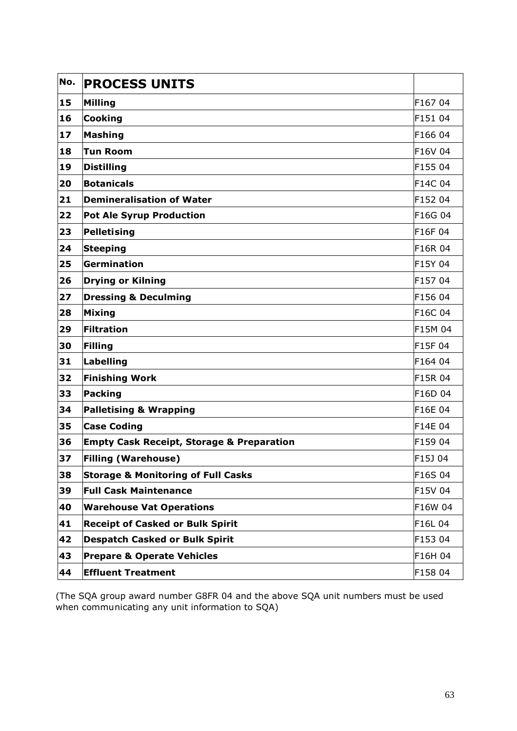| No. | **PROCESS UNITS** | |
|---|---|---|
| **15** | **Milling** | F167 04 |
| **16** | **Cooking** | F151 04 |
| **17** | **Mashing** | F166 04 |
| **18** | **Tun Room** | F16V 04 |
| **19** | **Distilling** | F155 04 |
| **20** | **Botanicals** | F14C 04 |
| **21** | **Demineralisation of Water** | F152 04 |
| **22** | **Pot Ale Syrup Production** | F16G 04 |
| **23** | **Pelletising** | F16F 04 |
| **24** | **Steeping** | F16R 04 |
| **25** | **Germination** | F15Y 04 |
| **26** | **Drying or Kilning** | F157 04 |
| **27** | **Dressing & Deculming** | F156 04 |
| **28** | **Mixing** | F16C 04 |
| **29** | **Filtration** | F15M 04 |
| **30** | **Filling** | F15F 04 |
| **31** | **Labelling** | F164 04 |
| **32** | **Finishing Work** | F15R 04 |
| **33** | **Packing** | F16D 04 |
| **34** | **Palletising & Wrapping** | F16E 04 |
| **35** | **Case Coding** | F14E 04 |
| **36** | **Empty Cask Receipt, Storage & Preparation** | F159 04 |
| **37** | **Filling (Warehouse)** | F15J 04 |
| **38** | **Storage & Monitoring of Full Casks** | F16S 04 |
| **39** | **Full Cask Maintenance** | F15V 04 |
| **40** | **Warehouse Vat Operations** | F16W 04 |
| **41** | **Receipt of Casked or Bulk Spirit** | F16L 04 |
| **42** | **Despatch Casked or Bulk Spirit** | F153 04 |
| **43** | **Prepare & Operate Vehicles** | F16H 04 |
| **44** | **Effluent Treatment** | F158 04 |

(The SQA group award number G8FR 04 and the above SQA unit numbers must be used when communicating any unit information to SQA)